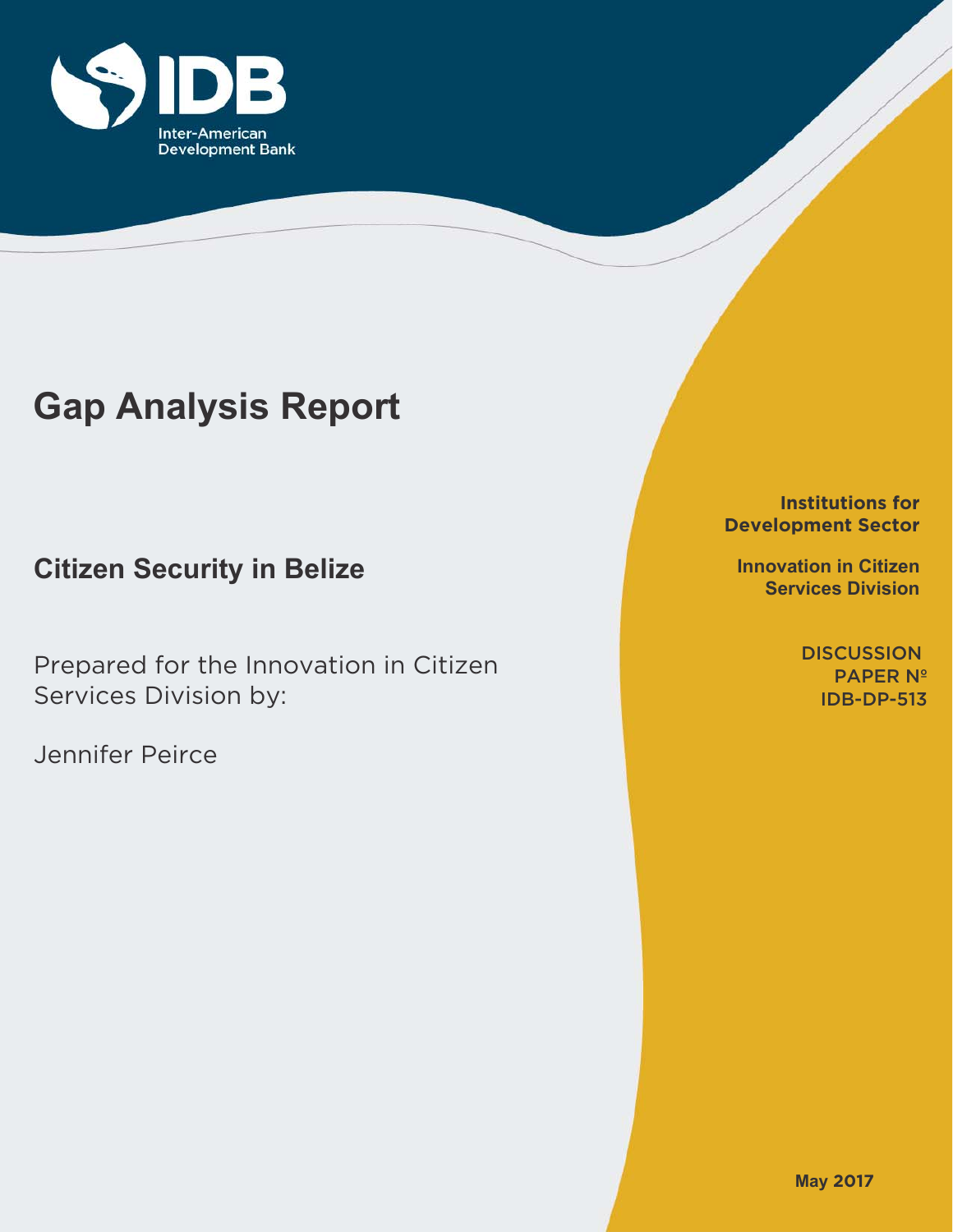IDB

Inter-American Development Bank

# Gap Analysis Report

## Citizen Security in Belize

Prepared for the Innovation in Citizen Services Division by:

Jennifer Peirce

**Institutions for Development Sector**

**Innovation in Citizen Services Division**

DISCUSSION PAPER Nº IDB-DP-513

**May 2017**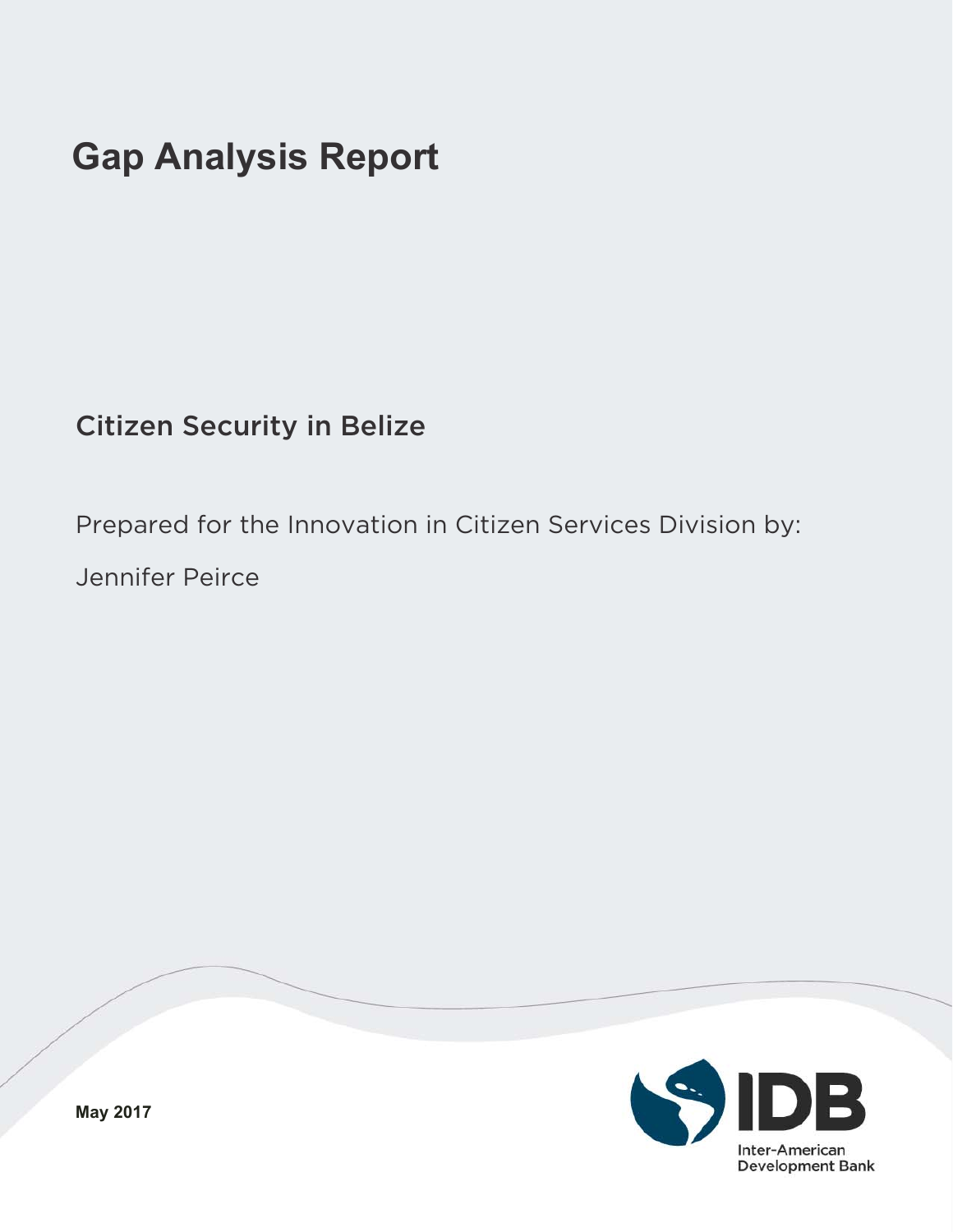# Gap Analysis Report

## Citizen Security in Belize

Prepared for the Innovation in Citizen Services Division by:

Jennifer Peirce

**May 2017**

Inter-American Development Bank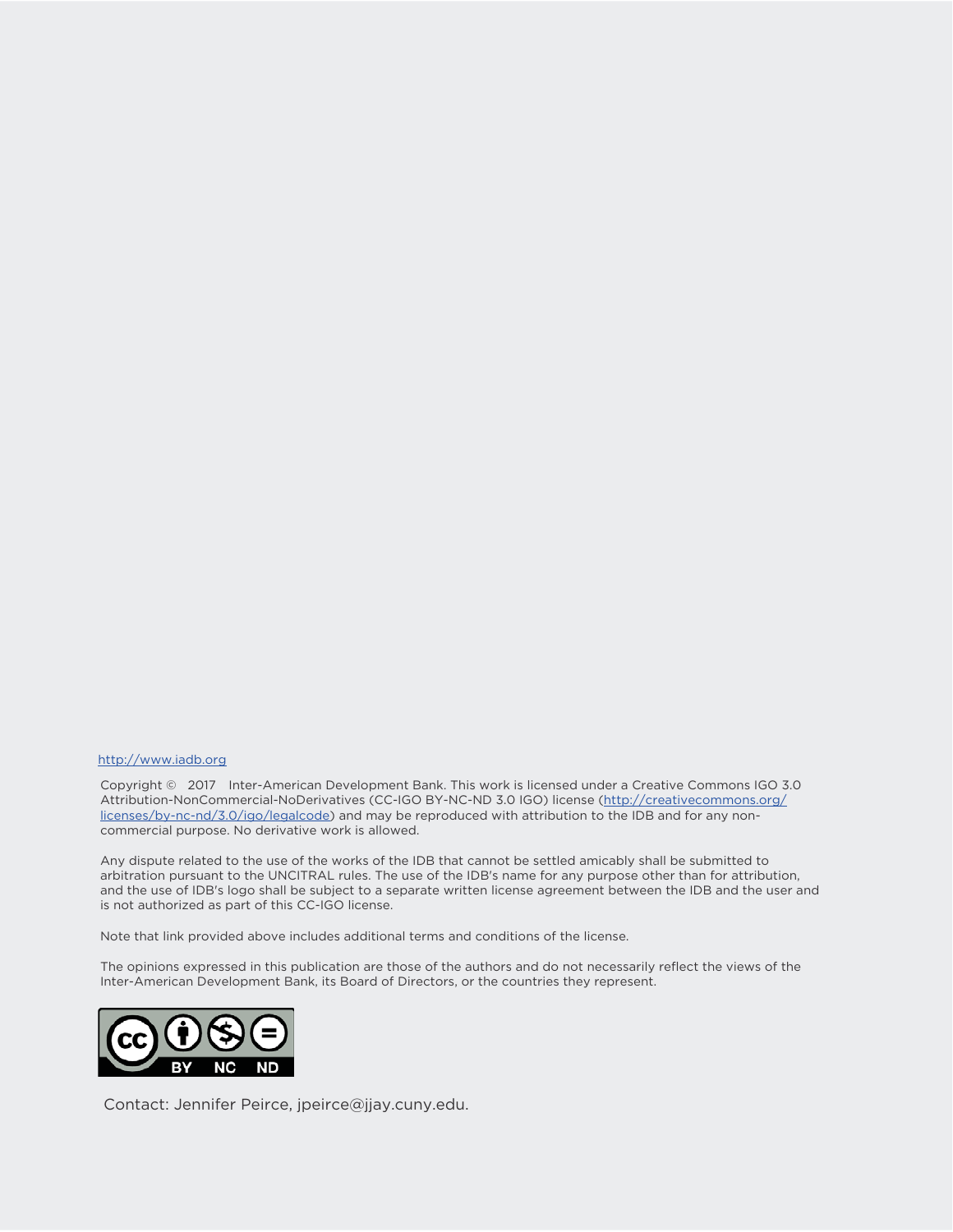http://www.iadb.org

Copyright © 2017 Inter-American Development Bank. This work is licensed under a Creative Commons IGO 3.0 Attribution-NonCommercial-NoDerivatives (CC-IGO BY-NC-ND 3.0 IGO) license (http://creativecommons.org/licenses/by-nc-nd/3.0/igo/legalcode) and may be reproduced with attribution to the IDB and for any non-commercial purpose. No derivative work is allowed.

Any dispute related to the use of the works of the IDB that cannot be settled amicably shall be submitted to arbitration pursuant to the UNCITRAL rules. The use of the IDB's name for any purpose other than for attribution, and the use of IDB's logo shall be subject to a separate written license agreement between the IDB and the user and is not authorized as part of this CC-IGO license.

Note that link provided above includes additional terms and conditions of the license.

The opinions expressed in this publication are those of the authors and do not necessarily reflect the views of the Inter-American Development Bank, its Board of Directors, or the countries they represent.

Contact: Jennifer Peirce, jpeirce@jjay.cuny.edu.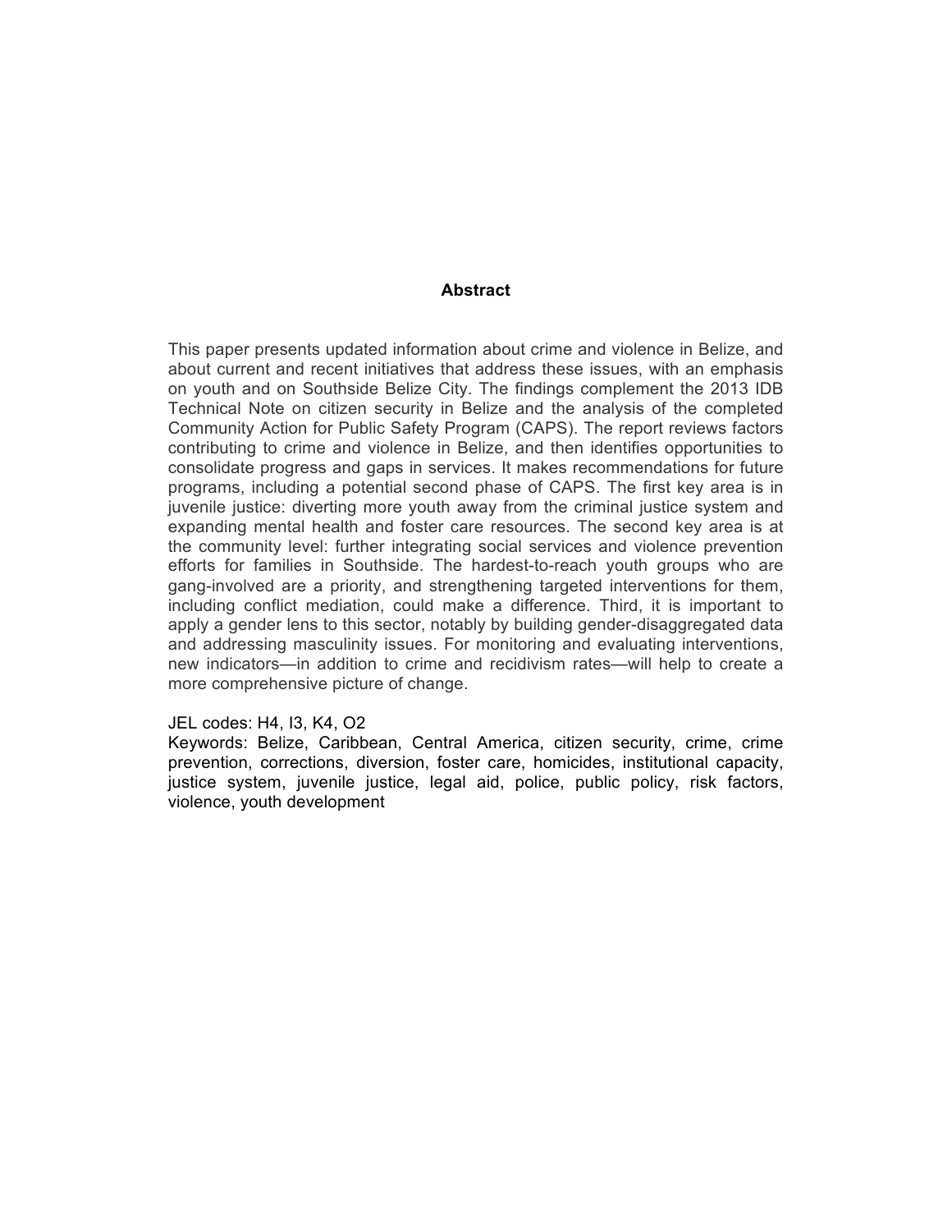## Abstract

This paper presents updated information about crime and violence in Belize, and about current and recent initiatives that address these issues, with an emphasis on youth and on Southside Belize City. The findings complement the 2013 IDB Technical Note on citizen security in Belize and the analysis of the completed Community Action for Public Safety Program (CAPS). The report reviews factors contributing to crime and violence in Belize, and then identifies opportunities to consolidate progress and gaps in services. It makes recommendations for future programs, including a potential second phase of CAPS. The first key area is in juvenile justice: diverting more youth away from the criminal justice system and expanding mental health and foster care resources. The second key area is at the community level: further integrating social services and violence prevention efforts for families in Southside. The hardest-to-reach youth groups who are gang-involved are a priority, and strengthening targeted interventions for them, including conflict mediation, could make a difference. Third, it is important to apply a gender lens to this sector, notably by building gender-disaggregated data and addressing masculinity issues. For monitoring and evaluating interventions, new indicators—in addition to crime and recidivism rates—will help to create a more comprehensive picture of change.

JEL codes: H4, I3, K4, O2
Keywords: Belize, Caribbean, Central America, citizen security, crime, crime prevention, corrections, diversion, foster care, homicides, institutional capacity, justice system, juvenile justice, legal aid, police, public policy, risk factors, violence, youth development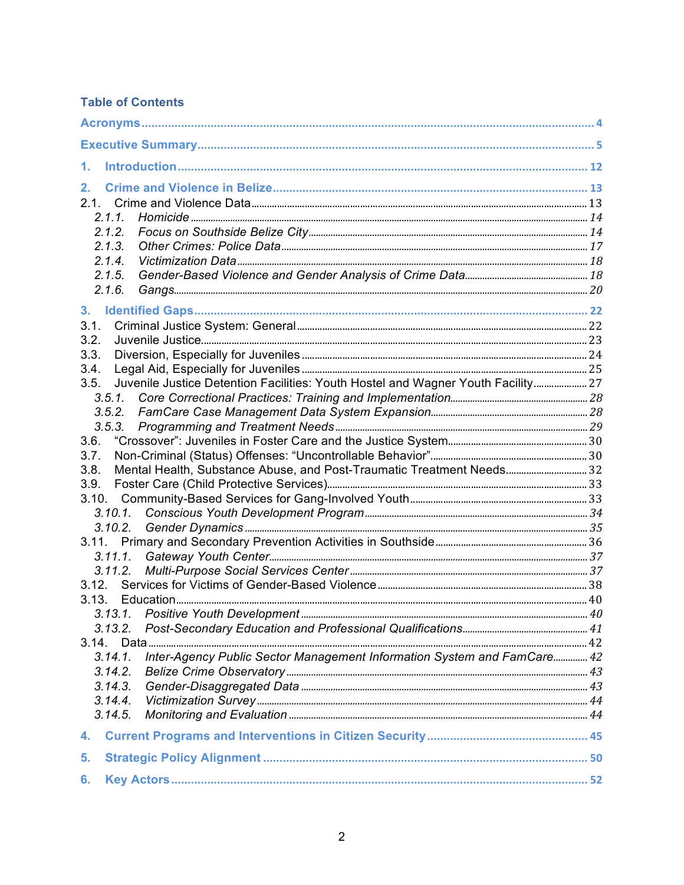## Table of Contents

**Acronyms** ..... 4

**Executive Summary** ..... 5

**1. Introduction** ..... 12

**2. Crime and Violence in Belize** ..... 13

2.1. Crime and Violence Data ..... 13

*2.1.1. Homicide* ..... 14

*2.1.2. Focus on Southside Belize City* ..... 14

*2.1.3. Other Crimes: Police Data* ..... 17

*2.1.4. Victimization Data* ..... 18

*2.1.5. Gender-Based Violence and Gender Analysis of Crime Data* ..... 18

*2.1.6. Gangs* ..... 20

**3. Identified Gaps** ..... 22

3.1. Criminal Justice System: General ..... 22

3.2. Juvenile Justice ..... 23

3.3. Diversion, Especially for Juveniles ..... 24

3.4. Legal Aid, Especially for Juveniles ..... 25

3.5. Juvenile Justice Detention Facilities: Youth Hostel and Wagner Youth Facility ..... 27

*3.5.1. Core Correctional Practices: Training and Implementation* ..... 28

*3.5.2. FamCare Case Management Data System Expansion* ..... 28

*3.5.3. Programming and Treatment Needs* ..... 29

3.6. "Crossover": Juveniles in Foster Care and the Justice System ..... 30

3.7. Non-Criminal (Status) Offenses: "Uncontrollable Behavior" ..... 30

3.8. Mental Health, Substance Abuse, and Post-Traumatic Treatment Needs ..... 32

3.9. Foster Care (Child Protective Services) ..... 33

3.10. Community-Based Services for Gang-Involved Youth ..... 33

*3.10.1. Conscious Youth Development Program* ..... 34

*3.10.2. Gender Dynamics* ..... 35

3.11. Primary and Secondary Prevention Activities in Southside ..... 36

*3.11.1. Gateway Youth Center* ..... 37

*3.11.2. Multi-Purpose Social Services Center* ..... 37

3.12. Services for Victims of Gender-Based Violence ..... 38

3.13. Education ..... 40

*3.13.1. Positive Youth Development* ..... 40

*3.13.2. Post-Secondary Education and Professional Qualifications* ..... 41

3.14. Data ..... 42

*3.14.1. Inter-Agency Public Sector Management Information System and FamCare* ..... 42

*3.14.2. Belize Crime Observatory* ..... 43

*3.14.3. Gender-Disaggregated Data* ..... 43

*3.14.4. Victimization Survey* ..... 44

*3.14.5. Monitoring and Evaluation* ..... 44

**4. Current Programs and Interventions in Citizen Security** ..... 45

**5. Strategic Policy Alignment** ..... 50

**6. Key Actors** ..... 52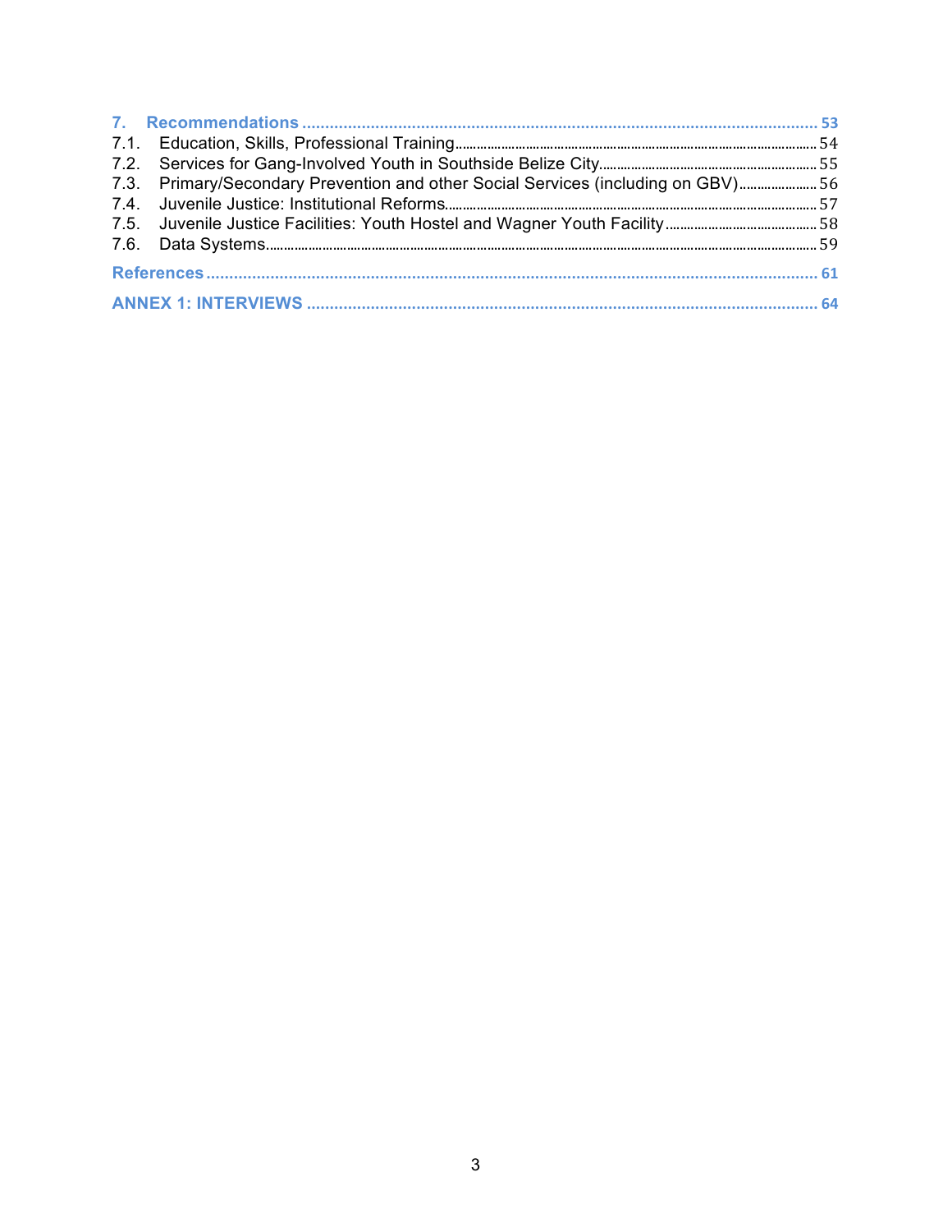7. Recommendations ... 53
- 7.1. Education, Skills, Professional Training ... 54
- 7.2. Services for Gang-Involved Youth in Southside Belize City ... 55
- 7.3. Primary/Secondary Prevention and other Social Services (including on GBV) ... 56
- 7.4. Juvenile Justice: Institutional Reforms ... 57
- 7.5. Juvenile Justice Facilities: Youth Hostel and Wagner Youth Facility ... 58
- 7.6. Data Systems ... 59

References ... 61

ANNEX 1: INTERVIEWS ... 64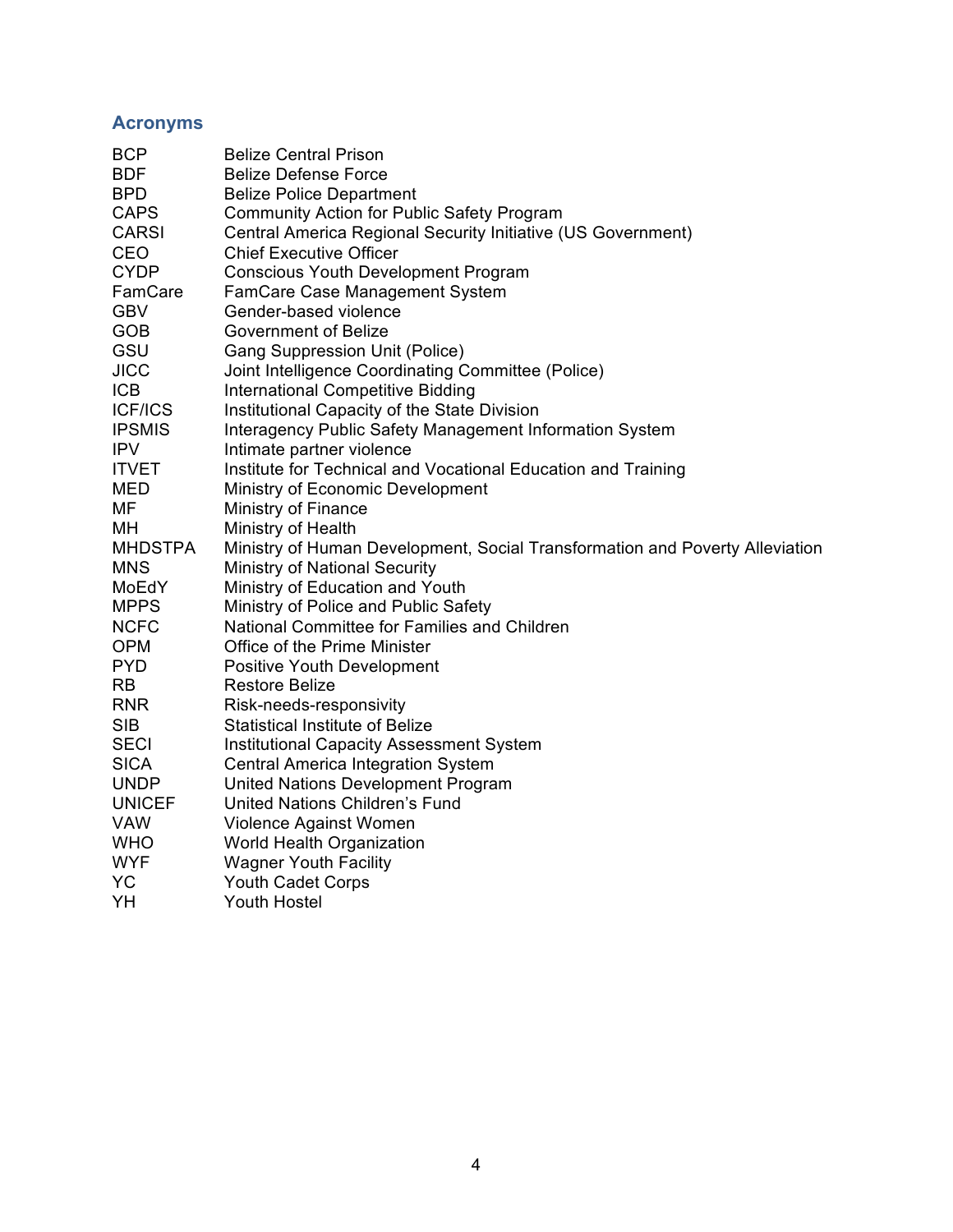## Acronyms

| | |
|---|---|
| BCP | Belize Central Prison |
| BDF | Belize Defense Force |
| BPD | Belize Police Department |
| CAPS | Community Action for Public Safety Program |
| CARSI | Central America Regional Security Initiative (US Government) |
| CEO | Chief Executive Officer |
| CYDP | Conscious Youth Development Program |
| FamCare | FamCare Case Management System |
| GBV | Gender-based violence |
| GOB | Government of Belize |
| GSU | Gang Suppression Unit (Police) |
| JICC | Joint Intelligence Coordinating Committee (Police) |
| ICB | International Competitive Bidding |
| ICF/ICS | Institutional Capacity of the State Division |
| IPSMIS | Interagency Public Safety Management Information System |
| IPV | Intimate partner violence |
| ITVET | Institute for Technical and Vocational Education and Training |
| MED | Ministry of Economic Development |
| MF | Ministry of Finance |
| MH | Ministry of Health |
| MHDSTPA | Ministry of Human Development, Social Transformation and Poverty Alleviation |
| MNS | Ministry of National Security |
| MoEdY | Ministry of Education and Youth |
| MPPS | Ministry of Police and Public Safety |
| NCFC | National Committee for Families and Children |
| OPM | Office of the Prime Minister |
| PYD | Positive Youth Development |
| RB | Restore Belize |
| RNR | Risk-needs-responsivity |
| SIB | Statistical Institute of Belize |
| SECI | Institutional Capacity Assessment System |
| SICA | Central America Integration System |
| UNDP | United Nations Development Program |
| UNICEF | United Nations Children's Fund |
| VAW | Violence Against Women |
| WHO | World Health Organization |
| WYF | Wagner Youth Facility |
| YC | Youth Cadet Corps |
| YH | Youth Hostel |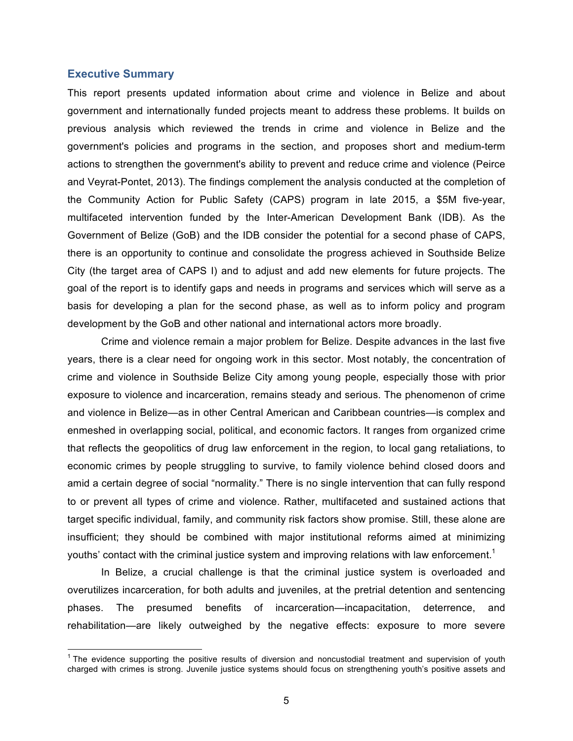## Executive Summary

This report presents updated information about crime and violence in Belize and about government and internationally funded projects meant to address these problems. It builds on previous analysis which reviewed the trends in crime and violence in Belize and the government's policies and programs in the section, and proposes short and medium-term actions to strengthen the government's ability to prevent and reduce crime and violence (Peirce and Veyrat-Pontet, 2013). The findings complement the analysis conducted at the completion of the Community Action for Public Safety (CAPS) program in late 2015, a $5M five-year, multifaceted intervention funded by the Inter-American Development Bank (IDB). As the Government of Belize (GoB) and the IDB consider the potential for a second phase of CAPS, there is an opportunity to continue and consolidate the progress achieved in Southside Belize City (the target area of CAPS I) and to adjust and add new elements for future projects. The goal of the report is to identify gaps and needs in programs and services which will serve as a basis for developing a plan for the second phase, as well as to inform policy and program development by the GoB and other national and international actors more broadly.

Crime and violence remain a major problem for Belize. Despite advances in the last five years, there is a clear need for ongoing work in this sector. Most notably, the concentration of crime and violence in Southside Belize City among young people, especially those with prior exposure to violence and incarceration, remains steady and serious. The phenomenon of crime and violence in Belize—as in other Central American and Caribbean countries—is complex and enmeshed in overlapping social, political, and economic factors. It ranges from organized crime that reflects the geopolitics of drug law enforcement in the region, to local gang retaliations, to economic crimes by people struggling to survive, to family violence behind closed doors and amid a certain degree of social "normality." There is no single intervention that can fully respond to or prevent all types of crime and violence. Rather, multifaceted and sustained actions that target specific individual, family, and community risk factors show promise. Still, these alone are insufficient; they should be combined with major institutional reforms aimed at minimizing youths' contact with the criminal justice system and improving relations with law enforcement.[1]

In Belize, a crucial challenge is that the criminal justice system is overloaded and overutilizes incarceration, for both adults and juveniles, at the pretrial detention and sentencing phases. The presumed benefits of incarceration—incapacitation, deterrence, and rehabilitation—are likely outweighed by the negative effects: exposure to more severe

[1] The evidence supporting the positive results of diversion and noncustodial treatment and supervision of youth charged with crimes is strong. Juvenile justice systems should focus on strengthening youth's positive assets and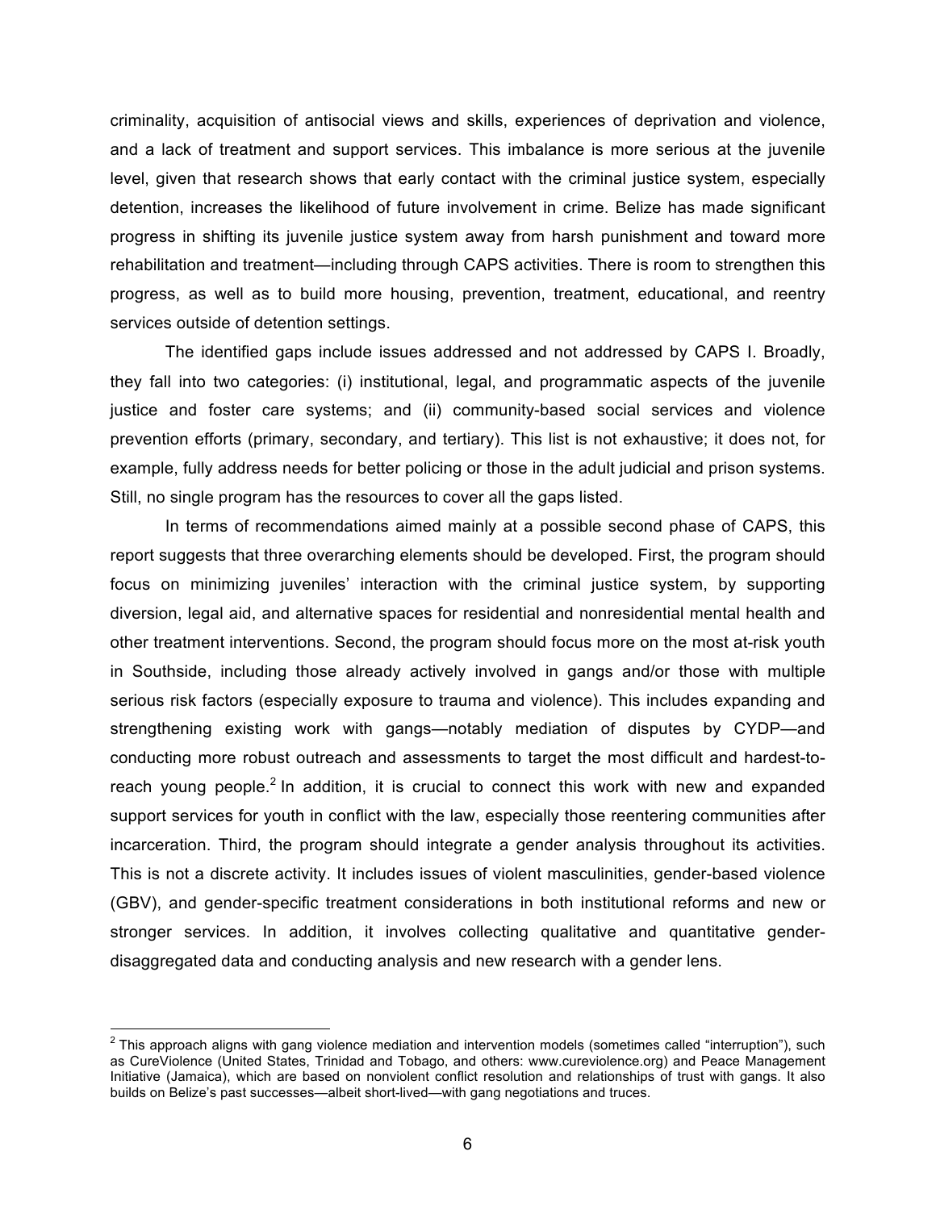criminality, acquisition of antisocial views and skills, experiences of deprivation and violence, and a lack of treatment and support services. This imbalance is more serious at the juvenile level, given that research shows that early contact with the criminal justice system, especially detention, increases the likelihood of future involvement in crime. Belize has made significant progress in shifting its juvenile justice system away from harsh punishment and toward more rehabilitation and treatment—including through CAPS activities. There is room to strengthen this progress, as well as to build more housing, prevention, treatment, educational, and reentry services outside of detention settings.

The identified gaps include issues addressed and not addressed by CAPS I. Broadly, they fall into two categories: (i) institutional, legal, and programmatic aspects of the juvenile justice and foster care systems; and (ii) community-based social services and violence prevention efforts (primary, secondary, and tertiary). This list is not exhaustive; it does not, for example, fully address needs for better policing or those in the adult judicial and prison systems. Still, no single program has the resources to cover all the gaps listed.

In terms of recommendations aimed mainly at a possible second phase of CAPS, this report suggests that three overarching elements should be developed. First, the program should focus on minimizing juveniles' interaction with the criminal justice system, by supporting diversion, legal aid, and alternative spaces for residential and nonresidential mental health and other treatment interventions. Second, the program should focus more on the most at-risk youth in Southside, including those already actively involved in gangs and/or those with multiple serious risk factors (especially exposure to trauma and violence). This includes expanding and strengthening existing work with gangs—notably mediation of disputes by CYDP—and conducting more robust outreach and assessments to target the most difficult and hardest-to-reach young people.[2] In addition, it is crucial to connect this work with new and expanded support services for youth in conflict with the law, especially those reentering communities after incarceration. Third, the program should integrate a gender analysis throughout its activities. This is not a discrete activity. It includes issues of violent masculinities, gender-based violence (GBV), and gender-specific treatment considerations in both institutional reforms and new or stronger services. In addition, it involves collecting qualitative and quantitative gender-disaggregated data and conducting analysis and new research with a gender lens.

---

[2] This approach aligns with gang violence mediation and intervention models (sometimes called "interruption"), such as CureViolence (United States, Trinidad and Tobago, and others: www.cureviolence.org) and Peace Management Initiative (Jamaica), which are based on nonviolent conflict resolution and relationships of trust with gangs. It also builds on Belize's past successes—albeit short-lived—with gang negotiations and truces.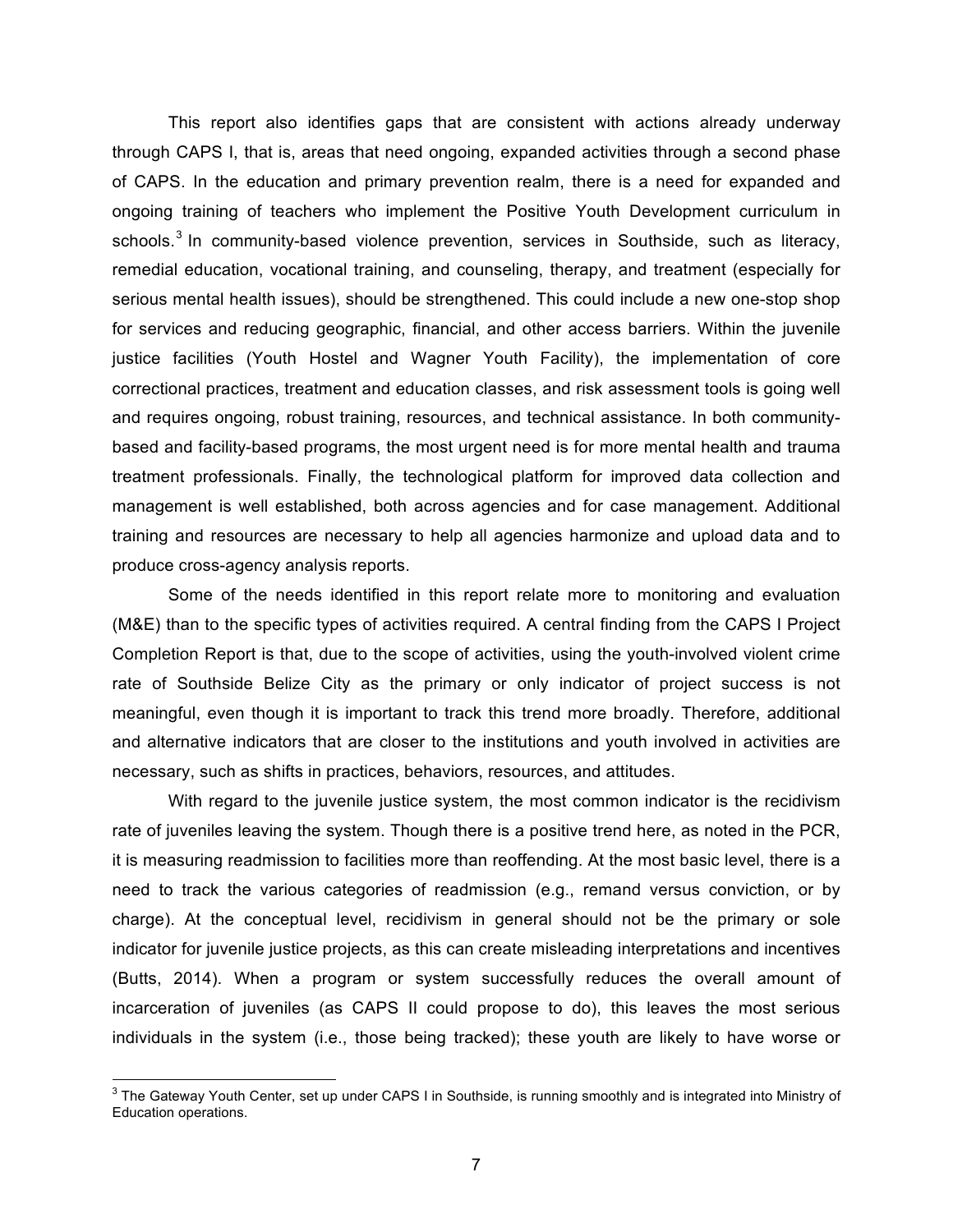This report also identifies gaps that are consistent with actions already underway through CAPS I, that is, areas that need ongoing, expanded activities through a second phase of CAPS. In the education and primary prevention realm, there is a need for expanded and ongoing training of teachers who implement the Positive Youth Development curriculum in schools.[3] In community-based violence prevention, services in Southside, such as literacy, remedial education, vocational training, and counseling, therapy, and treatment (especially for serious mental health issues), should be strengthened. This could include a new one-stop shop for services and reducing geographic, financial, and other access barriers. Within the juvenile justice facilities (Youth Hostel and Wagner Youth Facility), the implementation of core correctional practices, treatment and education classes, and risk assessment tools is going well and requires ongoing, robust training, resources, and technical assistance. In both community-based and facility-based programs, the most urgent need is for more mental health and trauma treatment professionals. Finally, the technological platform for improved data collection and management is well established, both across agencies and for case management. Additional training and resources are necessary to help all agencies harmonize and upload data and to produce cross-agency analysis reports.

Some of the needs identified in this report relate more to monitoring and evaluation (M&E) than to the specific types of activities required. A central finding from the CAPS I Project Completion Report is that, due to the scope of activities, using the youth-involved violent crime rate of Southside Belize City as the primary or only indicator of project success is not meaningful, even though it is important to track this trend more broadly. Therefore, additional and alternative indicators that are closer to the institutions and youth involved in activities are necessary, such as shifts in practices, behaviors, resources, and attitudes.

With regard to the juvenile justice system, the most common indicator is the recidivism rate of juveniles leaving the system. Though there is a positive trend here, as noted in the PCR, it is measuring readmission to facilities more than reoffending. At the most basic level, there is a need to track the various categories of readmission (e.g., remand versus conviction, or by charge). At the conceptual level, recidivism in general should not be the primary or sole indicator for juvenile justice projects, as this can create misleading interpretations and incentives (Butts, 2014). When a program or system successfully reduces the overall amount of incarceration of juveniles (as CAPS II could propose to do), this leaves the most serious individuals in the system (i.e., those being tracked); these youth are likely to have worse or

[3] The Gateway Youth Center, set up under CAPS I in Southside, is running smoothly and is integrated into Ministry of Education operations.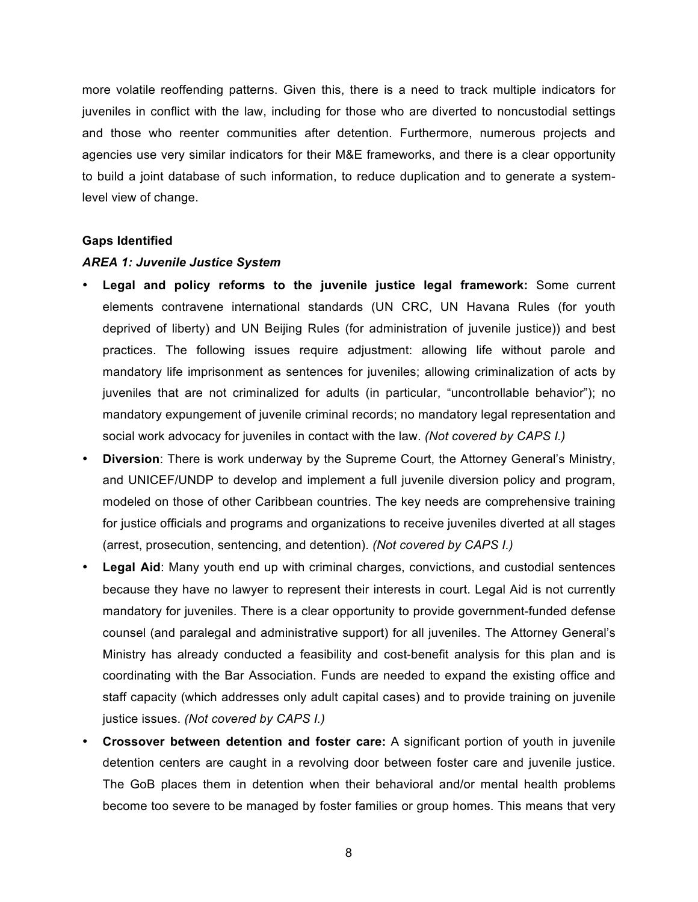more volatile reoffending patterns. Given this, there is a need to track multiple indicators for juveniles in conflict with the law, including for those who are diverted to noncustodial settings and those who reenter communities after detention. Furthermore, numerous projects and agencies use very similar indicators for their M&E frameworks, and there is a clear opportunity to build a joint database of such information, to reduce duplication and to generate a system-level view of change.

**Gaps Identified**

***AREA 1: Juvenile Justice System***

- **Legal and policy reforms to the juvenile justice legal framework:** Some current elements contravene international standards (UN CRC, UN Havana Rules (for youth deprived of liberty) and UN Beijing Rules (for administration of juvenile justice)) and best practices. The following issues require adjustment: allowing life without parole and mandatory life imprisonment as sentences for juveniles; allowing criminalization of acts by juveniles that are not criminalized for adults (in particular, "uncontrollable behavior"); no mandatory expungement of juvenile criminal records; no mandatory legal representation and social work advocacy for juveniles in contact with the law. *(Not covered by CAPS I.)*
- **Diversion**: There is work underway by the Supreme Court, the Attorney General's Ministry, and UNICEF/UNDP to develop and implement a full juvenile diversion policy and program, modeled on those of other Caribbean countries. The key needs are comprehensive training for justice officials and programs and organizations to receive juveniles diverted at all stages (arrest, prosecution, sentencing, and detention). *(Not covered by CAPS I.)*
- **Legal Aid**: Many youth end up with criminal charges, convictions, and custodial sentences because they have no lawyer to represent their interests in court. Legal Aid is not currently mandatory for juveniles. There is a clear opportunity to provide government-funded defense counsel (and paralegal and administrative support) for all juveniles. The Attorney General's Ministry has already conducted a feasibility and cost-benefit analysis for this plan and is coordinating with the Bar Association. Funds are needed to expand the existing office and staff capacity (which addresses only adult capital cases) and to provide training on juvenile justice issues. *(Not covered by CAPS I.)*
- **Crossover between detention and foster care:** A significant portion of youth in juvenile detention centers are caught in a revolving door between foster care and juvenile justice. The GoB places them in detention when their behavioral and/or mental health problems become too severe to be managed by foster families or group homes. This means that very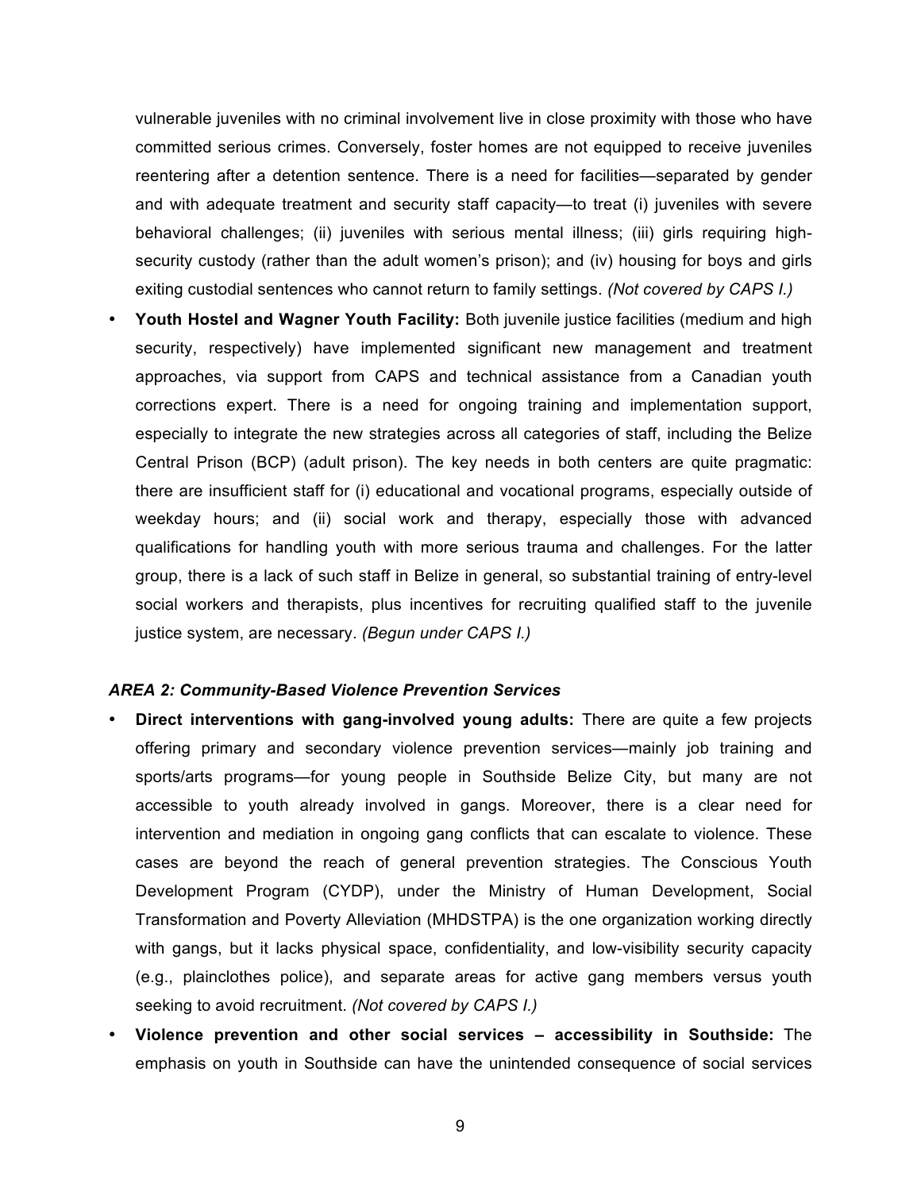vulnerable juveniles with no criminal involvement live in close proximity with those who have committed serious crimes. Conversely, foster homes are not equipped to receive juveniles reentering after a detention sentence. There is a need for facilities—separated by gender and with adequate treatment and security staff capacity—to treat (i) juveniles with severe behavioral challenges; (ii) juveniles with serious mental illness; (iii) girls requiring high-security custody (rather than the adult women's prison); and (iv) housing for boys and girls exiting custodial sentences who cannot return to family settings. *(Not covered by CAPS I.)*

- **Youth Hostel and Wagner Youth Facility:** Both juvenile justice facilities (medium and high security, respectively) have implemented significant new management and treatment approaches, via support from CAPS and technical assistance from a Canadian youth corrections expert. There is a need for ongoing training and implementation support, especially to integrate the new strategies across all categories of staff, including the Belize Central Prison (BCP) (adult prison). The key needs in both centers are quite pragmatic: there are insufficient staff for (i) educational and vocational programs, especially outside of weekday hours; and (ii) social work and therapy, especially those with advanced qualifications for handling youth with more serious trauma and challenges. For the latter group, there is a lack of such staff in Belize in general, so substantial training of entry-level social workers and therapists, plus incentives for recruiting qualified staff to the juvenile justice system, are necessary. *(Begun under CAPS I.)*

***AREA 2: Community-Based Violence Prevention Services***

- **Direct interventions with gang-involved young adults:** There are quite a few projects offering primary and secondary violence prevention services—mainly job training and sports/arts programs—for young people in Southside Belize City, but many are not accessible to youth already involved in gangs. Moreover, there is a clear need for intervention and mediation in ongoing gang conflicts that can escalate to violence. These cases are beyond the reach of general prevention strategies. The Conscious Youth Development Program (CYDP), under the Ministry of Human Development, Social Transformation and Poverty Alleviation (MHDSTPA) is the one organization working directly with gangs, but it lacks physical space, confidentiality, and low-visibility security capacity (e.g., plainclothes police), and separate areas for active gang members versus youth seeking to avoid recruitment. *(Not covered by CAPS I.)*
- **Violence prevention and other social services – accessibility in Southside:** The emphasis on youth in Southside can have the unintended consequence of social services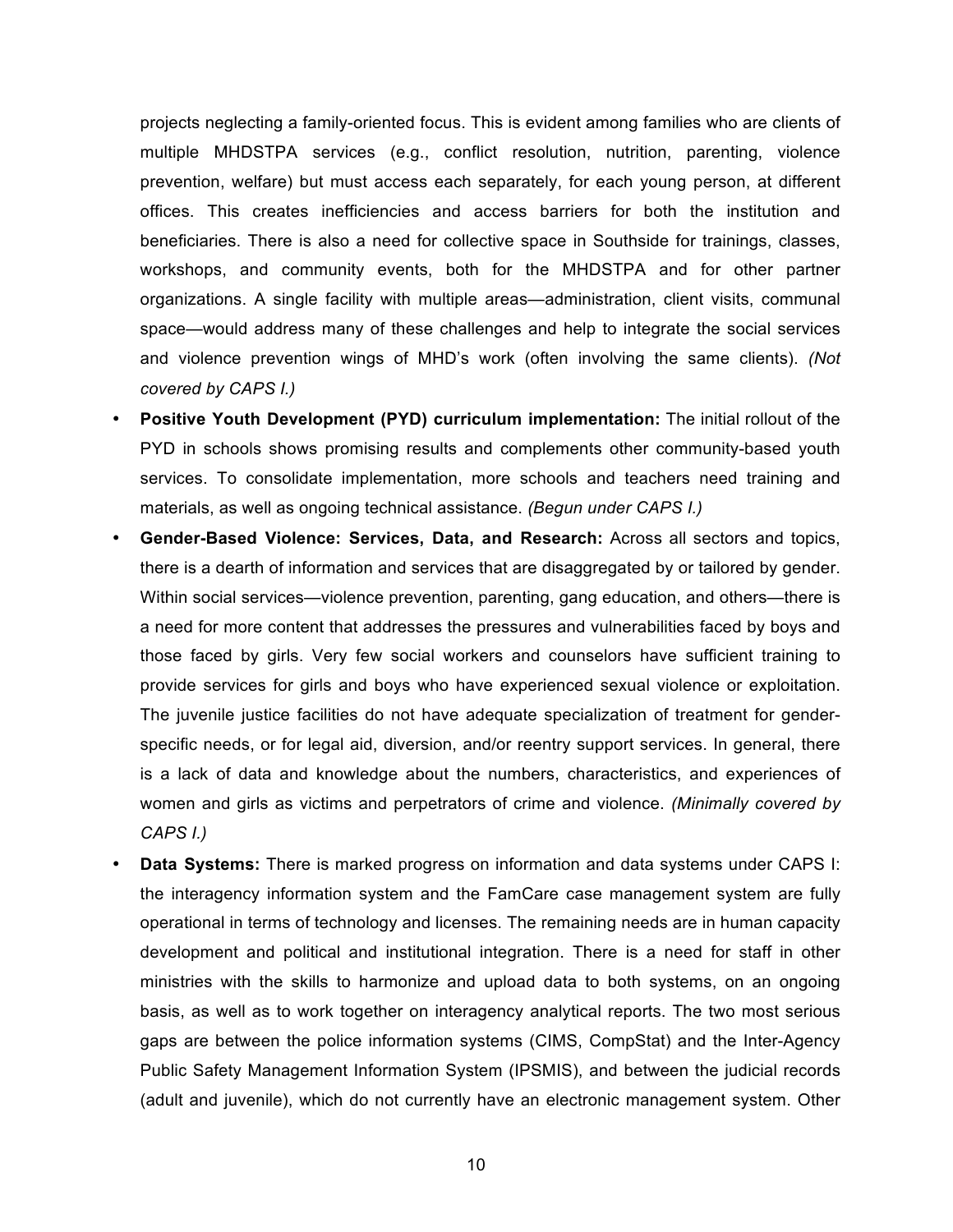projects neglecting a family-oriented focus. This is evident among families who are clients of multiple MHDSTPA services (e.g., conflict resolution, nutrition, parenting, violence prevention, welfare) but must access each separately, for each young person, at different offices. This creates inefficiencies and access barriers for both the institution and beneficiaries. There is also a need for collective space in Southside for trainings, classes, workshops, and community events, both for the MHDSTPA and for other partner organizations. A single facility with multiple areas—administration, client visits, communal space—would address many of these challenges and help to integrate the social services and violence prevention wings of MHD's work (often involving the same clients). *(Not covered by CAPS I.)*

- **Positive Youth Development (PYD) curriculum implementation:** The initial rollout of the PYD in schools shows promising results and complements other community-based youth services. To consolidate implementation, more schools and teachers need training and materials, as well as ongoing technical assistance. *(Begun under CAPS I.)*
- **Gender-Based Violence: Services, Data, and Research:** Across all sectors and topics, there is a dearth of information and services that are disaggregated by or tailored by gender. Within social services—violence prevention, parenting, gang education, and others—there is a need for more content that addresses the pressures and vulnerabilities faced by boys and those faced by girls. Very few social workers and counselors have sufficient training to provide services for girls and boys who have experienced sexual violence or exploitation. The juvenile justice facilities do not have adequate specialization of treatment for gender-specific needs, or for legal aid, diversion, and/or reentry support services. In general, there is a lack of data and knowledge about the numbers, characteristics, and experiences of women and girls as victims and perpetrators of crime and violence. *(Minimally covered by CAPS I.)*
- **Data Systems:** There is marked progress on information and data systems under CAPS I: the interagency information system and the FamCare case management system are fully operational in terms of technology and licenses. The remaining needs are in human capacity development and political and institutional integration. There is a need for staff in other ministries with the skills to harmonize and upload data to both systems, on an ongoing basis, as well as to work together on interagency analytical reports. The two most serious gaps are between the police information systems (CIMS, CompStat) and the Inter-Agency Public Safety Management Information System (IPSMIS), and between the judicial records (adult and juvenile), which do not currently have an electronic management system. Other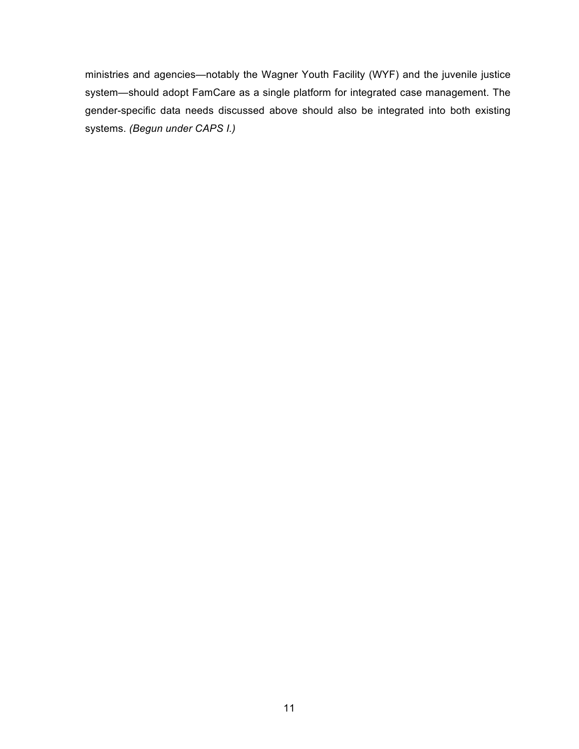ministries and agencies—notably the Wagner Youth Facility (WYF) and the juvenile justice system—should adopt FamCare as a single platform for integrated case management. The gender-specific data needs discussed above should also be integrated into both existing systems. *(Begun under CAPS I.)*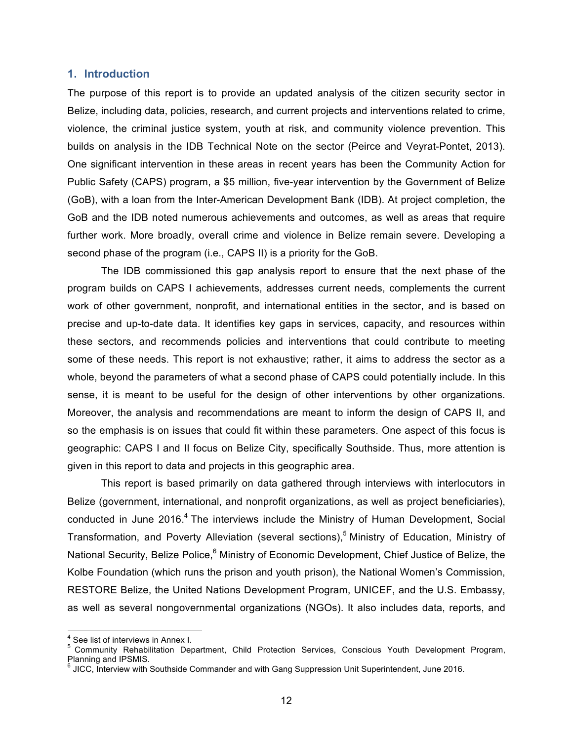## 1. Introduction

The purpose of this report is to provide an updated analysis of the citizen security sector in Belize, including data, policies, research, and current projects and interventions related to crime, violence, the criminal justice system, youth at risk, and community violence prevention. This builds on analysis in the IDB Technical Note on the sector (Peirce and Veyrat-Pontet, 2013). One significant intervention in these areas in recent years has been the Community Action for Public Safety (CAPS) program, a $5 million, five-year intervention by the Government of Belize (GoB), with a loan from the Inter-American Development Bank (IDB). At project completion, the GoB and the IDB noted numerous achievements and outcomes, as well as areas that require further work. More broadly, overall crime and violence in Belize remain severe. Developing a second phase of the program (i.e., CAPS II) is a priority for the GoB.

The IDB commissioned this gap analysis report to ensure that the next phase of the program builds on CAPS I achievements, addresses current needs, complements the current work of other government, nonprofit, and international entities in the sector, and is based on precise and up-to-date data. It identifies key gaps in services, capacity, and resources within these sectors, and recommends policies and interventions that could contribute to meeting some of these needs. This report is not exhaustive; rather, it aims to address the sector as a whole, beyond the parameters of what a second phase of CAPS could potentially include. In this sense, it is meant to be useful for the design of other interventions by other organizations. Moreover, the analysis and recommendations are meant to inform the design of CAPS II, and so the emphasis is on issues that could fit within these parameters. One aspect of this focus is geographic: CAPS I and II focus on Belize City, specifically Southside. Thus, more attention is given in this report to data and projects in this geographic area.

This report is based primarily on data gathered through interviews with interlocutors in Belize (government, international, and nonprofit organizations, as well as project beneficiaries), conducted in June 2016.[4] The interviews include the Ministry of Human Development, Social Transformation, and Poverty Alleviation (several sections),[5] Ministry of Education, Ministry of National Security, Belize Police,[6] Ministry of Economic Development, Chief Justice of Belize, the Kolbe Foundation (which runs the prison and youth prison), the National Women's Commission, RESTORE Belize, the United Nations Development Program, UNICEF, and the U.S. Embassy, as well as several nongovernmental organizations (NGOs). It also includes data, reports, and

---

[4] See list of interviews in Annex I.

[5] Community Rehabilitation Department, Child Protection Services, Conscious Youth Development Program, Planning and IPSMIS.

[6] JICC, Interview with Southside Commander and with Gang Suppression Unit Superintendent, June 2016.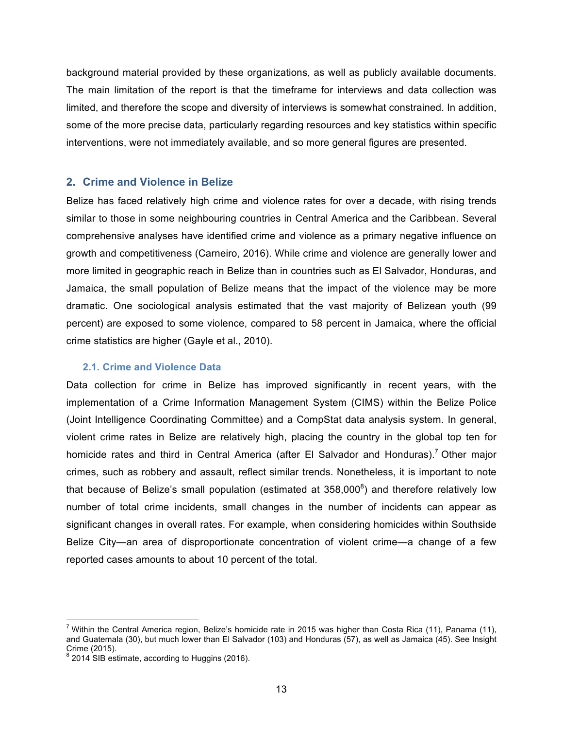background material provided by these organizations, as well as publicly available documents. The main limitation of the report is that the timeframe for interviews and data collection was limited, and therefore the scope and diversity of interviews is somewhat constrained. In addition, some of the more precise data, particularly regarding resources and key statistics within specific interventions, were not immediately available, and so more general figures are presented.

## 2. Crime and Violence in Belize

Belize has faced relatively high crime and violence rates for over a decade, with rising trends similar to those in some neighbouring countries in Central America and the Caribbean. Several comprehensive analyses have identified crime and violence as a primary negative influence on growth and competitiveness (Carneiro, 2016). While crime and violence are generally lower and more limited in geographic reach in Belize than in countries such as El Salvador, Honduras, and Jamaica, the small population of Belize means that the impact of the violence may be more dramatic. One sociological analysis estimated that the vast majority of Belizean youth (99 percent) are exposed to some violence, compared to 58 percent in Jamaica, where the official crime statistics are higher (Gayle et al., 2010).

### 2.1. Crime and Violence Data

Data collection for crime in Belize has improved significantly in recent years, with the implementation of a Crime Information Management System (CIMS) within the Belize Police (Joint Intelligence Coordinating Committee) and a CompStat data analysis system. In general, violent crime rates in Belize are relatively high, placing the country in the global top ten for homicide rates and third in Central America (after El Salvador and Honduras).[7] Other major crimes, such as robbery and assault, reflect similar trends. Nonetheless, it is important to note that because of Belize's small population (estimated at 358,000[8]) and therefore relatively low number of total crime incidents, small changes in the number of incidents can appear as significant changes in overall rates. For example, when considering homicides within Southside Belize City—an area of disproportionate concentration of violent crime—a change of a few reported cases amounts to about 10 percent of the total.

---

[7] Within the Central America region, Belize's homicide rate in 2015 was higher than Costa Rica (11), Panama (11), and Guatemala (30), but much lower than El Salvador (103) and Honduras (57), as well as Jamaica (45). See Insight Crime (2015).

[8] 2014 SIB estimate, according to Huggins (2016).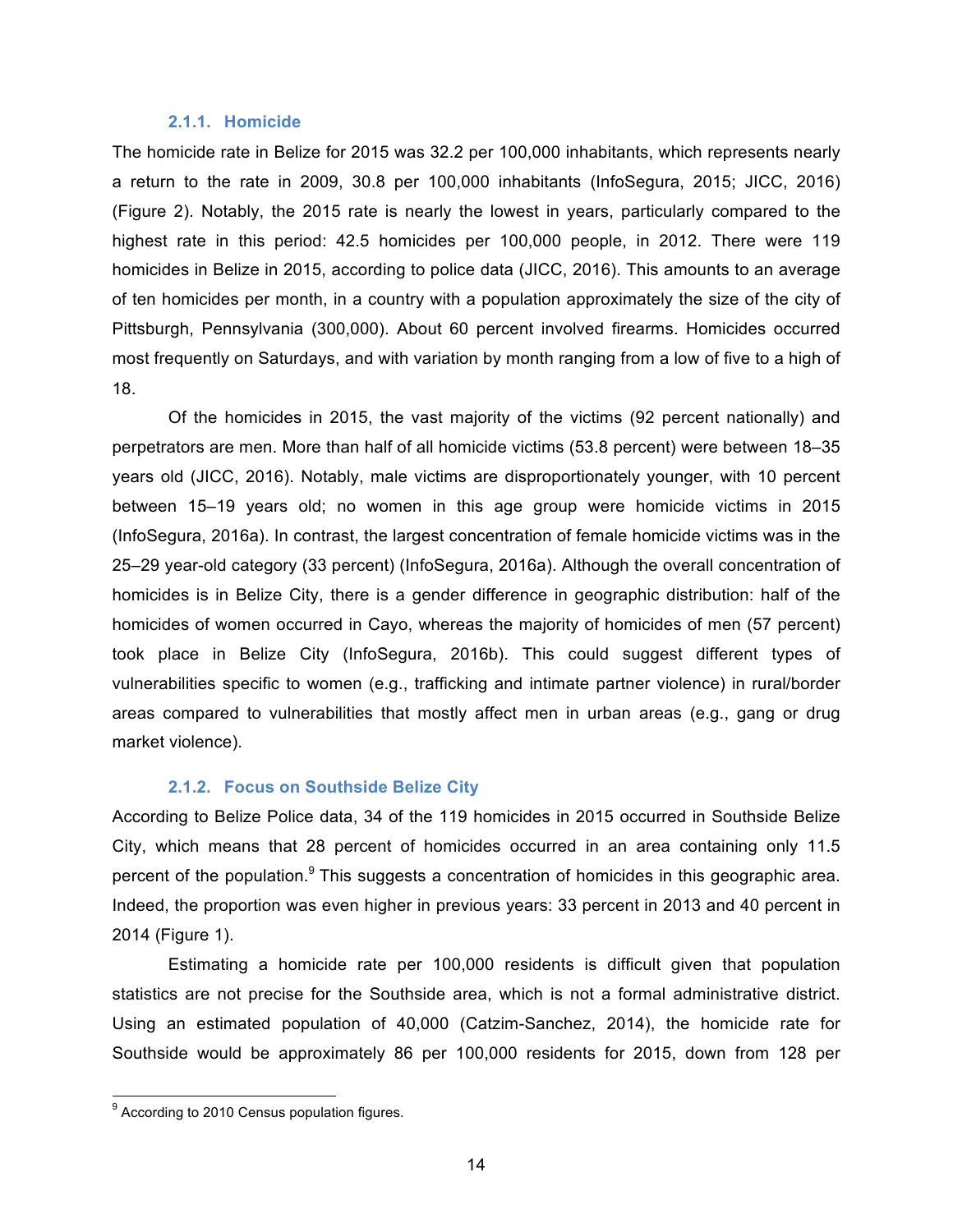#### 2.1.1. Homicide

The homicide rate in Belize for 2015 was 32.2 per 100,000 inhabitants, which represents nearly a return to the rate in 2009, 30.8 per 100,000 inhabitants (InfoSegura, 2015; JICC, 2016) (Figure 2). Notably, the 2015 rate is nearly the lowest in years, particularly compared to the highest rate in this period: 42.5 homicides per 100,000 people, in 2012. There were 119 homicides in Belize in 2015, according to police data (JICC, 2016). This amounts to an average of ten homicides per month, in a country with a population approximately the size of the city of Pittsburgh, Pennsylvania (300,000). About 60 percent involved firearms. Homicides occurred most frequently on Saturdays, and with variation by month ranging from a low of five to a high of 18.

Of the homicides in 2015, the vast majority of the victims (92 percent nationally) and perpetrators are men. More than half of all homicide victims (53.8 percent) were between 18–35 years old (JICC, 2016). Notably, male victims are disproportionately younger, with 10 percent between 15–19 years old; no women in this age group were homicide victims in 2015 (InfoSegura, 2016a). In contrast, the largest concentration of female homicide victims was in the 25–29 year-old category (33 percent) (InfoSegura, 2016a). Although the overall concentration of homicides is in Belize City, there is a gender difference in geographic distribution: half of the homicides of women occurred in Cayo, whereas the majority of homicides of men (57 percent) took place in Belize City (InfoSegura, 2016b). This could suggest different types of vulnerabilities specific to women (e.g., trafficking and intimate partner violence) in rural/border areas compared to vulnerabilities that mostly affect men in urban areas (e.g., gang or drug market violence).

#### 2.1.2. Focus on Southside Belize City

According to Belize Police data, 34 of the 119 homicides in 2015 occurred in Southside Belize City, which means that 28 percent of homicides occurred in an area containing only 11.5 percent of the population.[9] This suggests a concentration of homicides in this geographic area. Indeed, the proportion was even higher in previous years: 33 percent in 2013 and 40 percent in 2014 (Figure 1).

Estimating a homicide rate per 100,000 residents is difficult given that population statistics are not precise for the Southside area, which is not a formal administrative district. Using an estimated population of 40,000 (Catzim-Sanchez, 2014), the homicide rate for Southside would be approximately 86 per 100,000 residents for 2015, down from 128 per

[9] According to 2010 Census population figures.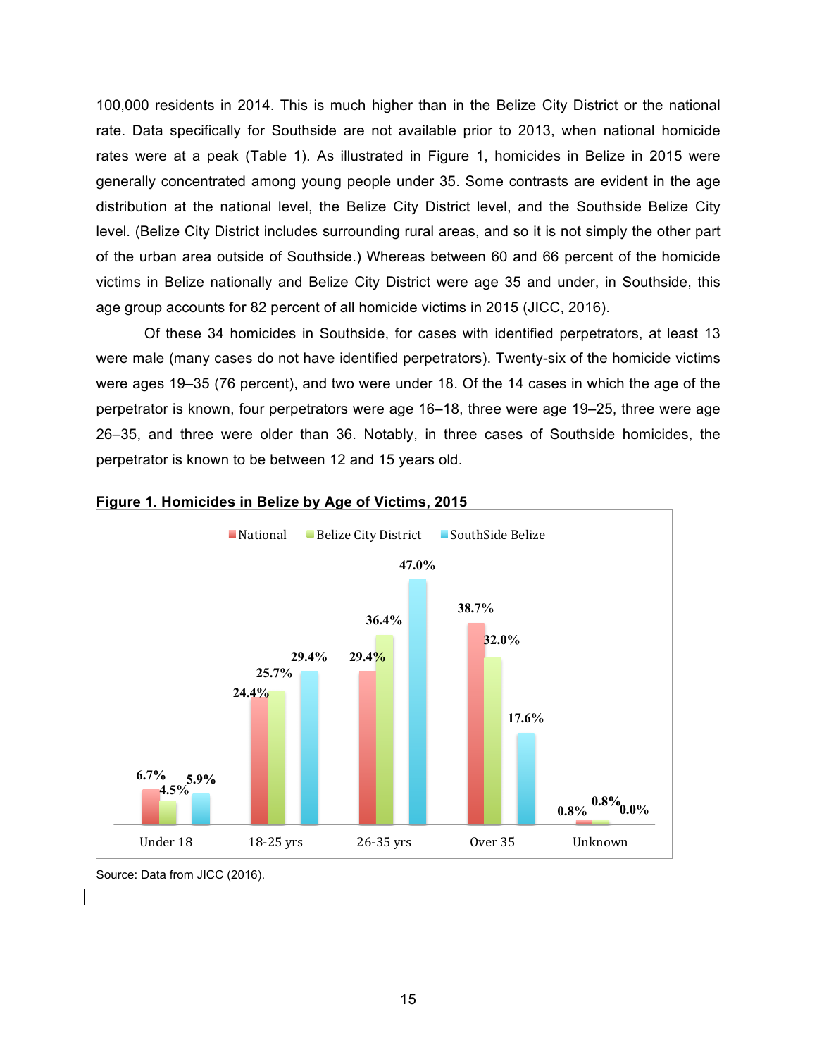100,000 residents in 2014. This is much higher than in the Belize City District or the national rate. Data specifically for Southside are not available prior to 2013, when national homicide rates were at a peak (Table 1). As illustrated in Figure 1, homicides in Belize in 2015 were generally concentrated among young people under 35. Some contrasts are evident in the age distribution at the national level, the Belize City District level, and the Southside Belize City level. (Belize City District includes surrounding rural areas, and so it is not simply the other part of the urban area outside of Southside.) Whereas between 60 and 66 percent of the homicide victims in Belize nationally and Belize City District were age 35 and under, in Southside, this age group accounts for 82 percent of all homicide victims in 2015 (JICC, 2016).

Of these 34 homicides in Southside, for cases with identified perpetrators, at least 13 were male (many cases do not have identified perpetrators). Twenty-six of the homicide victims were ages 19–35 (76 percent), and two were under 18. Of the 14 cases in which the age of the perpetrator is known, four perpetrators were age 16–18, three were age 19–25, three were age 26–35, and three were older than 36. Notably, in three cases of Southside homicides, the perpetrator is known to be between 12 and 15 years old.

**Figure 1. Homicides in Belize by Age of Victims, 2015**

| | National | Belize City District | SouthSide Belize |
|---|---|---|---|
| Under 18 | 6.7% | 4.5% | 5.9% |
| 18-25 yrs | 24.4% | 25.7% | 29.4% |
| 26-35 yrs | 29.4% | 36.4% | 47.0% |
| Over 35 | 38.7% | 32.0% | 17.6% |
| Unknown | 0.8% | 0.8% | 0.0% |

Source: Data from JICC (2016).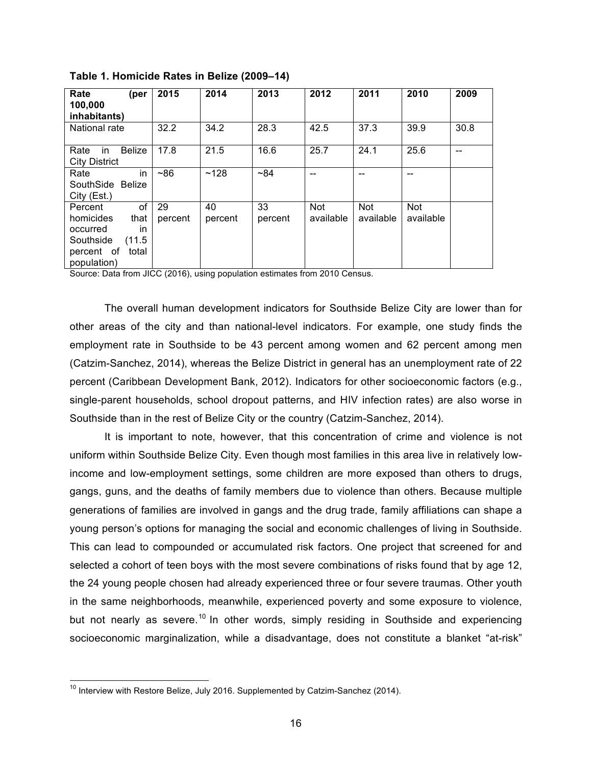**Table 1. Homicide Rates in Belize (2009–14)**

| Rate (per 100,000 inhabitants) | 2015 | 2014 | 2013 | 2012 | 2011 | 2010 | 2009 |
|---|---|---|---|---|---|---|---|
| National rate | 32.2 | 34.2 | 28.3 | 42.5 | 37.3 | 39.9 | 30.8 |
| Rate in Belize City District | 17.8 | 21.5 | 16.6 | 25.7 | 24.1 | 25.6 | -- |
| Rate in SouthSide Belize City (Est.) | ~86 | ~128 | ~84 | -- | -- | -- | |
| Percent of homicides that occurred in Southside (11.5 percent of total population) | 29 percent | 40 percent | 33 percent | Not available | Not available | Not available | |

Source: Data from JICC (2016), using population estimates from 2010 Census.

The overall human development indicators for Southside Belize City are lower than for other areas of the city and than national-level indicators. For example, one study finds the employment rate in Southside to be 43 percent among women and 62 percent among men (Catzim-Sanchez, 2014), whereas the Belize District in general has an unemployment rate of 22 percent (Caribbean Development Bank, 2012). Indicators for other socioeconomic factors (e.g., single-parent households, school dropout patterns, and HIV infection rates) are also worse in Southside than in the rest of Belize City or the country (Catzim-Sanchez, 2014).

It is important to note, however, that this concentration of crime and violence is not uniform within Southside Belize City. Even though most families in this area live in relatively low-income and low-employment settings, some children are more exposed than others to drugs, gangs, guns, and the deaths of family members due to violence than others. Because multiple generations of families are involved in gangs and the drug trade, family affiliations can shape a young person's options for managing the social and economic challenges of living in Southside. This can lead to compounded or accumulated risk factors. One project that screened for and selected a cohort of teen boys with the most severe combinations of risks found that by age 12, the 24 young people chosen had already experienced three or four severe traumas. Other youth in the same neighborhoods, meanwhile, experienced poverty and some exposure to violence, but not nearly as severe.[10] In other words, simply residing in Southside and experiencing socioeconomic marginalization, while a disadvantage, does not constitute a blanket "at-risk"

[10] Interview with Restore Belize, July 2016. Supplemented by Catzim-Sanchez (2014).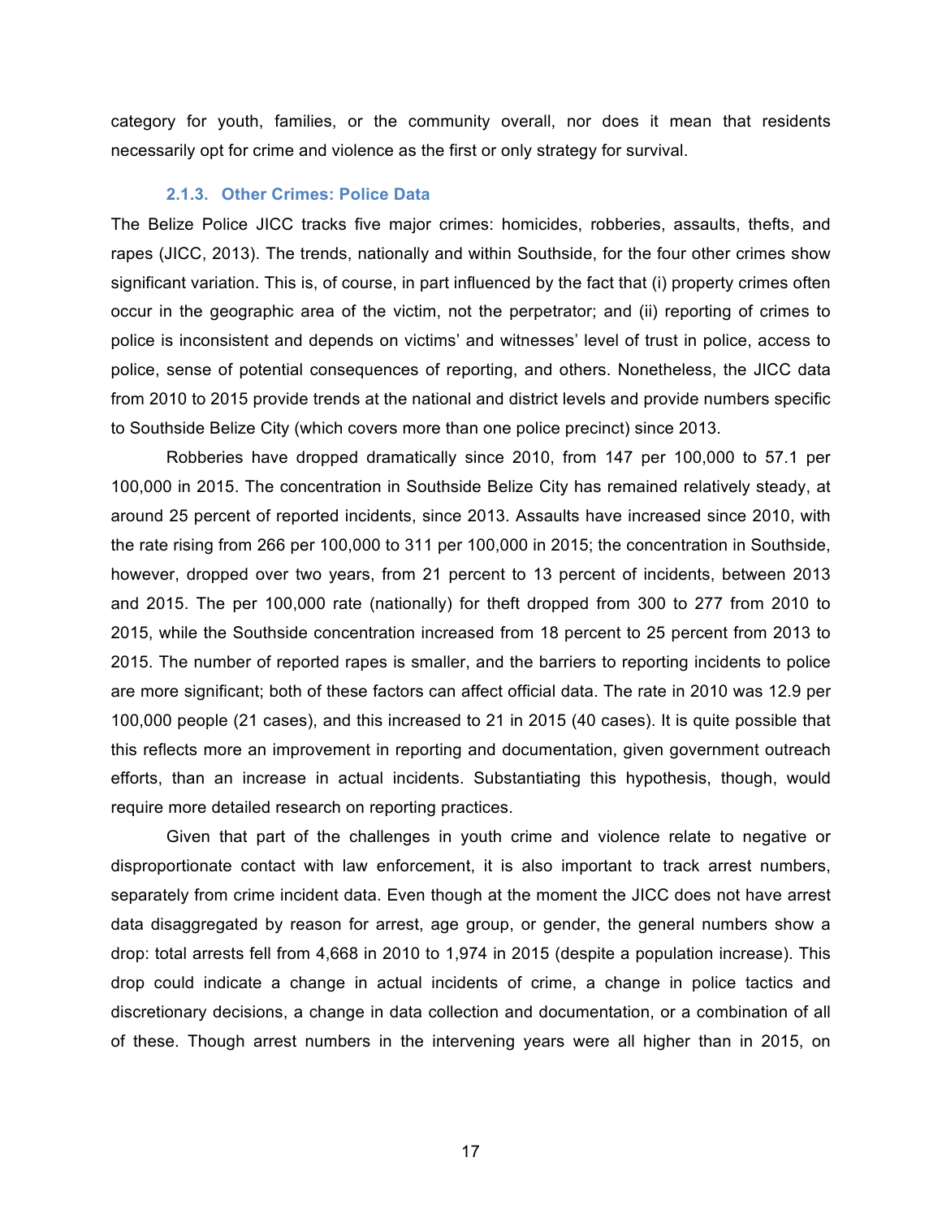category for youth, families, or the community overall, nor does it mean that residents necessarily opt for crime and violence as the first or only strategy for survival.

#### 2.1.3. Other Crimes: Police Data

The Belize Police JICC tracks five major crimes: homicides, robberies, assaults, thefts, and rapes (JICC, 2013). The trends, nationally and within Southside, for the four other crimes show significant variation. This is, of course, in part influenced by the fact that (i) property crimes often occur in the geographic area of the victim, not the perpetrator; and (ii) reporting of crimes to police is inconsistent and depends on victims' and witnesses' level of trust in police, access to police, sense of potential consequences of reporting, and others. Nonetheless, the JICC data from 2010 to 2015 provide trends at the national and district levels and provide numbers specific to Southside Belize City (which covers more than one police precinct) since 2013.

Robberies have dropped dramatically since 2010, from 147 per 100,000 to 57.1 per 100,000 in 2015. The concentration in Southside Belize City has remained relatively steady, at around 25 percent of reported incidents, since 2013. Assaults have increased since 2010, with the rate rising from 266 per 100,000 to 311 per 100,000 in 2015; the concentration in Southside, however, dropped over two years, from 21 percent to 13 percent of incidents, between 2013 and 2015. The per 100,000 rate (nationally) for theft dropped from 300 to 277 from 2010 to 2015, while the Southside concentration increased from 18 percent to 25 percent from 2013 to 2015. The number of reported rapes is smaller, and the barriers to reporting incidents to police are more significant; both of these factors can affect official data. The rate in 2010 was 12.9 per 100,000 people (21 cases), and this increased to 21 in 2015 (40 cases). It is quite possible that this reflects more an improvement in reporting and documentation, given government outreach efforts, than an increase in actual incidents. Substantiating this hypothesis, though, would require more detailed research on reporting practices.

Given that part of the challenges in youth crime and violence relate to negative or disproportionate contact with law enforcement, it is also important to track arrest numbers, separately from crime incident data. Even though at the moment the JICC does not have arrest data disaggregated by reason for arrest, age group, or gender, the general numbers show a drop: total arrests fell from 4,668 in 2010 to 1,974 in 2015 (despite a population increase). This drop could indicate a change in actual incidents of crime, a change in police tactics and discretionary decisions, a change in data collection and documentation, or a combination of all of these. Though arrest numbers in the intervening years were all higher than in 2015, on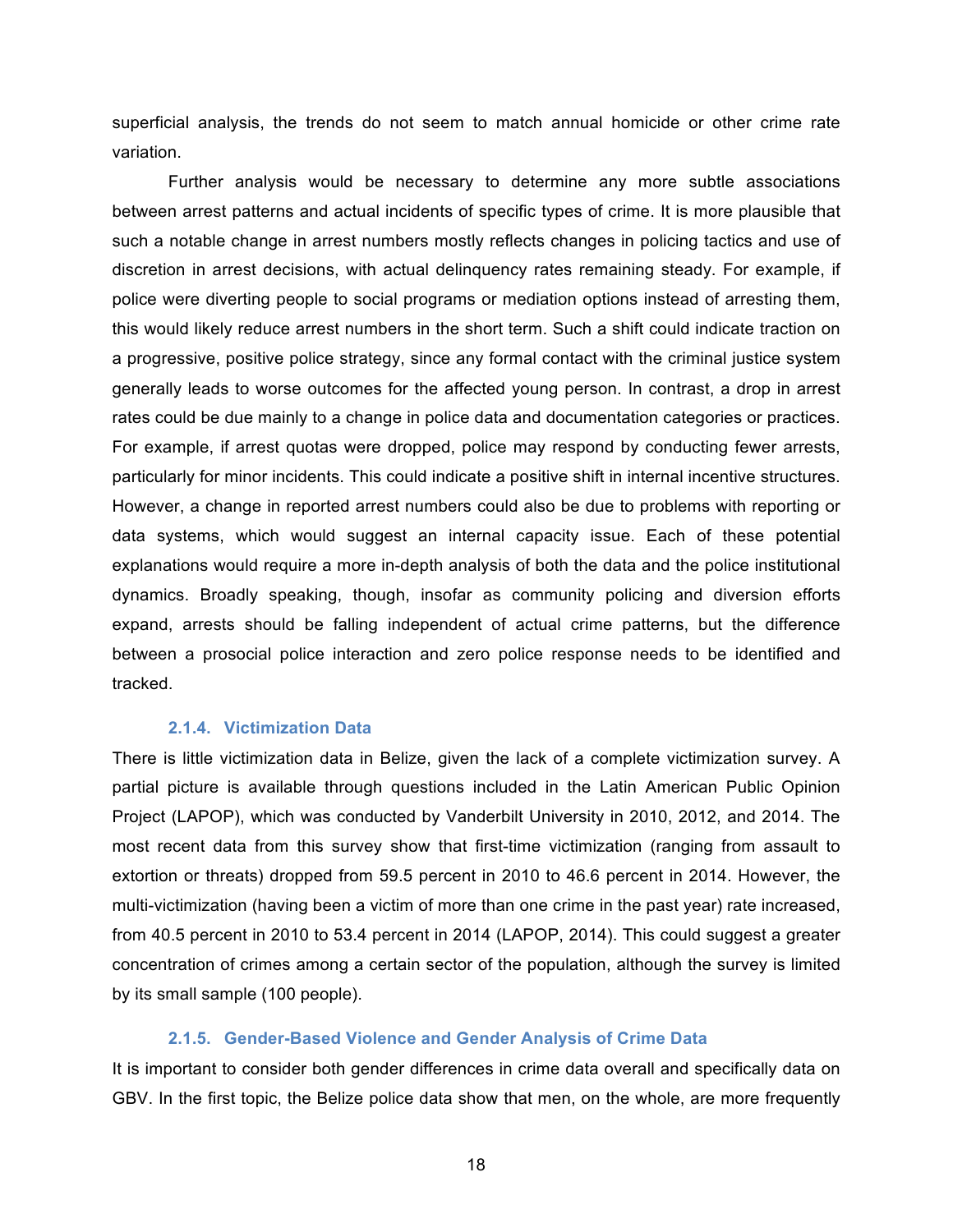superficial analysis, the trends do not seem to match annual homicide or other crime rate variation.

Further analysis would be necessary to determine any more subtle associations between arrest patterns and actual incidents of specific types of crime. It is more plausible that such a notable change in arrest numbers mostly reflects changes in policing tactics and use of discretion in arrest decisions, with actual delinquency rates remaining steady. For example, if police were diverting people to social programs or mediation options instead of arresting them, this would likely reduce arrest numbers in the short term. Such a shift could indicate traction on a progressive, positive police strategy, since any formal contact with the criminal justice system generally leads to worse outcomes for the affected young person. In contrast, a drop in arrest rates could be due mainly to a change in police data and documentation categories or practices. For example, if arrest quotas were dropped, police may respond by conducting fewer arrests, particularly for minor incidents. This could indicate a positive shift in internal incentive structures. However, a change in reported arrest numbers could also be due to problems with reporting or data systems, which would suggest an internal capacity issue. Each of these potential explanations would require a more in-depth analysis of both the data and the police institutional dynamics. Broadly speaking, though, insofar as community policing and diversion efforts expand, arrests should be falling independent of actual crime patterns, but the difference between a prosocial police interaction and zero police response needs to be identified and tracked.

#### 2.1.4. Victimization Data

There is little victimization data in Belize, given the lack of a complete victimization survey. A partial picture is available through questions included in the Latin American Public Opinion Project (LAPOP), which was conducted by Vanderbilt University in 2010, 2012, and 2014. The most recent data from this survey show that first-time victimization (ranging from assault to extortion or threats) dropped from 59.5 percent in 2010 to 46.6 percent in 2014. However, the multi-victimization (having been a victim of more than one crime in the past year) rate increased, from 40.5 percent in 2010 to 53.4 percent in 2014 (LAPOP, 2014). This could suggest a greater concentration of crimes among a certain sector of the population, although the survey is limited by its small sample (100 people).

#### 2.1.5. Gender-Based Violence and Gender Analysis of Crime Data

It is important to consider both gender differences in crime data overall and specifically data on GBV. In the first topic, the Belize police data show that men, on the whole, are more frequently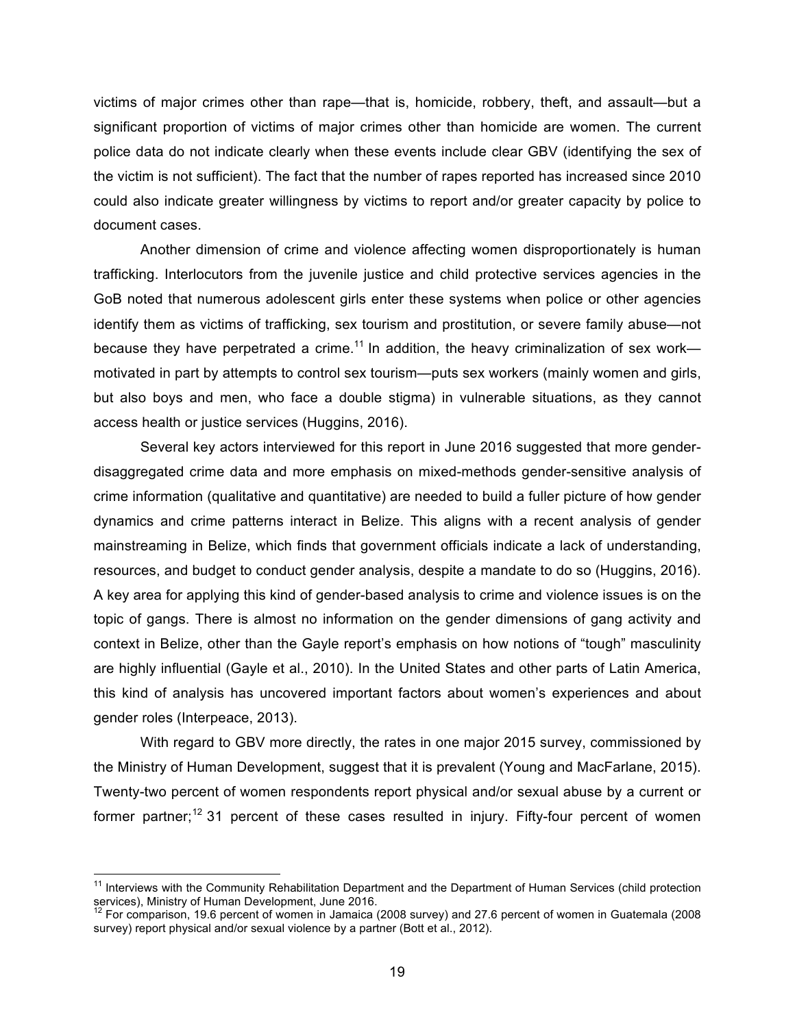victims of major crimes other than rape—that is, homicide, robbery, theft, and assault—but a significant proportion of victims of major crimes other than homicide are women. The current police data do not indicate clearly when these events include clear GBV (identifying the sex of the victim is not sufficient). The fact that the number of rapes reported has increased since 2010 could also indicate greater willingness by victims to report and/or greater capacity by police to document cases.

Another dimension of crime and violence affecting women disproportionately is human trafficking. Interlocutors from the juvenile justice and child protective services agencies in the GoB noted that numerous adolescent girls enter these systems when police or other agencies identify them as victims of trafficking, sex tourism and prostitution, or severe family abuse—not because they have perpetrated a crime.[11] In addition, the heavy criminalization of sex work—motivated in part by attempts to control sex tourism—puts sex workers (mainly women and girls, but also boys and men, who face a double stigma) in vulnerable situations, as they cannot access health or justice services (Huggins, 2016).

Several key actors interviewed for this report in June 2016 suggested that more gender-disaggregated crime data and more emphasis on mixed-methods gender-sensitive analysis of crime information (qualitative and quantitative) are needed to build a fuller picture of how gender dynamics and crime patterns interact in Belize. This aligns with a recent analysis of gender mainstreaming in Belize, which finds that government officials indicate a lack of understanding, resources, and budget to conduct gender analysis, despite a mandate to do so (Huggins, 2016). A key area for applying this kind of gender-based analysis to crime and violence issues is on the topic of gangs. There is almost no information on the gender dimensions of gang activity and context in Belize, other than the Gayle report's emphasis on how notions of "tough" masculinity are highly influential (Gayle et al., 2010). In the United States and other parts of Latin America, this kind of analysis has uncovered important factors about women's experiences and about gender roles (Interpeace, 2013).

With regard to GBV more directly, the rates in one major 2015 survey, commissioned by the Ministry of Human Development, suggest that it is prevalent (Young and MacFarlane, 2015). Twenty-two percent of women respondents report physical and/or sexual abuse by a current or former partner;[12] 31 percent of these cases resulted in injury. Fifty-four percent of women

---

[11] Interviews with the Community Rehabilitation Department and the Department of Human Services (child protection services), Ministry of Human Development, June 2016.

[12] For comparison, 19.6 percent of women in Jamaica (2008 survey) and 27.6 percent of women in Guatemala (2008 survey) report physical and/or sexual violence by a partner (Bott et al., 2012).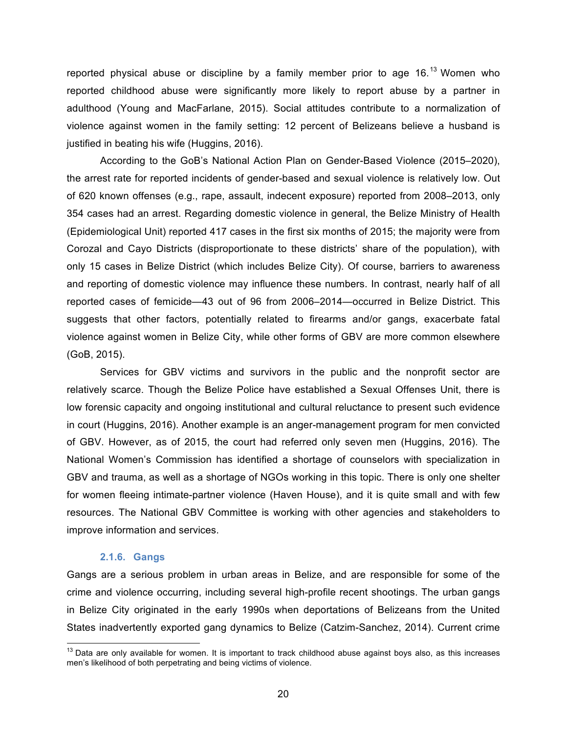reported physical abuse or discipline by a family member prior to age 16.[13] Women who reported childhood abuse were significantly more likely to report abuse by a partner in adulthood (Young and MacFarlane, 2015). Social attitudes contribute to a normalization of violence against women in the family setting: 12 percent of Belizeans believe a husband is justified in beating his wife (Huggins, 2016).

According to the GoB's National Action Plan on Gender-Based Violence (2015–2020), the arrest rate for reported incidents of gender-based and sexual violence is relatively low. Out of 620 known offenses (e.g., rape, assault, indecent exposure) reported from 2008–2013, only 354 cases had an arrest. Regarding domestic violence in general, the Belize Ministry of Health (Epidemiological Unit) reported 417 cases in the first six months of 2015; the majority were from Corozal and Cayo Districts (disproportionate to these districts' share of the population), with only 15 cases in Belize District (which includes Belize City). Of course, barriers to awareness and reporting of domestic violence may influence these numbers. In contrast, nearly half of all reported cases of femicide—43 out of 96 from 2006–2014—occurred in Belize District. This suggests that other factors, potentially related to firearms and/or gangs, exacerbate fatal violence against women in Belize City, while other forms of GBV are more common elsewhere (GoB, 2015).

Services for GBV victims and survivors in the public and the nonprofit sector are relatively scarce. Though the Belize Police have established a Sexual Offenses Unit, there is low forensic capacity and ongoing institutional and cultural reluctance to present such evidence in court (Huggins, 2016). Another example is an anger-management program for men convicted of GBV. However, as of 2015, the court had referred only seven men (Huggins, 2016). The National Women's Commission has identified a shortage of counselors with specialization in GBV and trauma, as well as a shortage of NGOs working in this topic. There is only one shelter for women fleeing intimate-partner violence (Haven House), and it is quite small and with few resources. The National GBV Committee is working with other agencies and stakeholders to improve information and services.

#### 2.1.6. Gangs

Gangs are a serious problem in urban areas in Belize, and are responsible for some of the crime and violence occurring, including several high-profile recent shootings. The urban gangs in Belize City originated in the early 1990s when deportations of Belizeans from the United States inadvertently exported gang dynamics to Belize (Catzim-Sanchez, 2014). Current crime

[13] Data are only available for women. It is important to track childhood abuse against boys also, as this increases men's likelihood of both perpetrating and being victims of violence.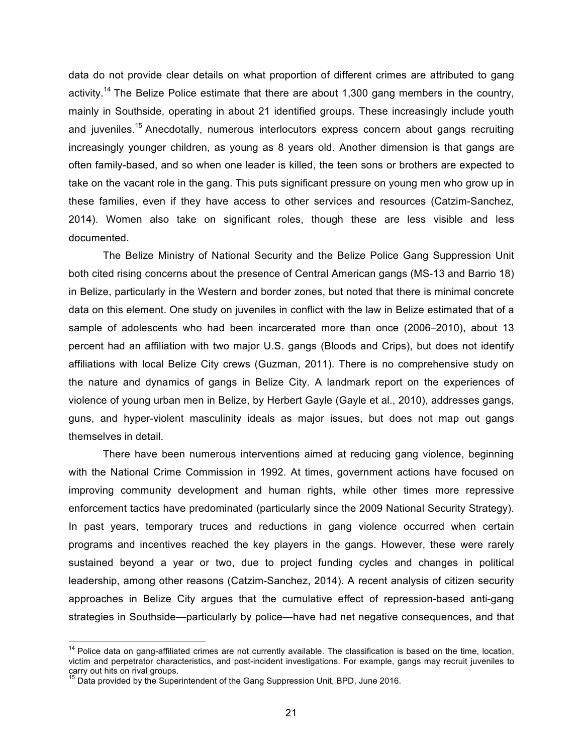data do not provide clear details on what proportion of different crimes are attributed to gang activity.[14] The Belize Police estimate that there are about 1,300 gang members in the country, mainly in Southside, operating in about 21 identified groups. These increasingly include youth and juveniles.[15] Anecdotally, numerous interlocutors express concern about gangs recruiting increasingly younger children, as young as 8 years old. Another dimension is that gangs are often family-based, and so when one leader is killed, the teen sons or brothers are expected to take on the vacant role in the gang. This puts significant pressure on young men who grow up in these families, even if they have access to other services and resources (Catzim-Sanchez, 2014). Women also take on significant roles, though these are less visible and less documented.

The Belize Ministry of National Security and the Belize Police Gang Suppression Unit both cited rising concerns about the presence of Central American gangs (MS-13 and Barrio 18) in Belize, particularly in the Western and border zones, but noted that there is minimal concrete data on this element. One study on juveniles in conflict with the law in Belize estimated that of a sample of adolescents who had been incarcerated more than once (2006–2010), about 13 percent had an affiliation with two major U.S. gangs (Bloods and Crips), but does not identify affiliations with local Belize City crews (Guzman, 2011). There is no comprehensive study on the nature and dynamics of gangs in Belize City. A landmark report on the experiences of violence of young urban men in Belize, by Herbert Gayle (Gayle et al., 2010), addresses gangs, guns, and hyper-violent masculinity ideals as major issues, but does not map out gangs themselves in detail.

There have been numerous interventions aimed at reducing gang violence, beginning with the National Crime Commission in 1992. At times, government actions have focused on improving community development and human rights, while other times more repressive enforcement tactics have predominated (particularly since the 2009 National Security Strategy). In past years, temporary truces and reductions in gang violence occurred when certain programs and incentives reached the key players in the gangs. However, these were rarely sustained beyond a year or two, due to project funding cycles and changes in political leadership, among other reasons (Catzim-Sanchez, 2014). A recent analysis of citizen security approaches in Belize City argues that the cumulative effect of repression-based anti-gang strategies in Southside—particularly by police—have had net negative consequences, and that

---

[14] Police data on gang-affiliated crimes are not currently available. The classification is based on the time, location, victim and perpetrator characteristics, and post-incident investigations. For example, gangs may recruit juveniles to carry out hits on rival groups.

[15] Data provided by the Superintendent of the Gang Suppression Unit, BPD, June 2016.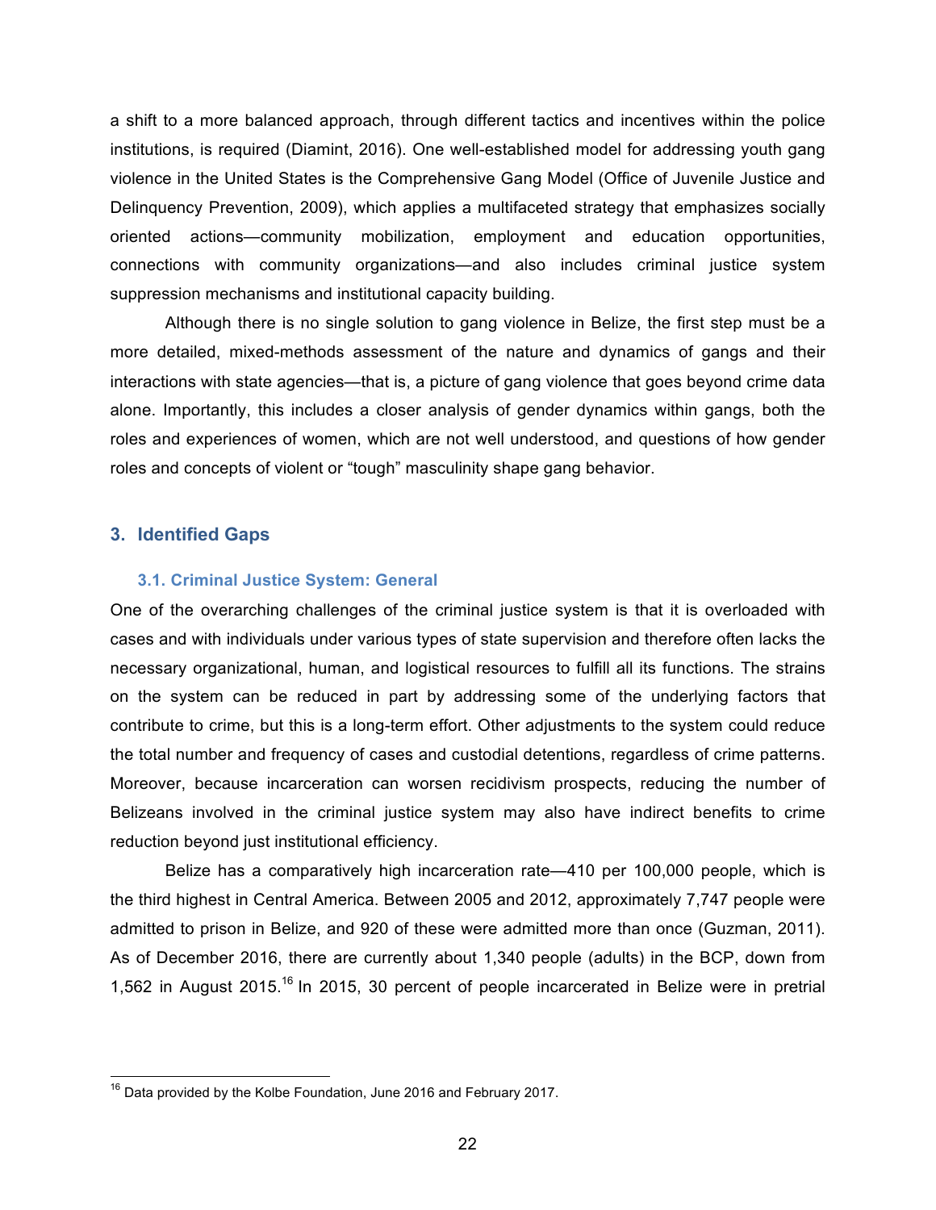a shift to a more balanced approach, through different tactics and incentives within the police institutions, is required (Diamint, 2016). One well-established model for addressing youth gang violence in the United States is the Comprehensive Gang Model (Office of Juvenile Justice and Delinquency Prevention, 2009), which applies a multifaceted strategy that emphasizes socially oriented actions—community mobilization, employment and education opportunities, connections with community organizations—and also includes criminal justice system suppression mechanisms and institutional capacity building.

Although there is no single solution to gang violence in Belize, the first step must be a more detailed, mixed-methods assessment of the nature and dynamics of gangs and their interactions with state agencies—that is, a picture of gang violence that goes beyond crime data alone. Importantly, this includes a closer analysis of gender dynamics within gangs, both the roles and experiences of women, which are not well understood, and questions of how gender roles and concepts of violent or "tough" masculinity shape gang behavior.

## 3. Identified Gaps

### 3.1. Criminal Justice System: General

One of the overarching challenges of the criminal justice system is that it is overloaded with cases and with individuals under various types of state supervision and therefore often lacks the necessary organizational, human, and logistical resources to fulfill all its functions. The strains on the system can be reduced in part by addressing some of the underlying factors that contribute to crime, but this is a long-term effort. Other adjustments to the system could reduce the total number and frequency of cases and custodial detentions, regardless of crime patterns. Moreover, because incarceration can worsen recidivism prospects, reducing the number of Belizeans involved in the criminal justice system may also have indirect benefits to crime reduction beyond just institutional efficiency.

Belize has a comparatively high incarceration rate—410 per 100,000 people, which is the third highest in Central America. Between 2005 and 2012, approximately 7,747 people were admitted to prison in Belize, and 920 of these were admitted more than once (Guzman, 2011). As of December 2016, there are currently about 1,340 people (adults) in the BCP, down from 1,562 in August 2015.[16] In 2015, 30 percent of people incarcerated in Belize were in pretrial

---

[16] Data provided by the Kolbe Foundation, June 2016 and February 2017.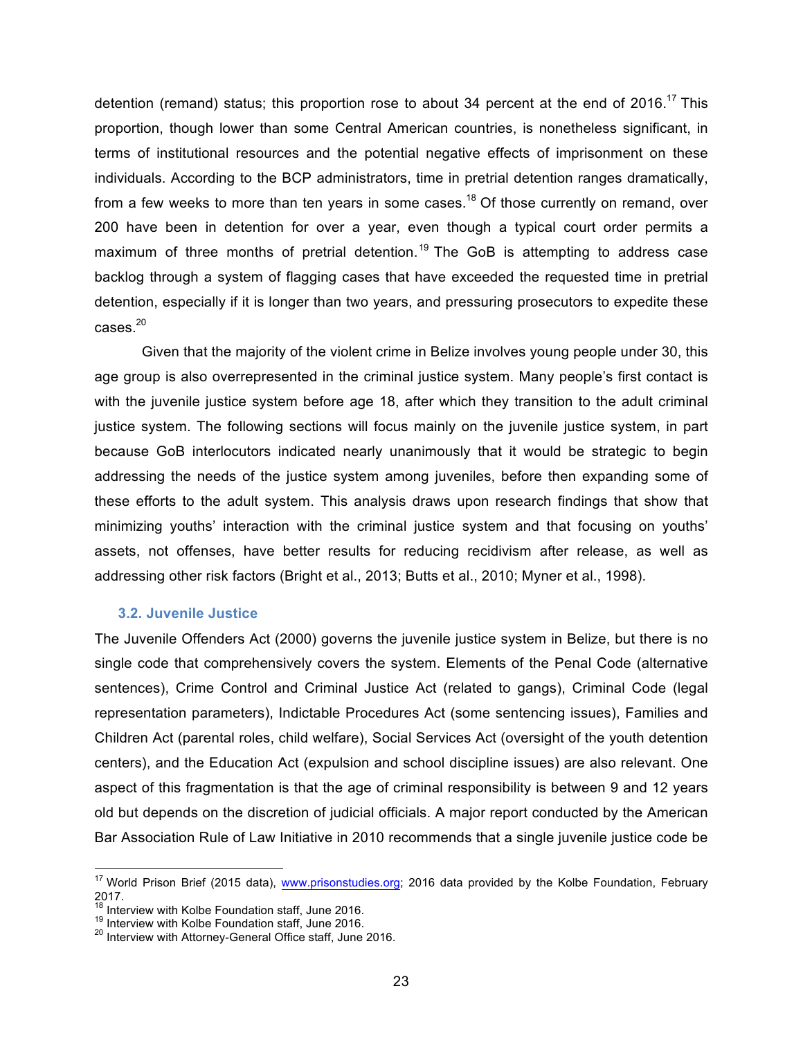detention (remand) status; this proportion rose to about 34 percent at the end of 2016.[17] This proportion, though lower than some Central American countries, is nonetheless significant, in terms of institutional resources and the potential negative effects of imprisonment on these individuals. According to the BCP administrators, time in pretrial detention ranges dramatically, from a few weeks to more than ten years in some cases.[18] Of those currently on remand, over 200 have been in detention for over a year, even though a typical court order permits a maximum of three months of pretrial detention.[19] The GoB is attempting to address case backlog through a system of flagging cases that have exceeded the requested time in pretrial detention, especially if it is longer than two years, and pressuring prosecutors to expedite these cases.[20]

Given that the majority of the violent crime in Belize involves young people under 30, this age group is also overrepresented in the criminal justice system. Many people's first contact is with the juvenile justice system before age 18, after which they transition to the adult criminal justice system. The following sections will focus mainly on the juvenile justice system, in part because GoB interlocutors indicated nearly unanimously that it would be strategic to begin addressing the needs of the justice system among juveniles, before then expanding some of these efforts to the adult system. This analysis draws upon research findings that show that minimizing youths' interaction with the criminal justice system and that focusing on youths' assets, not offenses, have better results for reducing recidivism after release, as well as addressing other risk factors (Bright et al., 2013; Butts et al., 2010; Myner et al., 1998).

### 3.2. Juvenile Justice

The Juvenile Offenders Act (2000) governs the juvenile justice system in Belize, but there is no single code that comprehensively covers the system. Elements of the Penal Code (alternative sentences), Crime Control and Criminal Justice Act (related to gangs), Criminal Code (legal representation parameters), Indictable Procedures Act (some sentencing issues), Families and Children Act (parental roles, child welfare), Social Services Act (oversight of the youth detention centers), and the Education Act (expulsion and school discipline issues) are also relevant. One aspect of this fragmentation is that the age of criminal responsibility is between 9 and 12 years old but depends on the discretion of judicial officials. A major report conducted by the American Bar Association Rule of Law Initiative in 2010 recommends that a single juvenile justice code be

---

[17] World Prison Brief (2015 data), www.prisonstudies.org; 2016 data provided by the Kolbe Foundation, February 2017.

[18] Interview with Kolbe Foundation staff, June 2016.

[19] Interview with Kolbe Foundation staff, June 2016.

[20] Interview with Attorney-General Office staff, June 2016.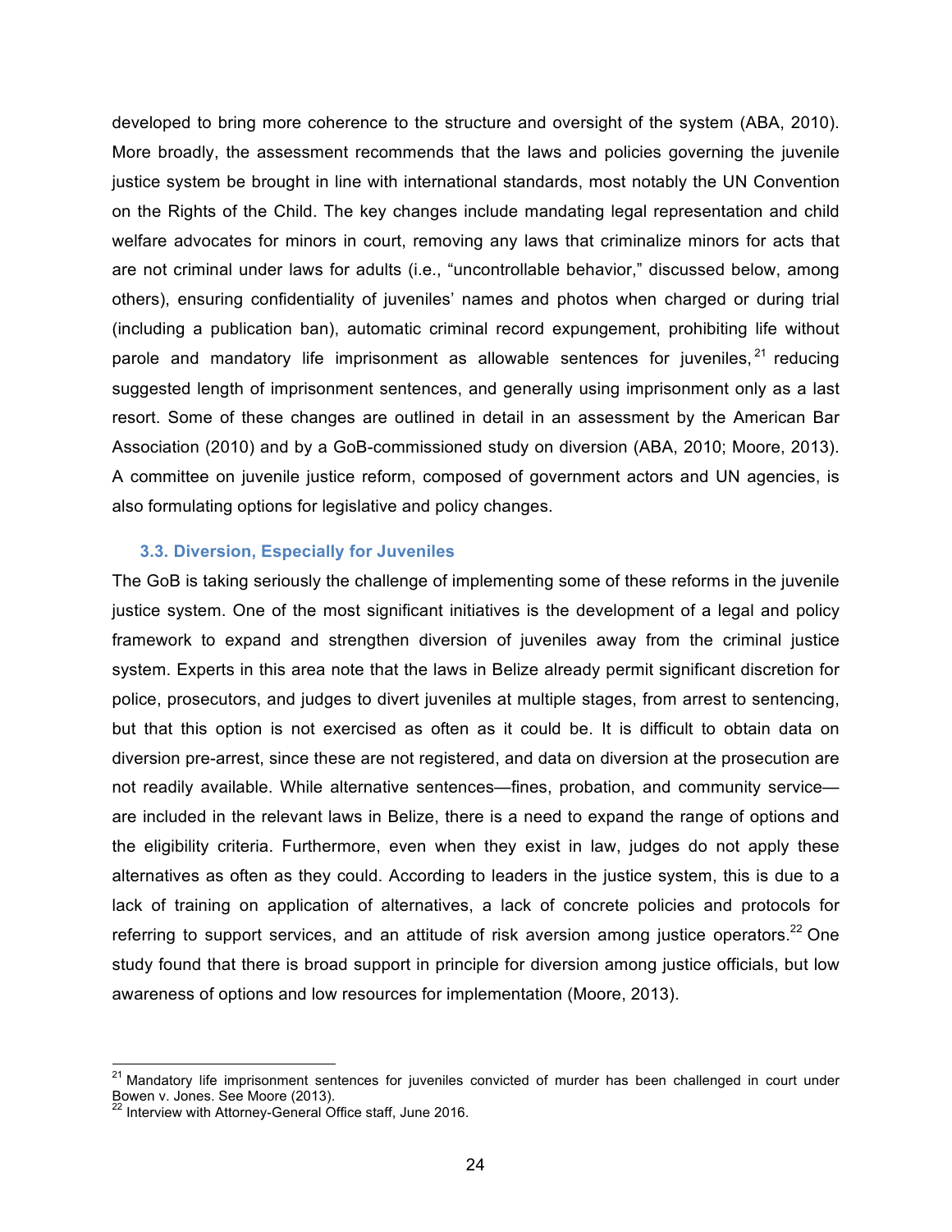developed to bring more coherence to the structure and oversight of the system (ABA, 2010). More broadly, the assessment recommends that the laws and policies governing the juvenile justice system be brought in line with international standards, most notably the UN Convention on the Rights of the Child. The key changes include mandating legal representation and child welfare advocates for minors in court, removing any laws that criminalize minors for acts that are not criminal under laws for adults (i.e., "uncontrollable behavior," discussed below, among others), ensuring confidentiality of juveniles' names and photos when charged or during trial (including a publication ban), automatic criminal record expungement, prohibiting life without parole and mandatory life imprisonment as allowable sentences for juveniles,[21] reducing suggested length of imprisonment sentences, and generally using imprisonment only as a last resort. Some of these changes are outlined in detail in an assessment by the American Bar Association (2010) and by a GoB-commissioned study on diversion (ABA, 2010; Moore, 2013). A committee on juvenile justice reform, composed of government actors and UN agencies, is also formulating options for legislative and policy changes.

### 3.3. Diversion, Especially for Juveniles

The GoB is taking seriously the challenge of implementing some of these reforms in the juvenile justice system. One of the most significant initiatives is the development of a legal and policy framework to expand and strengthen diversion of juveniles away from the criminal justice system. Experts in this area note that the laws in Belize already permit significant discretion for police, prosecutors, and judges to divert juveniles at multiple stages, from arrest to sentencing, but that this option is not exercised as often as it could be. It is difficult to obtain data on diversion pre-arrest, since these are not registered, and data on diversion at the prosecution are not readily available. While alternative sentences—fines, probation, and community service—are included in the relevant laws in Belize, there is a need to expand the range of options and the eligibility criteria. Furthermore, even when they exist in law, judges do not apply these alternatives as often as they could. According to leaders in the justice system, this is due to a lack of training on application of alternatives, a lack of concrete policies and protocols for referring to support services, and an attitude of risk aversion among justice operators.[22] One study found that there is broad support in principle for diversion among justice officials, but low awareness of options and low resources for implementation (Moore, 2013).

[21] Mandatory life imprisonment sentences for juveniles convicted of murder has been challenged in court under Bowen v. Jones. See Moore (2013).

[22] Interview with Attorney-General Office staff, June 2016.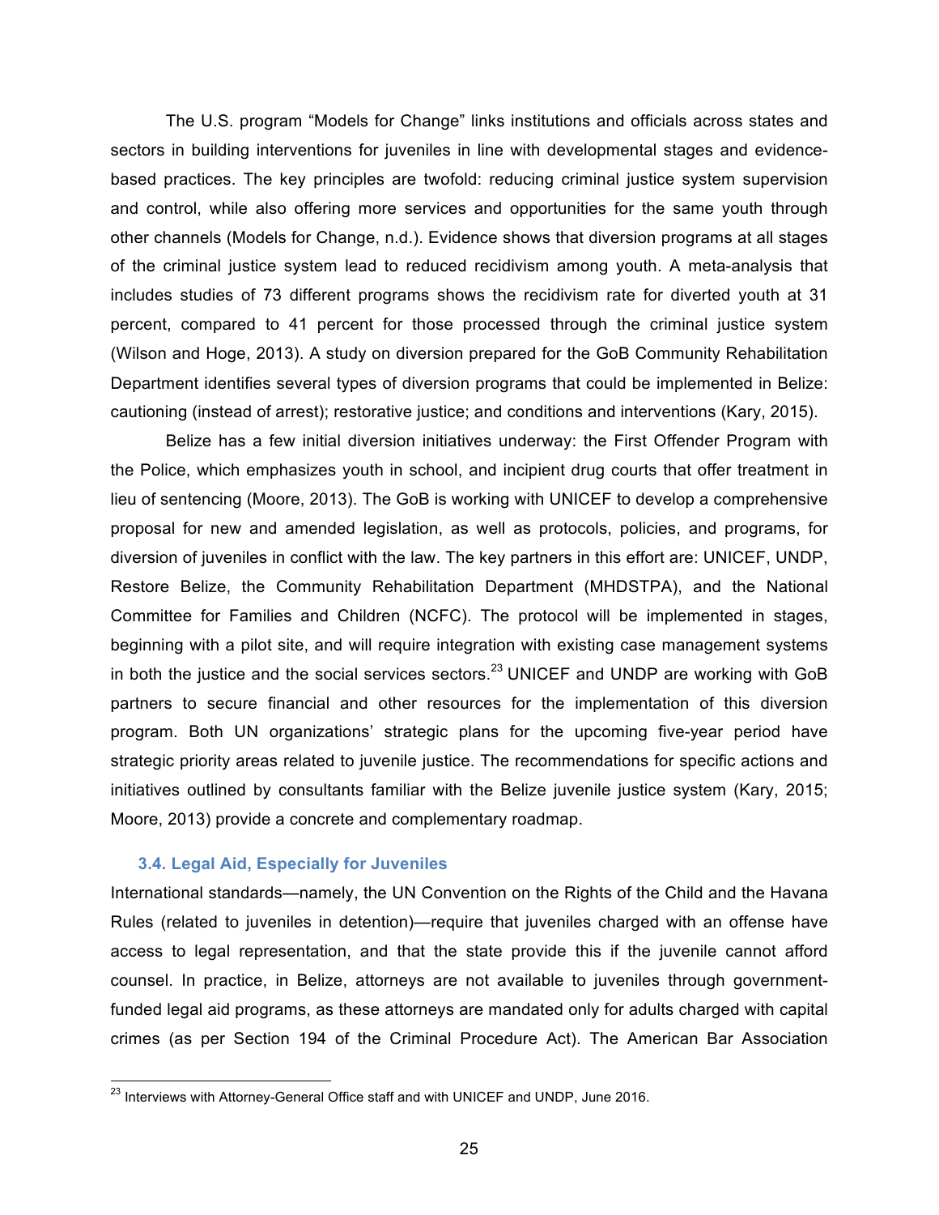The U.S. program "Models for Change" links institutions and officials across states and sectors in building interventions for juveniles in line with developmental stages and evidence-based practices. The key principles are twofold: reducing criminal justice system supervision and control, while also offering more services and opportunities for the same youth through other channels (Models for Change, n.d.). Evidence shows that diversion programs at all stages of the criminal justice system lead to reduced recidivism among youth. A meta-analysis that includes studies of 73 different programs shows the recidivism rate for diverted youth at 31 percent, compared to 41 percent for those processed through the criminal justice system (Wilson and Hoge, 2013). A study on diversion prepared for the GoB Community Rehabilitation Department identifies several types of diversion programs that could be implemented in Belize: cautioning (instead of arrest); restorative justice; and conditions and interventions (Kary, 2015).

Belize has a few initial diversion initiatives underway: the First Offender Program with the Police, which emphasizes youth in school, and incipient drug courts that offer treatment in lieu of sentencing (Moore, 2013). The GoB is working with UNICEF to develop a comprehensive proposal for new and amended legislation, as well as protocols, policies, and programs, for diversion of juveniles in conflict with the law. The key partners in this effort are: UNICEF, UNDP, Restore Belize, the Community Rehabilitation Department (MHDSTPA), and the National Committee for Families and Children (NCFC). The protocol will be implemented in stages, beginning with a pilot site, and will require integration with existing case management systems in both the justice and the social services sectors.[23] UNICEF and UNDP are working with GoB partners to secure financial and other resources for the implementation of this diversion program. Both UN organizations' strategic plans for the upcoming five-year period have strategic priority areas related to juvenile justice. The recommendations for specific actions and initiatives outlined by consultants familiar with the Belize juvenile justice system (Kary, 2015; Moore, 2013) provide a concrete and complementary roadmap.

### 3.4. Legal Aid, Especially for Juveniles

International standards—namely, the UN Convention on the Rights of the Child and the Havana Rules (related to juveniles in detention)—require that juveniles charged with an offense have access to legal representation, and that the state provide this if the juvenile cannot afford counsel. In practice, in Belize, attorneys are not available to juveniles through government-funded legal aid programs, as these attorneys are mandated only for adults charged with capital crimes (as per Section 194 of the Criminal Procedure Act). The American Bar Association

[23] Interviews with Attorney-General Office staff and with UNICEF and UNDP, June 2016.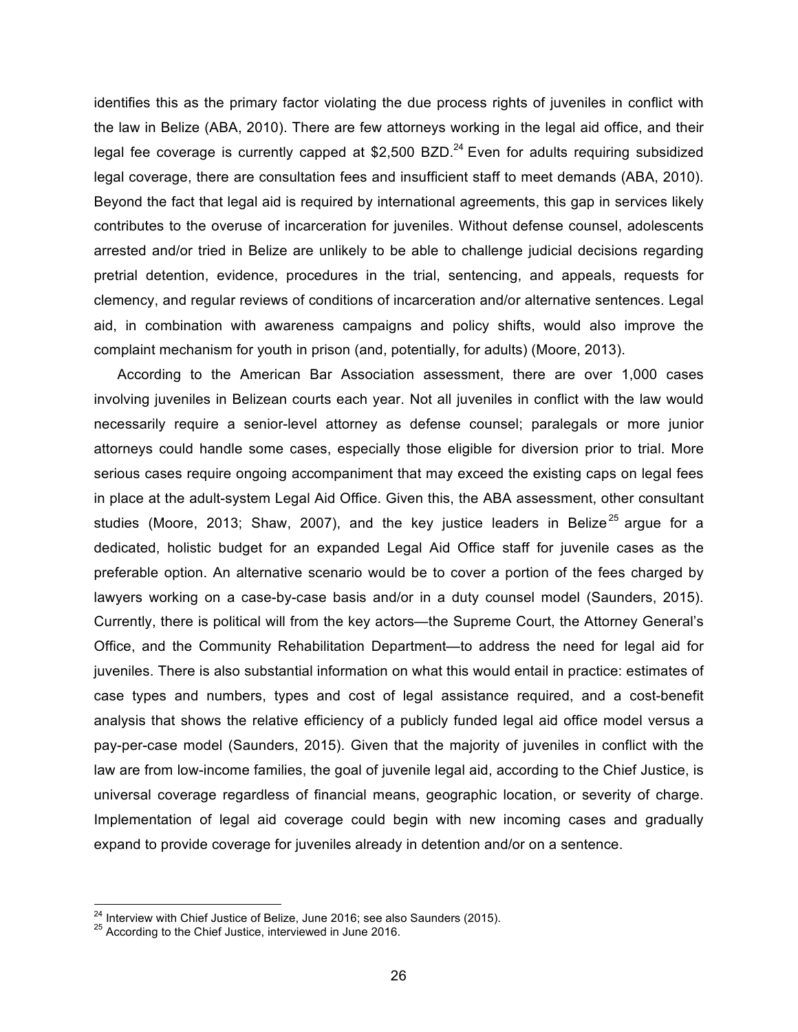identifies this as the primary factor violating the due process rights of juveniles in conflict with the law in Belize (ABA, 2010). There are few attorneys working in the legal aid office, and their legal fee coverage is currently capped at $2,500 BZD.[24] Even for adults requiring subsidized legal coverage, there are consultation fees and insufficient staff to meet demands (ABA, 2010). Beyond the fact that legal aid is required by international agreements, this gap in services likely contributes to the overuse of incarceration for juveniles. Without defense counsel, adolescents arrested and/or tried in Belize are unlikely to be able to challenge judicial decisions regarding pretrial detention, evidence, procedures in the trial, sentencing, and appeals, requests for clemency, and regular reviews of conditions of incarceration and/or alternative sentences. Legal aid, in combination with awareness campaigns and policy shifts, would also improve the complaint mechanism for youth in prison (and, potentially, for adults) (Moore, 2013).

According to the American Bar Association assessment, there are over 1,000 cases involving juveniles in Belizean courts each year. Not all juveniles in conflict with the law would necessarily require a senior-level attorney as defense counsel; paralegals or more junior attorneys could handle some cases, especially those eligible for diversion prior to trial. More serious cases require ongoing accompaniment that may exceed the existing caps on legal fees in place at the adult-system Legal Aid Office. Given this, the ABA assessment, other consultant studies (Moore, 2013; Shaw, 2007), and the key justice leaders in Belize[25] argue for a dedicated, holistic budget for an expanded Legal Aid Office staff for juvenile cases as the preferable option. An alternative scenario would be to cover a portion of the fees charged by lawyers working on a case-by-case basis and/or in a duty counsel model (Saunders, 2015). Currently, there is political will from the key actors—the Supreme Court, the Attorney General's Office, and the Community Rehabilitation Department—to address the need for legal aid for juveniles. There is also substantial information on what this would entail in practice: estimates of case types and numbers, types and cost of legal assistance required, and a cost-benefit analysis that shows the relative efficiency of a publicly funded legal aid office model versus a pay-per-case model (Saunders, 2015). Given that the majority of juveniles in conflict with the law are from low-income families, the goal of juvenile legal aid, according to the Chief Justice, is universal coverage regardless of financial means, geographic location, or severity of charge. Implementation of legal aid coverage could begin with new incoming cases and gradually expand to provide coverage for juveniles already in detention and/or on a sentence.

[24] Interview with Chief Justice of Belize, June 2016; see also Saunders (2015).

[25] According to the Chief Justice, interviewed in June 2016.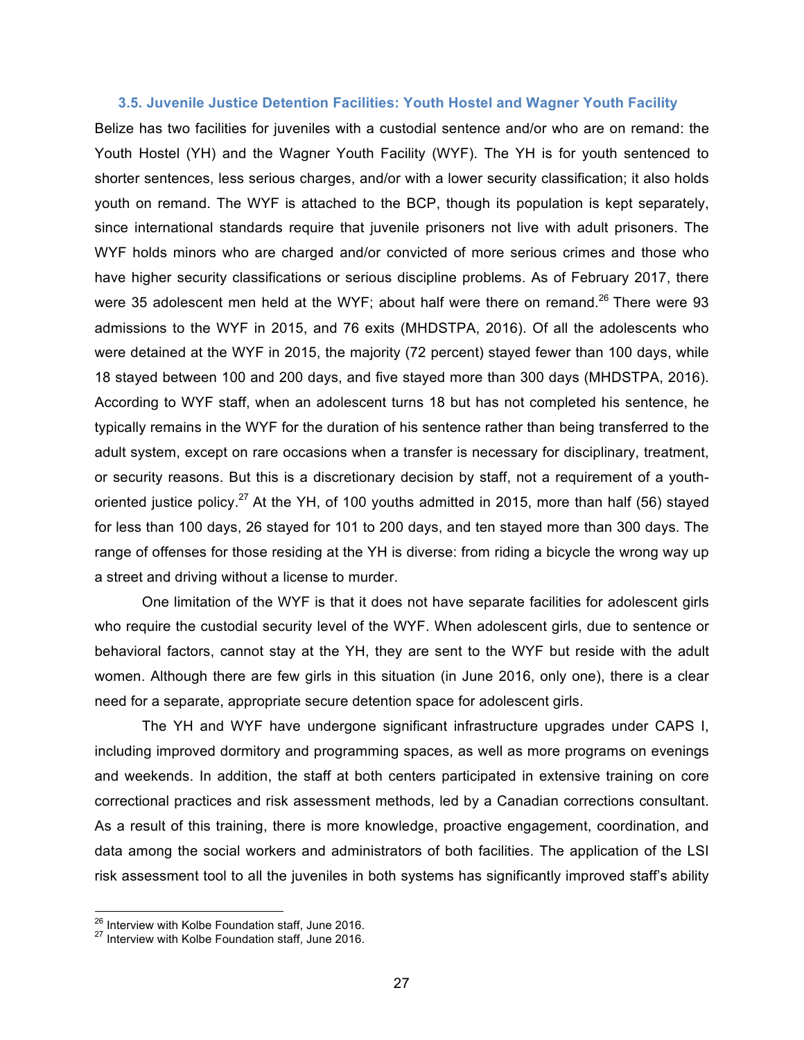### 3.5. Juvenile Justice Detention Facilities: Youth Hostel and Wagner Youth Facility

Belize has two facilities for juveniles with a custodial sentence and/or who are on remand: the Youth Hostel (YH) and the Wagner Youth Facility (WYF). The YH is for youth sentenced to shorter sentences, less serious charges, and/or with a lower security classification; it also holds youth on remand. The WYF is attached to the BCP, though its population is kept separately, since international standards require that juvenile prisoners not live with adult prisoners. The WYF holds minors who are charged and/or convicted of more serious crimes and those who have higher security classifications or serious discipline problems. As of February 2017, there were 35 adolescent men held at the WYF; about half were there on remand.[26] There were 93 admissions to the WYF in 2015, and 76 exits (MHDSTPA, 2016). Of all the adolescents who were detained at the WYF in 2015, the majority (72 percent) stayed fewer than 100 days, while 18 stayed between 100 and 200 days, and five stayed more than 300 days (MHDSTPA, 2016). According to WYF staff, when an adolescent turns 18 but has not completed his sentence, he typically remains in the WYF for the duration of his sentence rather than being transferred to the adult system, except on rare occasions when a transfer is necessary for disciplinary, treatment, or security reasons. But this is a discretionary decision by staff, not a requirement of a youth-oriented justice policy.[27] At the YH, of 100 youths admitted in 2015, more than half (56) stayed for less than 100 days, 26 stayed for 101 to 200 days, and ten stayed more than 300 days. The range of offenses for those residing at the YH is diverse: from riding a bicycle the wrong way up a street and driving without a license to murder.

One limitation of the WYF is that it does not have separate facilities for adolescent girls who require the custodial security level of the WYF. When adolescent girls, due to sentence or behavioral factors, cannot stay at the YH, they are sent to the WYF but reside with the adult women. Although there are few girls in this situation (in June 2016, only one), there is a clear need for a separate, appropriate secure detention space for adolescent girls.

The YH and WYF have undergone significant infrastructure upgrades under CAPS I, including improved dormitory and programming spaces, as well as more programs on evenings and weekends. In addition, the staff at both centers participated in extensive training on core correctional practices and risk assessment methods, led by a Canadian corrections consultant. As a result of this training, there is more knowledge, proactive engagement, coordination, and data among the social workers and administrators of both facilities. The application of the LSI risk assessment tool to all the juveniles in both systems has significantly improved staff's ability

[26] Interview with Kolbe Foundation staff, June 2016.
[27] Interview with Kolbe Foundation staff, June 2016.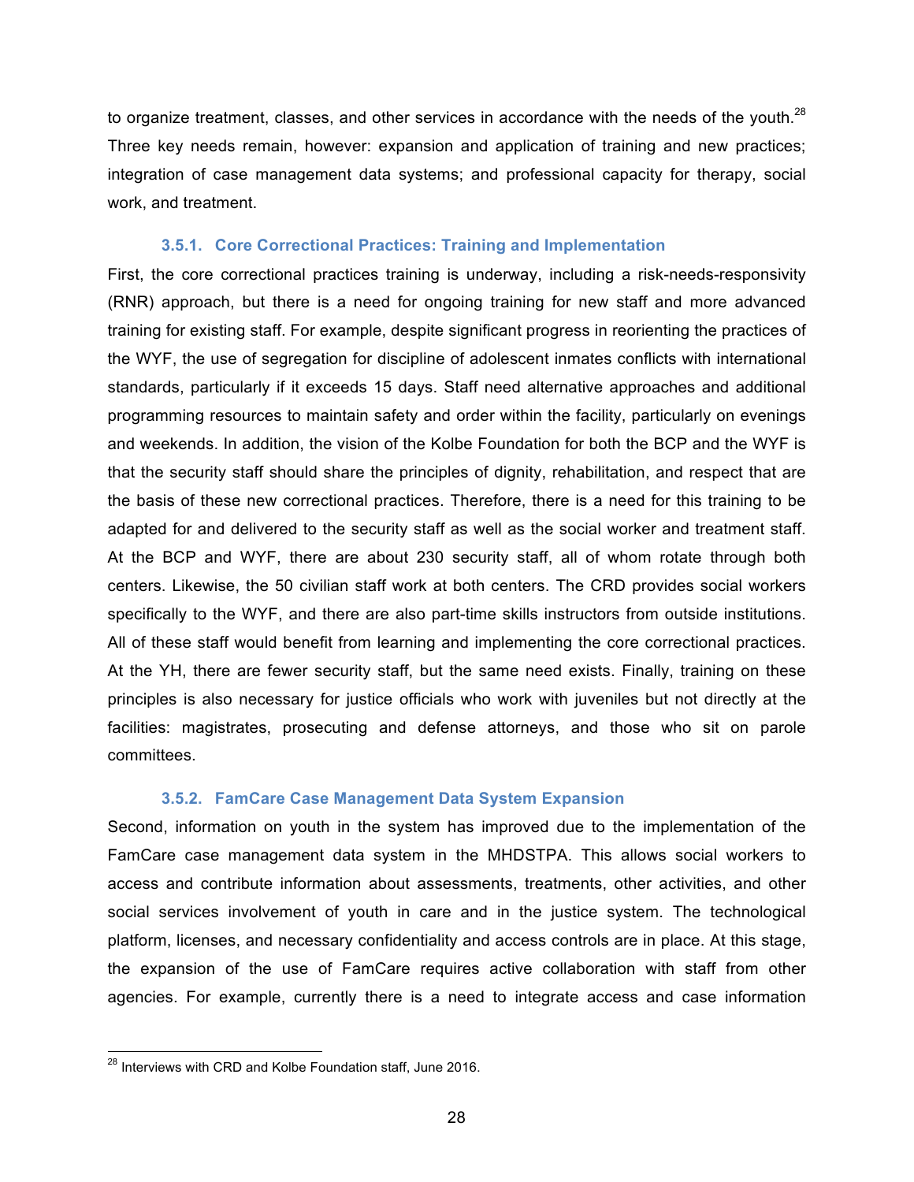to organize treatment, classes, and other services in accordance with the needs of the youth.[28] Three key needs remain, however: expansion and application of training and new practices; integration of case management data systems; and professional capacity for therapy, social work, and treatment.

### 3.5.1. Core Correctional Practices: Training and Implementation

First, the core correctional practices training is underway, including a risk-needs-responsivity (RNR) approach, but there is a need for ongoing training for new staff and more advanced training for existing staff. For example, despite significant progress in reorienting the practices of the WYF, the use of segregation for discipline of adolescent inmates conflicts with international standards, particularly if it exceeds 15 days. Staff need alternative approaches and additional programming resources to maintain safety and order within the facility, particularly on evenings and weekends. In addition, the vision of the Kolbe Foundation for both the BCP and the WYF is that the security staff should share the principles of dignity, rehabilitation, and respect that are the basis of these new correctional practices. Therefore, there is a need for this training to be adapted for and delivered to the security staff as well as the social worker and treatment staff. At the BCP and WYF, there are about 230 security staff, all of whom rotate through both centers. Likewise, the 50 civilian staff work at both centers. The CRD provides social workers specifically to the WYF, and there are also part-time skills instructors from outside institutions. All of these staff would benefit from learning and implementing the core correctional practices. At the YH, there are fewer security staff, but the same need exists. Finally, training on these principles is also necessary for justice officials who work with juveniles but not directly at the facilities: magistrates, prosecuting and defense attorneys, and those who sit on parole committees.

### 3.5.2. FamCare Case Management Data System Expansion

Second, information on youth in the system has improved due to the implementation of the FamCare case management data system in the MHDSTPA. This allows social workers to access and contribute information about assessments, treatments, other activities, and other social services involvement of youth in care and in the justice system. The technological platform, licenses, and necessary confidentiality and access controls are in place. At this stage, the expansion of the use of FamCare requires active collaboration with staff from other agencies. For example, currently there is a need to integrate access and case information

[28] Interviews with CRD and Kolbe Foundation staff, June 2016.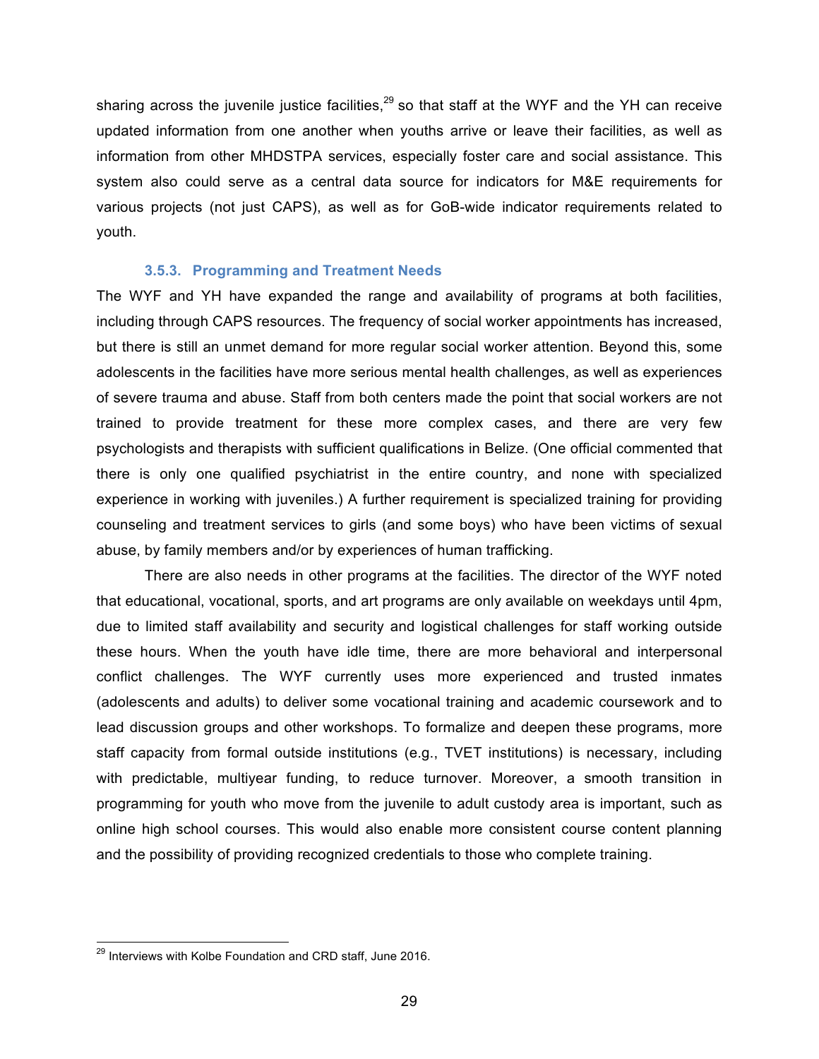sharing across the juvenile justice facilities,[29] so that staff at the WYF and the YH can receive updated information from one another when youths arrive or leave their facilities, as well as information from other MHDSTPA services, especially foster care and social assistance. This system also could serve as a central data source for indicators for M&E requirements for various projects (not just CAPS), as well as for GoB-wide indicator requirements related to youth.

### 3.5.3. Programming and Treatment Needs

The WYF and YH have expanded the range and availability of programs at both facilities, including through CAPS resources. The frequency of social worker appointments has increased, but there is still an unmet demand for more regular social worker attention. Beyond this, some adolescents in the facilities have more serious mental health challenges, as well as experiences of severe trauma and abuse. Staff from both centers made the point that social workers are not trained to provide treatment for these more complex cases, and there are very few psychologists and therapists with sufficient qualifications in Belize. (One official commented that there is only one qualified psychiatrist in the entire country, and none with specialized experience in working with juveniles.) A further requirement is specialized training for providing counseling and treatment services to girls (and some boys) who have been victims of sexual abuse, by family members and/or by experiences of human trafficking.

There are also needs in other programs at the facilities. The director of the WYF noted that educational, vocational, sports, and art programs are only available on weekdays until 4pm, due to limited staff availability and security and logistical challenges for staff working outside these hours. When the youth have idle time, there are more behavioral and interpersonal conflict challenges. The WYF currently uses more experienced and trusted inmates (adolescents and adults) to deliver some vocational training and academic coursework and to lead discussion groups and other workshops. To formalize and deepen these programs, more staff capacity from formal outside institutions (e.g., TVET institutions) is necessary, including with predictable, multiyear funding, to reduce turnover. Moreover, a smooth transition in programming for youth who move from the juvenile to adult custody area is important, such as online high school courses. This would also enable more consistent course content planning and the possibility of providing recognized credentials to those who complete training.

---

[29] Interviews with Kolbe Foundation and CRD staff, June 2016.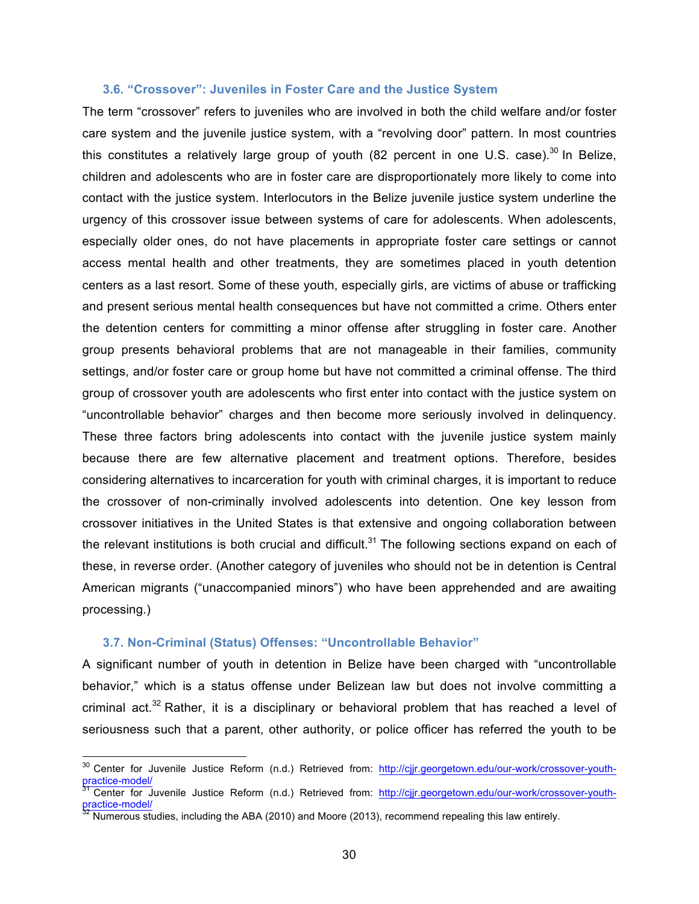### 3.6. “Crossover”: Juveniles in Foster Care and the Justice System

The term “crossover” refers to juveniles who are involved in both the child welfare and/or foster care system and the juvenile justice system, with a “revolving door” pattern. In most countries this constitutes a relatively large group of youth (82 percent in one U.S. case).[30] In Belize, children and adolescents who are in foster care are disproportionately more likely to come into contact with the justice system. Interlocutors in the Belize juvenile justice system underline the urgency of this crossover issue between systems of care for adolescents. When adolescents, especially older ones, do not have placements in appropriate foster care settings or cannot access mental health and other treatments, they are sometimes placed in youth detention centers as a last resort. Some of these youth, especially girls, are victims of abuse or trafficking and present serious mental health consequences but have not committed a crime. Others enter the detention centers for committing a minor offense after struggling in foster care. Another group presents behavioral problems that are not manageable in their families, community settings, and/or foster care or group home but have not committed a criminal offense. The third group of crossover youth are adolescents who first enter into contact with the justice system on “uncontrollable behavior” charges and then become more seriously involved in delinquency. These three factors bring adolescents into contact with the juvenile justice system mainly because there are few alternative placement and treatment options. Therefore, besides considering alternatives to incarceration for youth with criminal charges, it is important to reduce the crossover of non-criminally involved adolescents into detention. One key lesson from crossover initiatives in the United States is that extensive and ongoing collaboration between the relevant institutions is both crucial and difficult.[31] The following sections expand on each of these, in reverse order. (Another category of juveniles who should not be in detention is Central American migrants (“unaccompanied minors”) who have been apprehended and are awaiting processing.)

### 3.7. Non-Criminal (Status) Offenses: “Uncontrollable Behavior”

A significant number of youth in detention in Belize have been charged with “uncontrollable behavior,” which is a status offense under Belizean law but does not involve committing a criminal act.[32] Rather, it is a disciplinary or behavioral problem that has reached a level of seriousness such that a parent, other authority, or police officer has referred the youth to be

---

[30] Center for Juvenile Justice Reform (n.d.) Retrieved from: http://cjjr.georgetown.edu/our-work/crossover-youth-practice-model/

[31] Center for Juvenile Justice Reform (n.d.) Retrieved from: http://cjjr.georgetown.edu/our-work/crossover-youth-practice-model/

[32] Numerous studies, including the ABA (2010) and Moore (2013), recommend repealing this law entirely.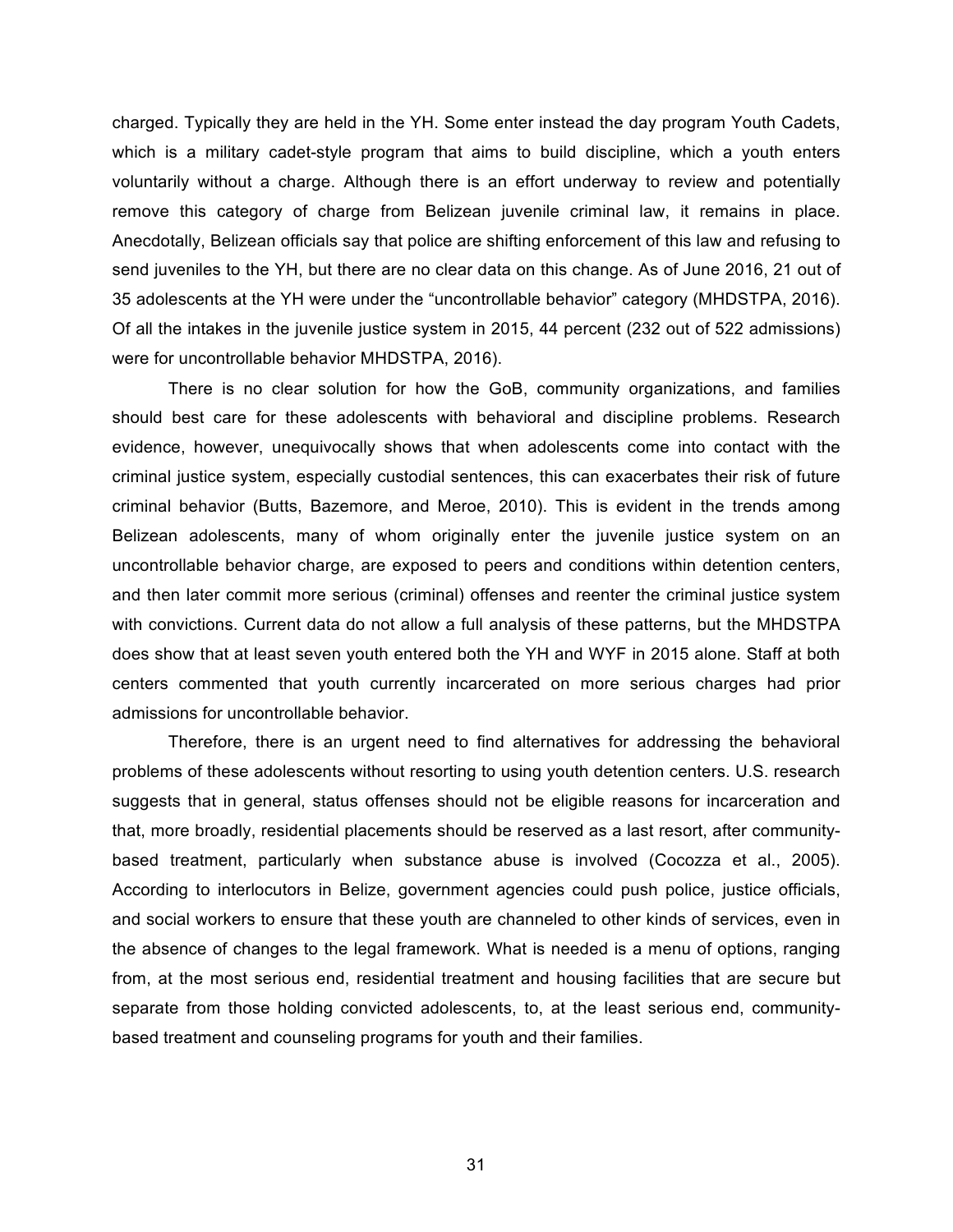charged. Typically they are held in the YH. Some enter instead the day program Youth Cadets, which is a military cadet-style program that aims to build discipline, which a youth enters voluntarily without a charge. Although there is an effort underway to review and potentially remove this category of charge from Belizean juvenile criminal law, it remains in place. Anecdotally, Belizean officials say that police are shifting enforcement of this law and refusing to send juveniles to the YH, but there are no clear data on this change. As of June 2016, 21 out of 35 adolescents at the YH were under the "uncontrollable behavior" category (MHDSTPA, 2016). Of all the intakes in the juvenile justice system in 2015, 44 percent (232 out of 522 admissions) were for uncontrollable behavior MHDSTPA, 2016).

There is no clear solution for how the GoB, community organizations, and families should best care for these adolescents with behavioral and discipline problems. Research evidence, however, unequivocally shows that when adolescents come into contact with the criminal justice system, especially custodial sentences, this can exacerbates their risk of future criminal behavior (Butts, Bazemore, and Meroe, 2010). This is evident in the trends among Belizean adolescents, many of whom originally enter the juvenile justice system on an uncontrollable behavior charge, are exposed to peers and conditions within detention centers, and then later commit more serious (criminal) offenses and reenter the criminal justice system with convictions. Current data do not allow a full analysis of these patterns, but the MHDSTPA does show that at least seven youth entered both the YH and WYF in 2015 alone. Staff at both centers commented that youth currently incarcerated on more serious charges had prior admissions for uncontrollable behavior.

Therefore, there is an urgent need to find alternatives for addressing the behavioral problems of these adolescents without resorting to using youth detention centers. U.S. research suggests that in general, status offenses should not be eligible reasons for incarceration and that, more broadly, residential placements should be reserved as a last resort, after community-based treatment, particularly when substance abuse is involved (Cocozza et al., 2005). According to interlocutors in Belize, government agencies could push police, justice officials, and social workers to ensure that these youth are channeled to other kinds of services, even in the absence of changes to the legal framework. What is needed is a menu of options, ranging from, at the most serious end, residential treatment and housing facilities that are secure but separate from those holding convicted adolescents, to, at the least serious end, community-based treatment and counseling programs for youth and their families.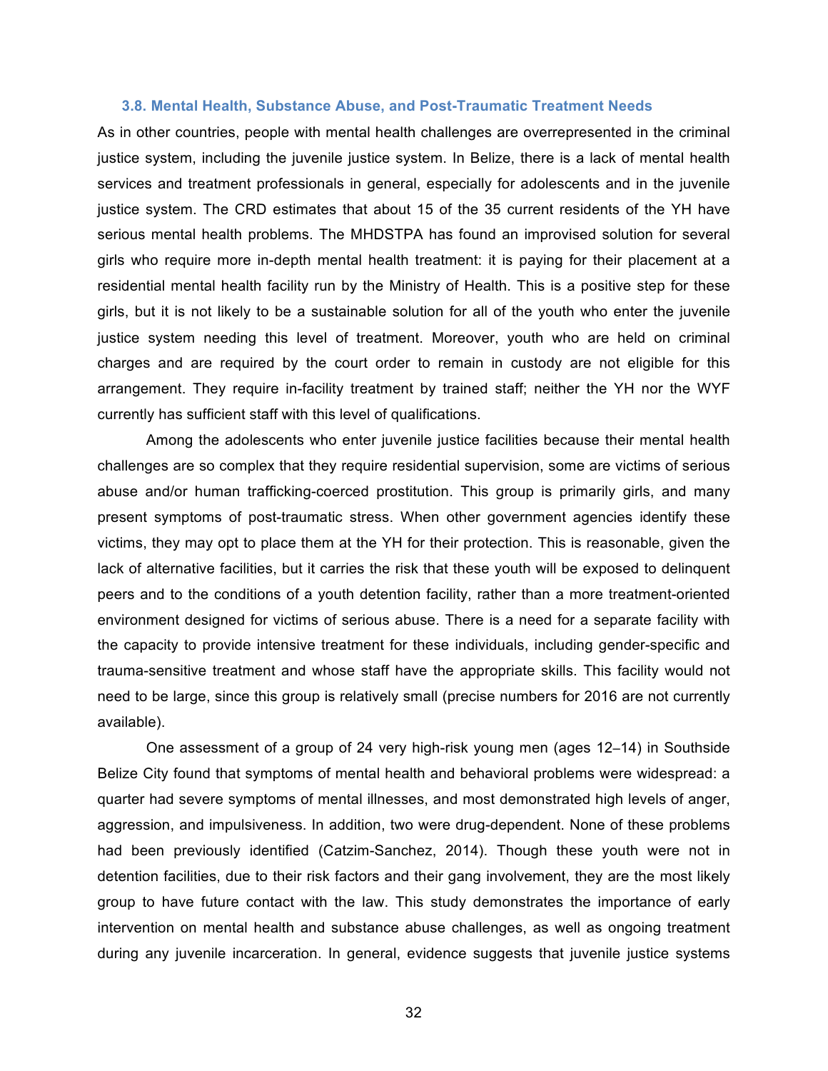### 3.8. Mental Health, Substance Abuse, and Post-Traumatic Treatment Needs

As in other countries, people with mental health challenges are overrepresented in the criminal justice system, including the juvenile justice system. In Belize, there is a lack of mental health services and treatment professionals in general, especially for adolescents and in the juvenile justice system. The CRD estimates that about 15 of the 35 current residents of the YH have serious mental health problems. The MHDSTPA has found an improvised solution for several girls who require more in-depth mental health treatment: it is paying for their placement at a residential mental health facility run by the Ministry of Health. This is a positive step for these girls, but it is not likely to be a sustainable solution for all of the youth who enter the juvenile justice system needing this level of treatment. Moreover, youth who are held on criminal charges and are required by the court order to remain in custody are not eligible for this arrangement. They require in-facility treatment by trained staff; neither the YH nor the WYF currently has sufficient staff with this level of qualifications.

Among the adolescents who enter juvenile justice facilities because their mental health challenges are so complex that they require residential supervision, some are victims of serious abuse and/or human trafficking-coerced prostitution. This group is primarily girls, and many present symptoms of post-traumatic stress. When other government agencies identify these victims, they may opt to place them at the YH for their protection. This is reasonable, given the lack of alternative facilities, but it carries the risk that these youth will be exposed to delinquent peers and to the conditions of a youth detention facility, rather than a more treatment-oriented environment designed for victims of serious abuse. There is a need for a separate facility with the capacity to provide intensive treatment for these individuals, including gender-specific and trauma-sensitive treatment and whose staff have the appropriate skills. This facility would not need to be large, since this group is relatively small (precise numbers for 2016 are not currently available).

One assessment of a group of 24 very high-risk young men (ages 12–14) in Southside Belize City found that symptoms of mental health and behavioral problems were widespread: a quarter had severe symptoms of mental illnesses, and most demonstrated high levels of anger, aggression, and impulsiveness. In addition, two were drug-dependent. None of these problems had been previously identified (Catzim-Sanchez, 2014). Though these youth were not in detention facilities, due to their risk factors and their gang involvement, they are the most likely group to have future contact with the law. This study demonstrates the importance of early intervention on mental health and substance abuse challenges, as well as ongoing treatment during any juvenile incarceration. In general, evidence suggests that juvenile justice systems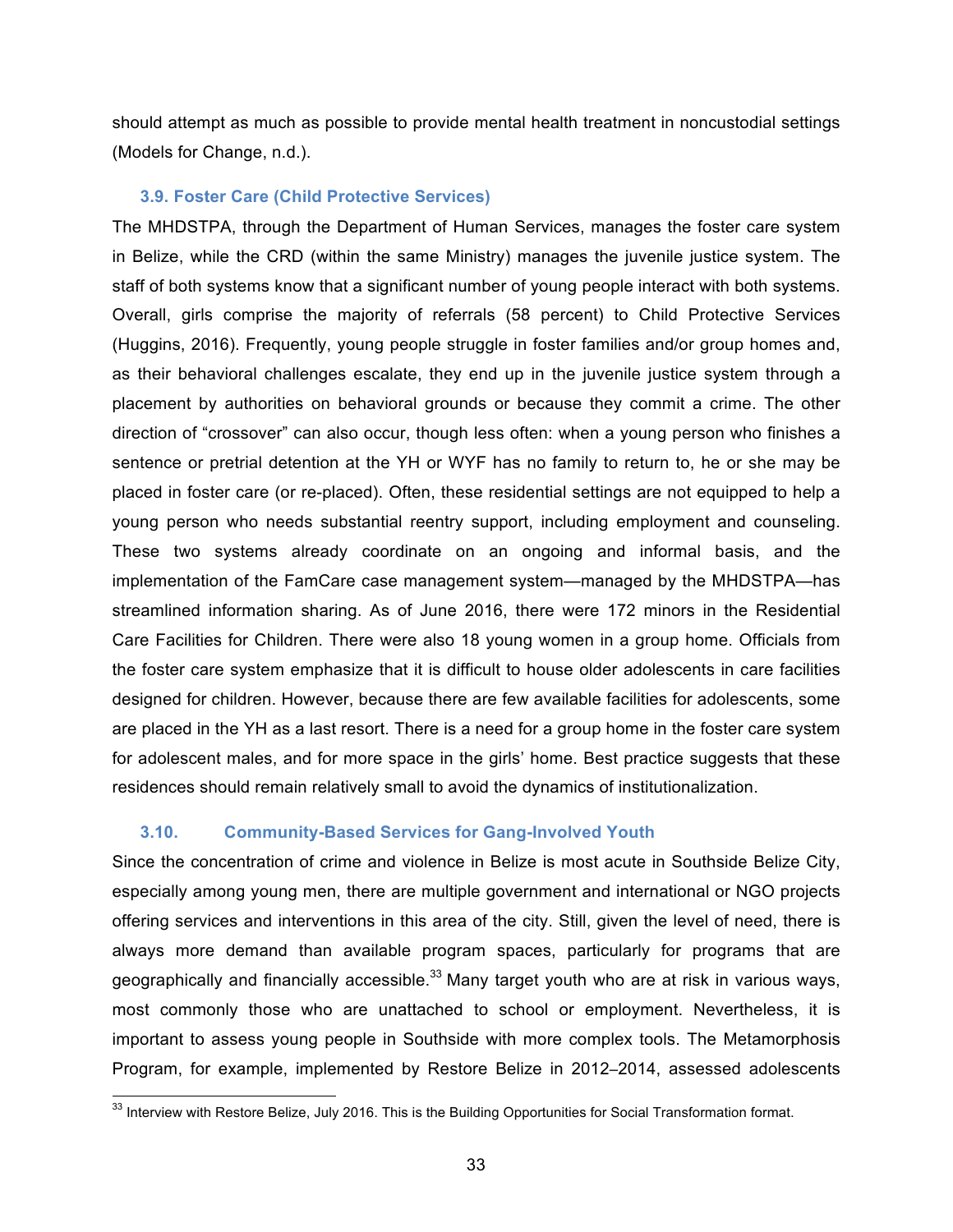should attempt as much as possible to provide mental health treatment in noncustodial settings (Models for Change, n.d.).

### 3.9. Foster Care (Child Protective Services)

The MHDSTPA, through the Department of Human Services, manages the foster care system in Belize, while the CRD (within the same Ministry) manages the juvenile justice system. The staff of both systems know that a significant number of young people interact with both systems. Overall, girls comprise the majority of referrals (58 percent) to Child Protective Services (Huggins, 2016). Frequently, young people struggle in foster families and/or group homes and, as their behavioral challenges escalate, they end up in the juvenile justice system through a placement by authorities on behavioral grounds or because they commit a crime. The other direction of "crossover" can also occur, though less often: when a young person who finishes a sentence or pretrial detention at the YH or WYF has no family to return to, he or she may be placed in foster care (or re-placed). Often, these residential settings are not equipped to help a young person who needs substantial reentry support, including employment and counseling. These two systems already coordinate on an ongoing and informal basis, and the implementation of the FamCare case management system—managed by the MHDSTPA—has streamlined information sharing. As of June 2016, there were 172 minors in the Residential Care Facilities for Children. There were also 18 young women in a group home. Officials from the foster care system emphasize that it is difficult to house older adolescents in care facilities designed for children. However, because there are few available facilities for adolescents, some are placed in the YH as a last resort. There is a need for a group home in the foster care system for adolescent males, and for more space in the girls' home. Best practice suggests that these residences should remain relatively small to avoid the dynamics of institutionalization.

### 3.10. Community-Based Services for Gang-Involved Youth

Since the concentration of crime and violence in Belize is most acute in Southside Belize City, especially among young men, there are multiple government and international or NGO projects offering services and interventions in this area of the city. Still, given the level of need, there is always more demand than available program spaces, particularly for programs that are geographically and financially accessible.[33] Many target youth who are at risk in various ways, most commonly those who are unattached to school or employment. Nevertheless, it is important to assess young people in Southside with more complex tools. The Metamorphosis Program, for example, implemented by Restore Belize in 2012–2014, assessed adolescents

[33] Interview with Restore Belize, July 2016. This is the Building Opportunities for Social Transformation format.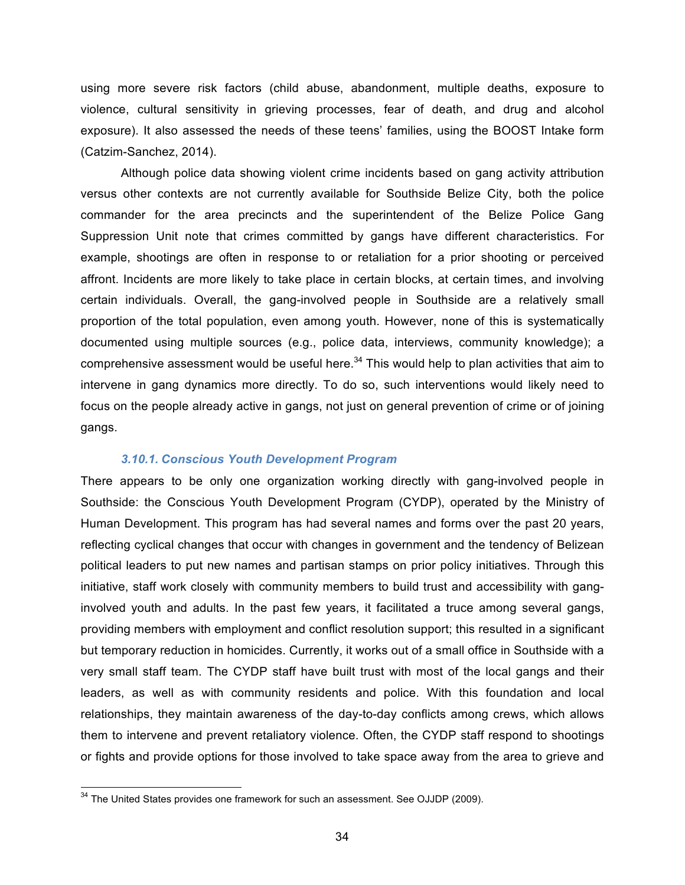using more severe risk factors (child abuse, abandonment, multiple deaths, exposure to violence, cultural sensitivity in grieving processes, fear of death, and drug and alcohol exposure). It also assessed the needs of these teens' families, using the BOOST Intake form (Catzim-Sanchez, 2014).

Although police data showing violent crime incidents based on gang activity attribution versus other contexts are not currently available for Southside Belize City, both the police commander for the area precincts and the superintendent of the Belize Police Gang Suppression Unit note that crimes committed by gangs have different characteristics. For example, shootings are often in response to or retaliation for a prior shooting or perceived affront. Incidents are more likely to take place in certain blocks, at certain times, and involving certain individuals. Overall, the gang-involved people in Southside are a relatively small proportion of the total population, even among youth. However, none of this is systematically documented using multiple sources (e.g., police data, interviews, community knowledge); a comprehensive assessment would be useful here.[34] This would help to plan activities that aim to intervene in gang dynamics more directly. To do so, such interventions would likely need to focus on the people already active in gangs, not just on general prevention of crime or of joining gangs.

#### *3.10.1. Conscious Youth Development Program*

There appears to be only one organization working directly with gang-involved people in Southside: the Conscious Youth Development Program (CYDP), operated by the Ministry of Human Development. This program has had several names and forms over the past 20 years, reflecting cyclical changes that occur with changes in government and the tendency of Belizean political leaders to put new names and partisan stamps on prior policy initiatives. Through this initiative, staff work closely with community members to build trust and accessibility with gang-involved youth and adults. In the past few years, it facilitated a truce among several gangs, providing members with employment and conflict resolution support; this resulted in a significant but temporary reduction in homicides. Currently, it works out of a small office in Southside with a very small staff team. The CYDP staff have built trust with most of the local gangs and their leaders, as well as with community residents and police. With this foundation and local relationships, they maintain awareness of the day-to-day conflicts among crews, which allows them to intervene and prevent retaliatory violence. Often, the CYDP staff respond to shootings or fights and provide options for those involved to take space away from the area to grieve and

---

[34] The United States provides one framework for such an assessment. See OJJDP (2009).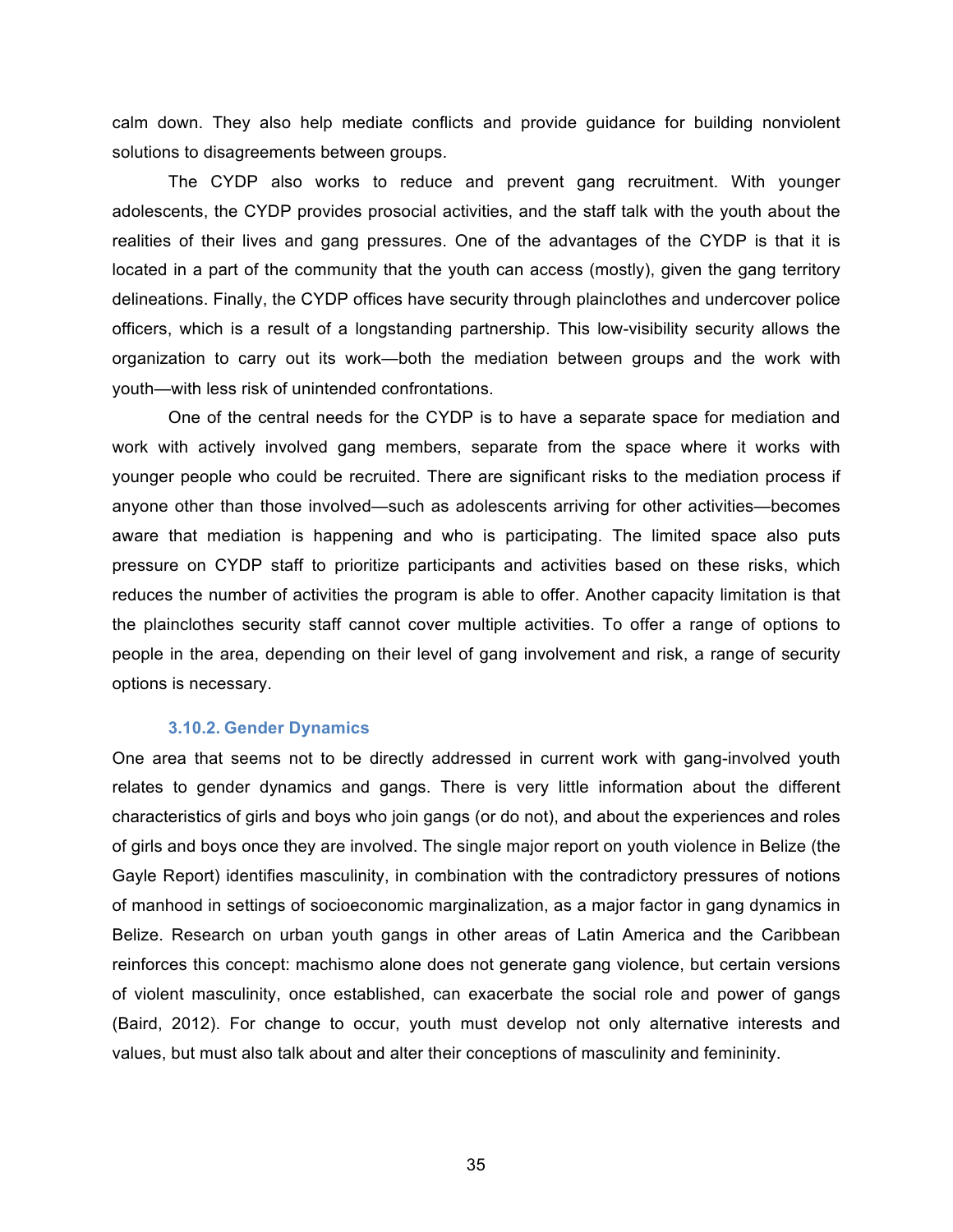calm down. They also help mediate conflicts and provide guidance for building nonviolent solutions to disagreements between groups.

The CYDP also works to reduce and prevent gang recruitment. With younger adolescents, the CYDP provides prosocial activities, and the staff talk with the youth about the realities of their lives and gang pressures. One of the advantages of the CYDP is that it is located in a part of the community that the youth can access (mostly), given the gang territory delineations. Finally, the CYDP offices have security through plainclothes and undercover police officers, which is a result of a longstanding partnership. This low-visibility security allows the organization to carry out its work—both the mediation between groups and the work with youth—with less risk of unintended confrontations.

One of the central needs for the CYDP is to have a separate space for mediation and work with actively involved gang members, separate from the space where it works with younger people who could be recruited. There are significant risks to the mediation process if anyone other than those involved—such as adolescents arriving for other activities—becomes aware that mediation is happening and who is participating. The limited space also puts pressure on CYDP staff to prioritize participants and activities based on these risks, which reduces the number of activities the program is able to offer. Another capacity limitation is that the plainclothes security staff cannot cover multiple activities. To offer a range of options to people in the area, depending on their level of gang involvement and risk, a range of security options is necessary.

#### 3.10.2. Gender Dynamics

One area that seems not to be directly addressed in current work with gang-involved youth relates to gender dynamics and gangs. There is very little information about the different characteristics of girls and boys who join gangs (or do not), and about the experiences and roles of girls and boys once they are involved. The single major report on youth violence in Belize (the Gayle Report) identifies masculinity, in combination with the contradictory pressures of notions of manhood in settings of socioeconomic marginalization, as a major factor in gang dynamics in Belize. Research on urban youth gangs in other areas of Latin America and the Caribbean reinforces this concept: machismo alone does not generate gang violence, but certain versions of violent masculinity, once established, can exacerbate the social role and power of gangs (Baird, 2012). For change to occur, youth must develop not only alternative interests and values, but must also talk about and alter their conceptions of masculinity and femininity.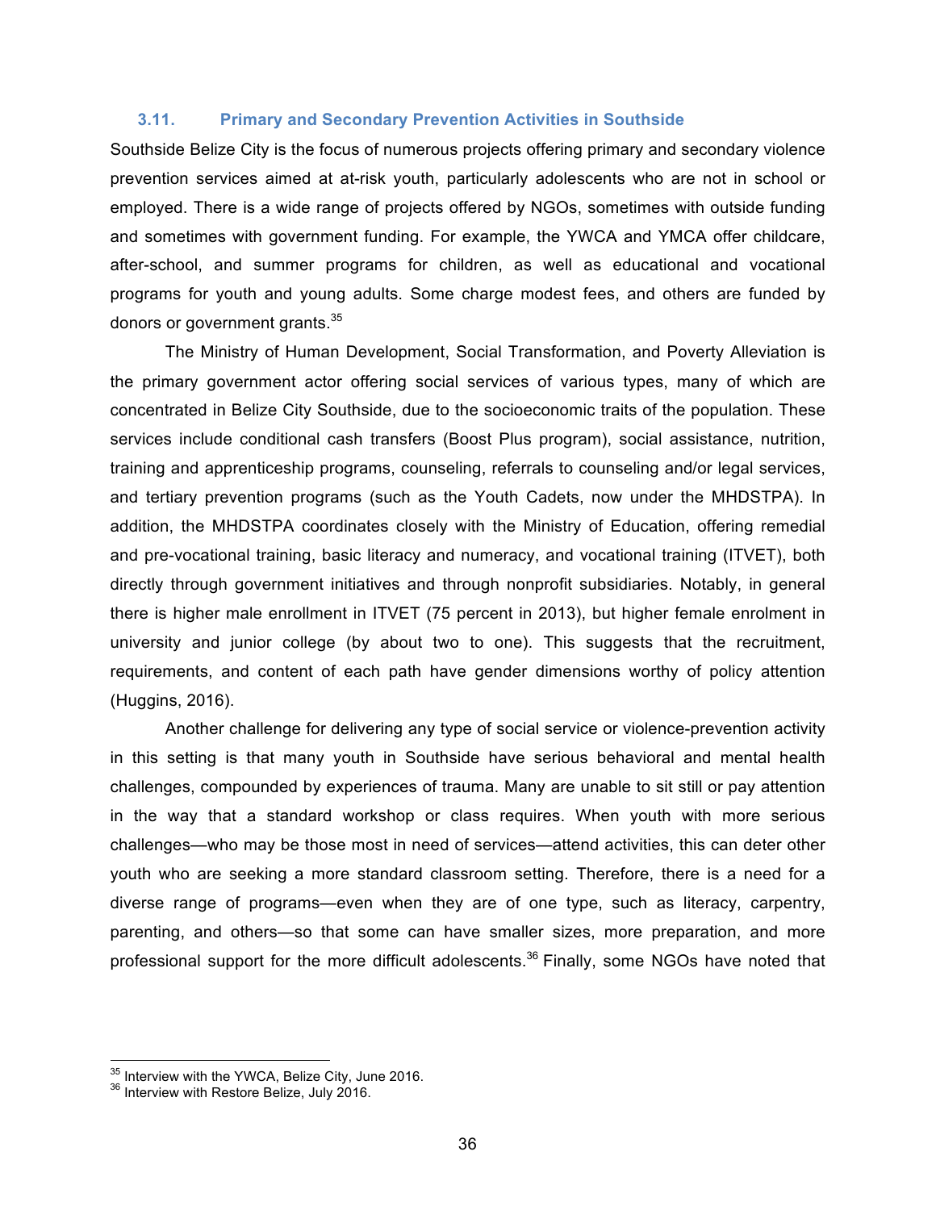### 3.11. Primary and Secondary Prevention Activities in Southside

Southside Belize City is the focus of numerous projects offering primary and secondary violence prevention services aimed at at-risk youth, particularly adolescents who are not in school or employed. There is a wide range of projects offered by NGOs, sometimes with outside funding and sometimes with government funding. For example, the YWCA and YMCA offer childcare, after-school, and summer programs for children, as well as educational and vocational programs for youth and young adults. Some charge modest fees, and others are funded by donors or government grants.[35]

The Ministry of Human Development, Social Transformation, and Poverty Alleviation is the primary government actor offering social services of various types, many of which are concentrated in Belize City Southside, due to the socioeconomic traits of the population. These services include conditional cash transfers (Boost Plus program), social assistance, nutrition, training and apprenticeship programs, counseling, referrals to counseling and/or legal services, and tertiary prevention programs (such as the Youth Cadets, now under the MHDSTPA). In addition, the MHDSTPA coordinates closely with the Ministry of Education, offering remedial and pre-vocational training, basic literacy and numeracy, and vocational training (ITVET), both directly through government initiatives and through nonprofit subsidiaries. Notably, in general there is higher male enrollment in ITVET (75 percent in 2013), but higher female enrolment in university and junior college (by about two to one). This suggests that the recruitment, requirements, and content of each path have gender dimensions worthy of policy attention (Huggins, 2016).

Another challenge for delivering any type of social service or violence-prevention activity in this setting is that many youth in Southside have serious behavioral and mental health challenges, compounded by experiences of trauma. Many are unable to sit still or pay attention in the way that a standard workshop or class requires. When youth with more serious challenges—who may be those most in need of services—attend activities, this can deter other youth who are seeking a more standard classroom setting. Therefore, there is a need for a diverse range of programs—even when they are of one type, such as literacy, carpentry, parenting, and others—so that some can have smaller sizes, more preparation, and more professional support for the more difficult adolescents.[36] Finally, some NGOs have noted that

[35] Interview with the YWCA, Belize City, June 2016.

[36] Interview with Restore Belize, July 2016.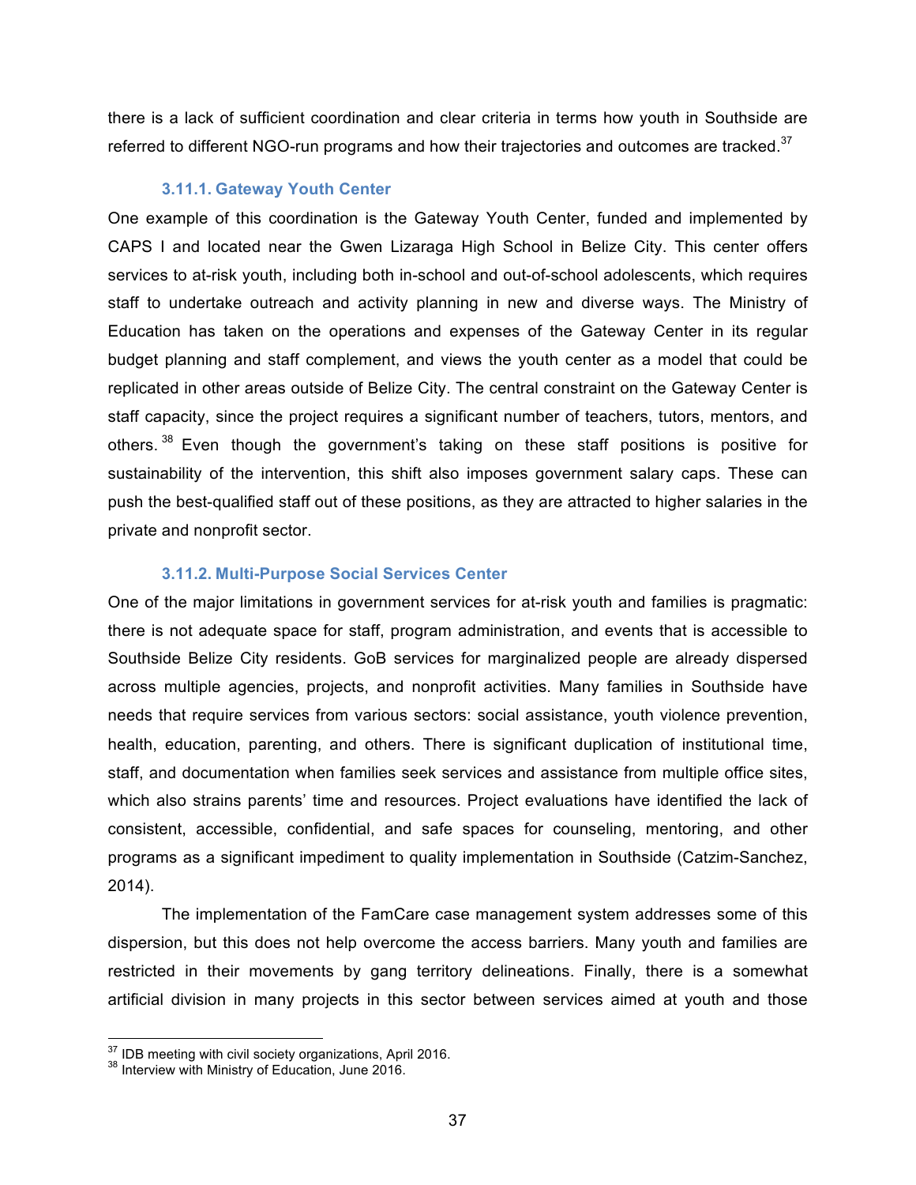there is a lack of sufficient coordination and clear criteria in terms how youth in Southside are referred to different NGO-run programs and how their trajectories and outcomes are tracked.[37]

### 3.11.1. Gateway Youth Center

One example of this coordination is the Gateway Youth Center, funded and implemented by CAPS I and located near the Gwen Lizaraga High School in Belize City. This center offers services to at-risk youth, including both in-school and out-of-school adolescents, which requires staff to undertake outreach and activity planning in new and diverse ways. The Ministry of Education has taken on the operations and expenses of the Gateway Center in its regular budget planning and staff complement, and views the youth center as a model that could be replicated in other areas outside of Belize City. The central constraint on the Gateway Center is staff capacity, since the project requires a significant number of teachers, tutors, mentors, and others.[38] Even though the government's taking on these staff positions is positive for sustainability of the intervention, this shift also imposes government salary caps. These can push the best-qualified staff out of these positions, as they are attracted to higher salaries in the private and nonprofit sector.

### 3.11.2. Multi-Purpose Social Services Center

One of the major limitations in government services for at-risk youth and families is pragmatic: there is not adequate space for staff, program administration, and events that is accessible to Southside Belize City residents. GoB services for marginalized people are already dispersed across multiple agencies, projects, and nonprofit activities. Many families in Southside have needs that require services from various sectors: social assistance, youth violence prevention, health, education, parenting, and others. There is significant duplication of institutional time, staff, and documentation when families seek services and assistance from multiple office sites, which also strains parents' time and resources. Project evaluations have identified the lack of consistent, accessible, confidential, and safe spaces for counseling, mentoring, and other programs as a significant impediment to quality implementation in Southside (Catzim-Sanchez, 2014).

The implementation of the FamCare case management system addresses some of this dispersion, but this does not help overcome the access barriers. Many youth and families are restricted in their movements by gang territory delineations. Finally, there is a somewhat artificial division in many projects in this sector between services aimed at youth and those

---

[37] IDB meeting with civil society organizations, April 2016.

[38] Interview with Ministry of Education, June 2016.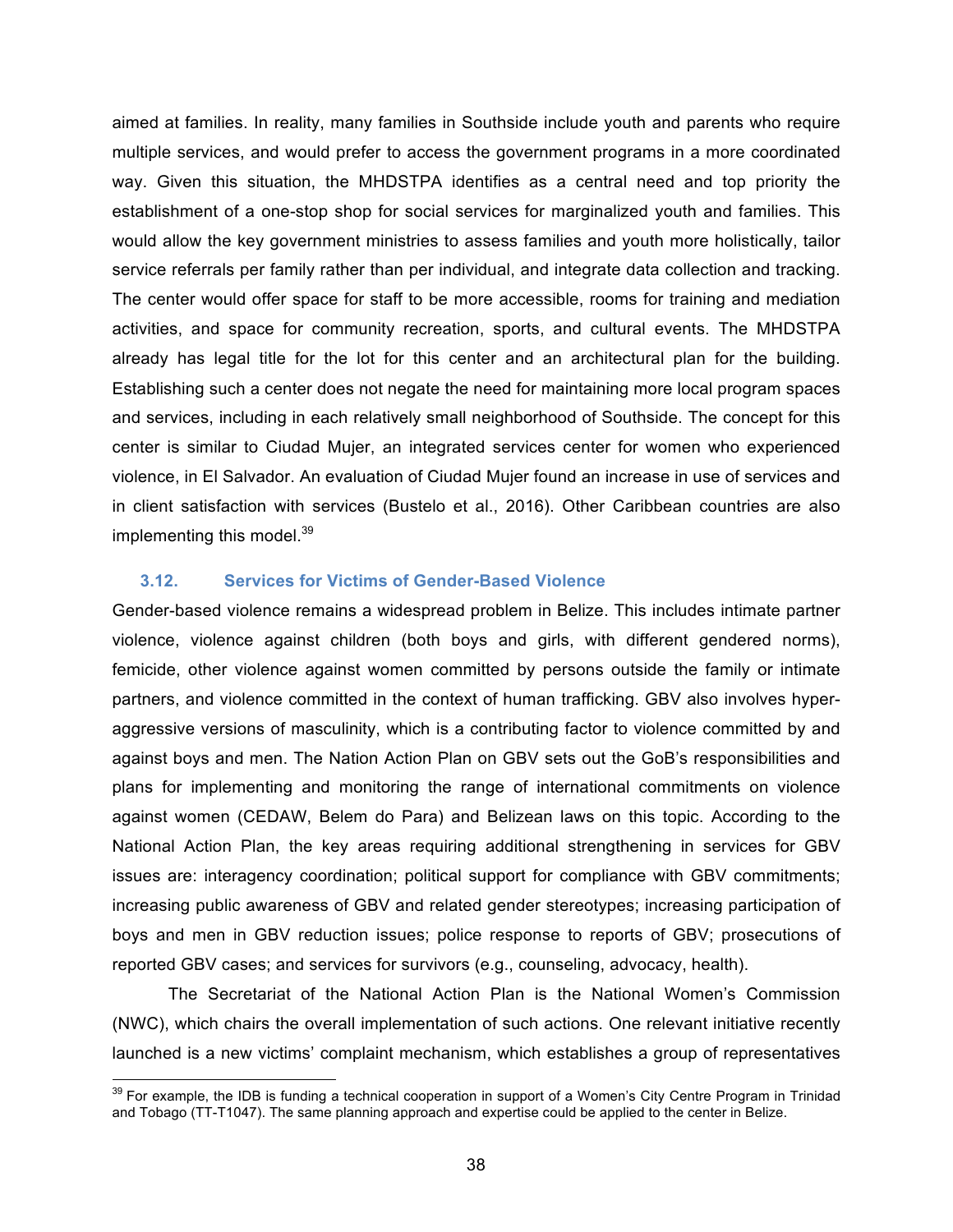aimed at families. In reality, many families in Southside include youth and parents who require multiple services, and would prefer to access the government programs in a more coordinated way. Given this situation, the MHDSTPA identifies as a central need and top priority the establishment of a one-stop shop for social services for marginalized youth and families. This would allow the key government ministries to assess families and youth more holistically, tailor service referrals per family rather than per individual, and integrate data collection and tracking. The center would offer space for staff to be more accessible, rooms for training and mediation activities, and space for community recreation, sports, and cultural events. The MHDSTPA already has legal title for the lot for this center and an architectural plan for the building. Establishing such a center does not negate the need for maintaining more local program spaces and services, including in each relatively small neighborhood of Southside. The concept for this center is similar to Ciudad Mujer, an integrated services center for women who experienced violence, in El Salvador. An evaluation of Ciudad Mujer found an increase in use of services and in client satisfaction with services (Bustelo et al., 2016). Other Caribbean countries are also implementing this model.[39]

### 3.12. Services for Victims of Gender-Based Violence

Gender-based violence remains a widespread problem in Belize. This includes intimate partner violence, violence against children (both boys and girls, with different gendered norms), femicide, other violence against women committed by persons outside the family or intimate partners, and violence committed in the context of human trafficking. GBV also involves hyper-aggressive versions of masculinity, which is a contributing factor to violence committed by and against boys and men. The Nation Action Plan on GBV sets out the GoB's responsibilities and plans for implementing and monitoring the range of international commitments on violence against women (CEDAW, Belem do Para) and Belizean laws on this topic. According to the National Action Plan, the key areas requiring additional strengthening in services for GBV issues are: interagency coordination; political support for compliance with GBV commitments; increasing public awareness of GBV and related gender stereotypes; increasing participation of boys and men in GBV reduction issues; police response to reports of GBV; prosecutions of reported GBV cases; and services for survivors (e.g., counseling, advocacy, health).

The Secretariat of the National Action Plan is the National Women's Commission (NWC), which chairs the overall implementation of such actions. One relevant initiative recently launched is a new victims' complaint mechanism, which establishes a group of representatives

[39] For example, the IDB is funding a technical cooperation in support of a Women's City Centre Program in Trinidad and Tobago (TT-T1047). The same planning approach and expertise could be applied to the center in Belize.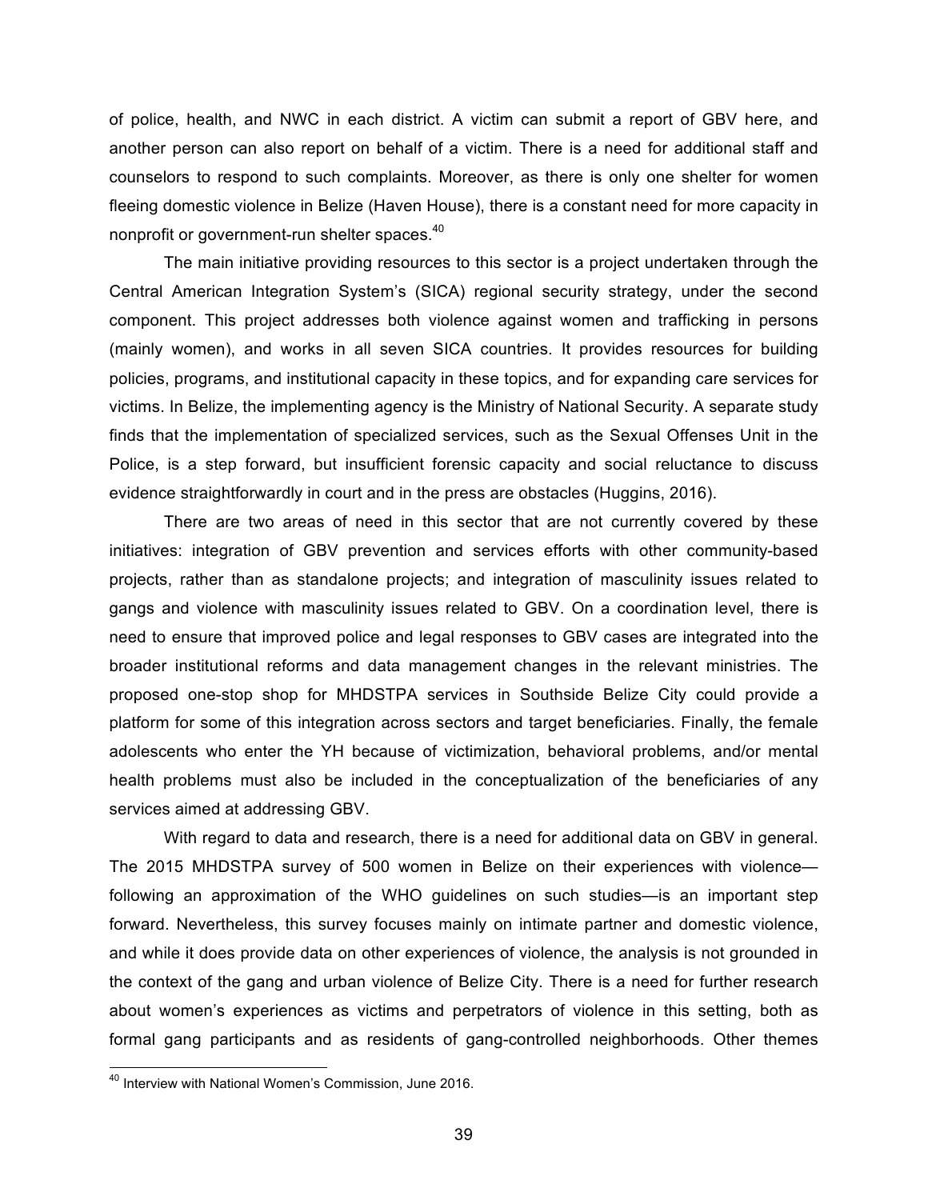of police, health, and NWC in each district. A victim can submit a report of GBV here, and another person can also report on behalf of a victim. There is a need for additional staff and counselors to respond to such complaints. Moreover, as there is only one shelter for women fleeing domestic violence in Belize (Haven House), there is a constant need for more capacity in nonprofit or government-run shelter spaces.[40]

The main initiative providing resources to this sector is a project undertaken through the Central American Integration System's (SICA) regional security strategy, under the second component. This project addresses both violence against women and trafficking in persons (mainly women), and works in all seven SICA countries. It provides resources for building policies, programs, and institutional capacity in these topics, and for expanding care services for victims. In Belize, the implementing agency is the Ministry of National Security. A separate study finds that the implementation of specialized services, such as the Sexual Offenses Unit in the Police, is a step forward, but insufficient forensic capacity and social reluctance to discuss evidence straightforwardly in court and in the press are obstacles (Huggins, 2016).

There are two areas of need in this sector that are not currently covered by these initiatives: integration of GBV prevention and services efforts with other community-based projects, rather than as standalone projects; and integration of masculinity issues related to gangs and violence with masculinity issues related to GBV. On a coordination level, there is need to ensure that improved police and legal responses to GBV cases are integrated into the broader institutional reforms and data management changes in the relevant ministries. The proposed one-stop shop for MHDSTPA services in Southside Belize City could provide a platform for some of this integration across sectors and target beneficiaries. Finally, the female adolescents who enter the YH because of victimization, behavioral problems, and/or mental health problems must also be included in the conceptualization of the beneficiaries of any services aimed at addressing GBV.

With regard to data and research, there is a need for additional data on GBV in general. The 2015 MHDSTPA survey of 500 women in Belize on their experiences with violence—following an approximation of the WHO guidelines on such studies—is an important step forward. Nevertheless, this survey focuses mainly on intimate partner and domestic violence, and while it does provide data on other experiences of violence, the analysis is not grounded in the context of the gang and urban violence of Belize City. There is a need for further research about women's experiences as victims and perpetrators of violence in this setting, both as formal gang participants and as residents of gang-controlled neighborhoods. Other themes

[40] Interview with National Women's Commission, June 2016.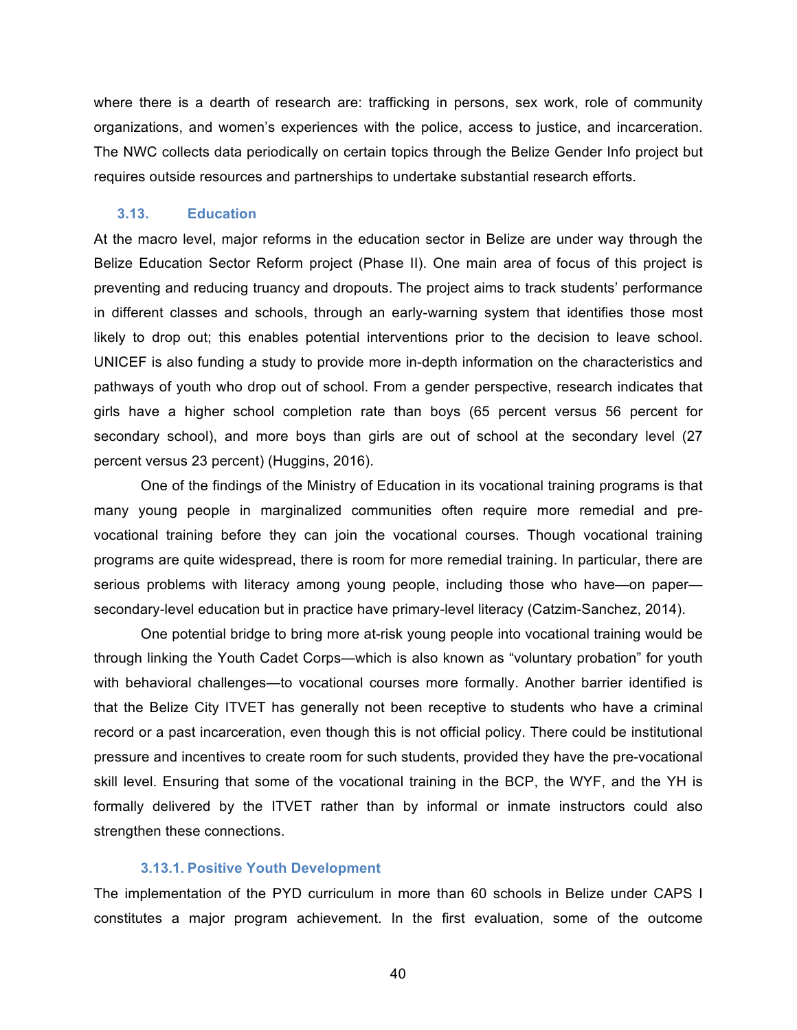where there is a dearth of research are: trafficking in persons, sex work, role of community organizations, and women's experiences with the police, access to justice, and incarceration. The NWC collects data periodically on certain topics through the Belize Gender Info project but requires outside resources and partnerships to undertake substantial research efforts.

### 3.13. Education

At the macro level, major reforms in the education sector in Belize are under way through the Belize Education Sector Reform project (Phase II). One main area of focus of this project is preventing and reducing truancy and dropouts. The project aims to track students' performance in different classes and schools, through an early-warning system that identifies those most likely to drop out; this enables potential interventions prior to the decision to leave school. UNICEF is also funding a study to provide more in-depth information on the characteristics and pathways of youth who drop out of school. From a gender perspective, research indicates that girls have a higher school completion rate than boys (65 percent versus 56 percent for secondary school), and more boys than girls are out of school at the secondary level (27 percent versus 23 percent) (Huggins, 2016).

One of the findings of the Ministry of Education in its vocational training programs is that many young people in marginalized communities often require more remedial and pre-vocational training before they can join the vocational courses. Though vocational training programs are quite widespread, there is room for more remedial training. In particular, there are serious problems with literacy among young people, including those who have—on paper—secondary-level education but in practice have primary-level literacy (Catzim-Sanchez, 2014).

One potential bridge to bring more at-risk young people into vocational training would be through linking the Youth Cadet Corps—which is also known as "voluntary probation" for youth with behavioral challenges—to vocational courses more formally. Another barrier identified is that the Belize City ITVET has generally not been receptive to students who have a criminal record or a past incarceration, even though this is not official policy. There could be institutional pressure and incentives to create room for such students, provided they have the pre-vocational skill level. Ensuring that some of the vocational training in the BCP, the WYF, and the YH is formally delivered by the ITVET rather than by informal or inmate instructors could also strengthen these connections.

#### 3.13.1. Positive Youth Development

The implementation of the PYD curriculum in more than 60 schools in Belize under CAPS I constitutes a major program achievement. In the first evaluation, some of the outcome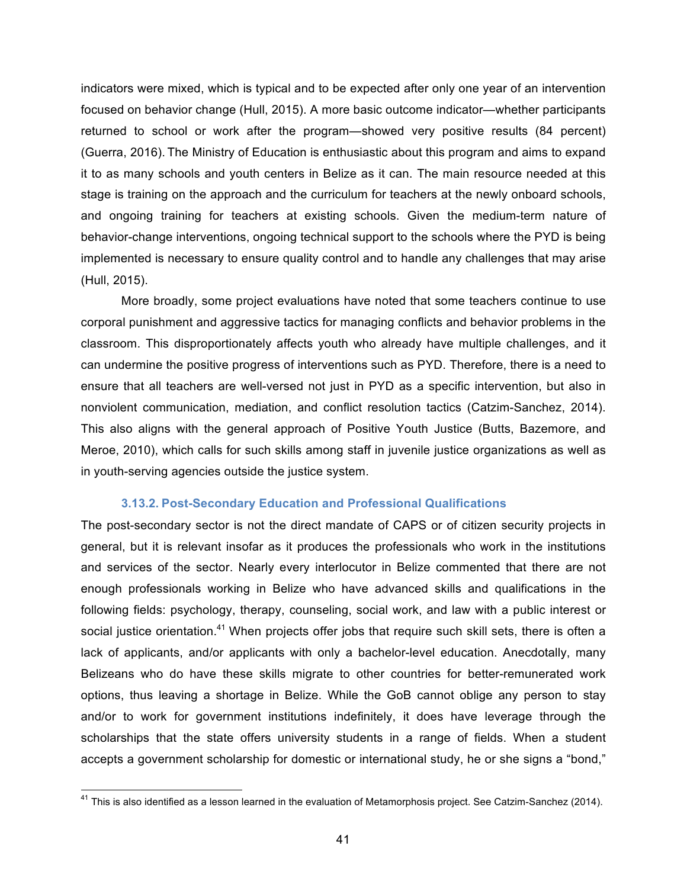indicators were mixed, which is typical and to be expected after only one year of an intervention focused on behavior change (Hull, 2015). A more basic outcome indicator—whether participants returned to school or work after the program—showed very positive results (84 percent) (Guerra, 2016). The Ministry of Education is enthusiastic about this program and aims to expand it to as many schools and youth centers in Belize as it can. The main resource needed at this stage is training on the approach and the curriculum for teachers at the newly onboard schools, and ongoing training for teachers at existing schools. Given the medium-term nature of behavior-change interventions, ongoing technical support to the schools where the PYD is being implemented is necessary to ensure quality control and to handle any challenges that may arise (Hull, 2015).

More broadly, some project evaluations have noted that some teachers continue to use corporal punishment and aggressive tactics for managing conflicts and behavior problems in the classroom. This disproportionately affects youth who already have multiple challenges, and it can undermine the positive progress of interventions such as PYD. Therefore, there is a need to ensure that all teachers are well-versed not just in PYD as a specific intervention, but also in nonviolent communication, mediation, and conflict resolution tactics (Catzim-Sanchez, 2014). This also aligns with the general approach of Positive Youth Justice (Butts, Bazemore, and Meroe, 2010), which calls for such skills among staff in juvenile justice organizations as well as in youth-serving agencies outside the justice system.

### 3.13.2. Post-Secondary Education and Professional Qualifications

The post-secondary sector is not the direct mandate of CAPS or of citizen security projects in general, but it is relevant insofar as it produces the professionals who work in the institutions and services of the sector. Nearly every interlocutor in Belize commented that there are not enough professionals working in Belize who have advanced skills and qualifications in the following fields: psychology, therapy, counseling, social work, and law with a public interest or social justice orientation.[41] When projects offer jobs that require such skill sets, there is often a lack of applicants, and/or applicants with only a bachelor-level education. Anecdotally, many Belizeans who do have these skills migrate to other countries for better-remunerated work options, thus leaving a shortage in Belize. While the GoB cannot oblige any person to stay and/or to work for government institutions indefinitely, it does have leverage through the scholarships that the state offers university students in a range of fields. When a student accepts a government scholarship for domestic or international study, he or she signs a "bond,"

[41] This is also identified as a lesson learned in the evaluation of Metamorphosis project. See Catzim-Sanchez (2014).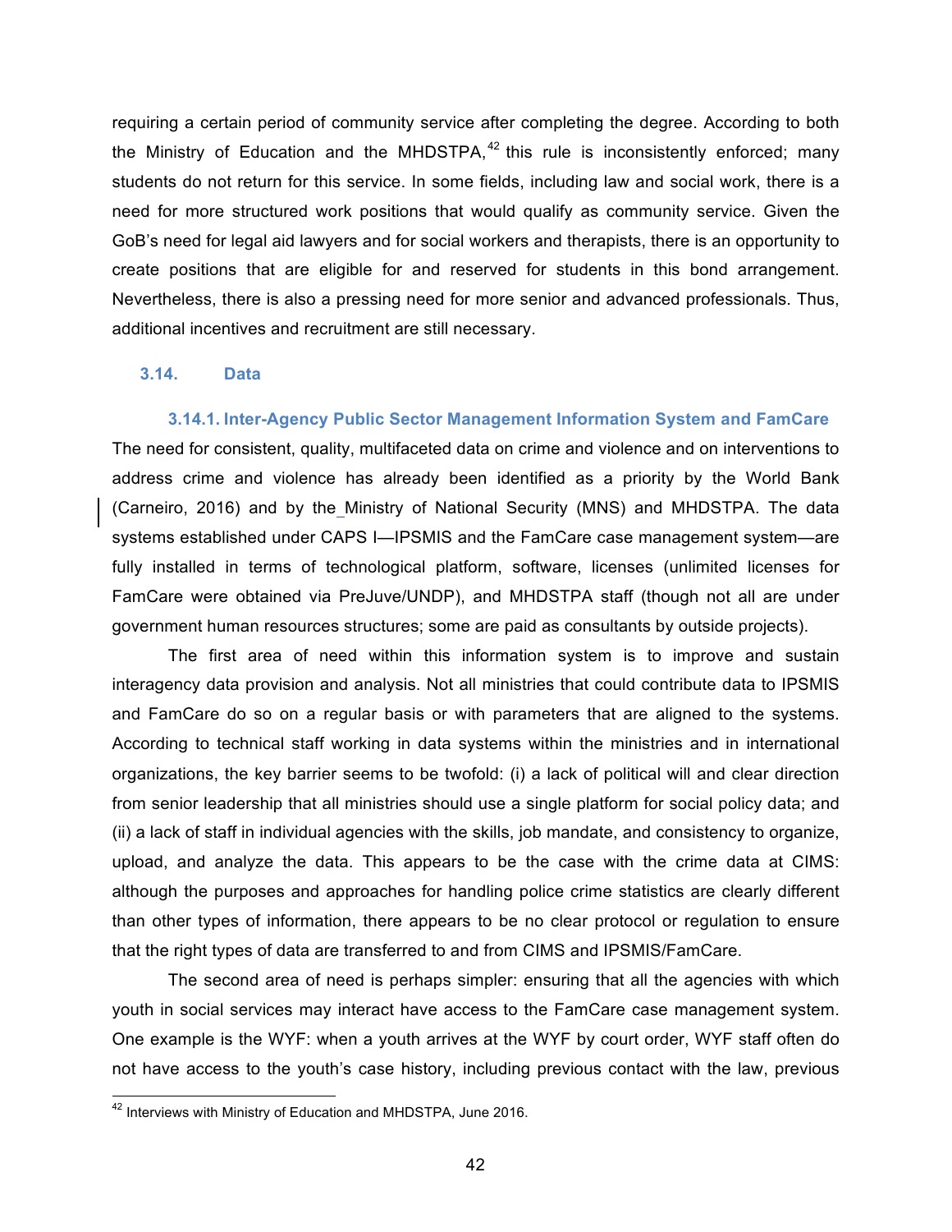requiring a certain period of community service after completing the degree. According to both the Ministry of Education and the MHDSTPA,[42] this rule is inconsistently enforced; many students do not return for this service. In some fields, including law and social work, there is a need for more structured work positions that would qualify as community service. Given the GoB's need for legal aid lawyers and for social workers and therapists, there is an opportunity to create positions that are eligible for and reserved for students in this bond arrangement. Nevertheless, there is also a pressing need for more senior and advanced professionals. Thus, additional incentives and recruitment are still necessary.

## 3.14. Data

### 3.14.1. Inter-Agency Public Sector Management Information System and FamCare

The need for consistent, quality, multifaceted data on crime and violence and on interventions to address crime and violence has already been identified as a priority by the World Bank (Carneiro, 2016) and by the Ministry of National Security (MNS) and MHDSTPA. The data systems established under CAPS I—IPSMIS and the FamCare case management system—are fully installed in terms of technological platform, software, licenses (unlimited licenses for FamCare were obtained via PreJuve/UNDP), and MHDSTPA staff (though not all are under government human resources structures; some are paid as consultants by outside projects).

The first area of need within this information system is to improve and sustain interagency data provision and analysis. Not all ministries that could contribute data to IPSMIS and FamCare do so on a regular basis or with parameters that are aligned to the systems. According to technical staff working in data systems within the ministries and in international organizations, the key barrier seems to be twofold: (i) a lack of political will and clear direction from senior leadership that all ministries should use a single platform for social policy data; and (ii) a lack of staff in individual agencies with the skills, job mandate, and consistency to organize, upload, and analyze the data. This appears to be the case with the crime data at CIMS: although the purposes and approaches for handling police crime statistics are clearly different than other types of information, there appears to be no clear protocol or regulation to ensure that the right types of data are transferred to and from CIMS and IPSMIS/FamCare.

The second area of need is perhaps simpler: ensuring that all the agencies with which youth in social services may interact have access to the FamCare case management system. One example is the WYF: when a youth arrives at the WYF by court order, WYF staff often do not have access to the youth's case history, including previous contact with the law, previous

[42] Interviews with Ministry of Education and MHDSTPA, June 2016.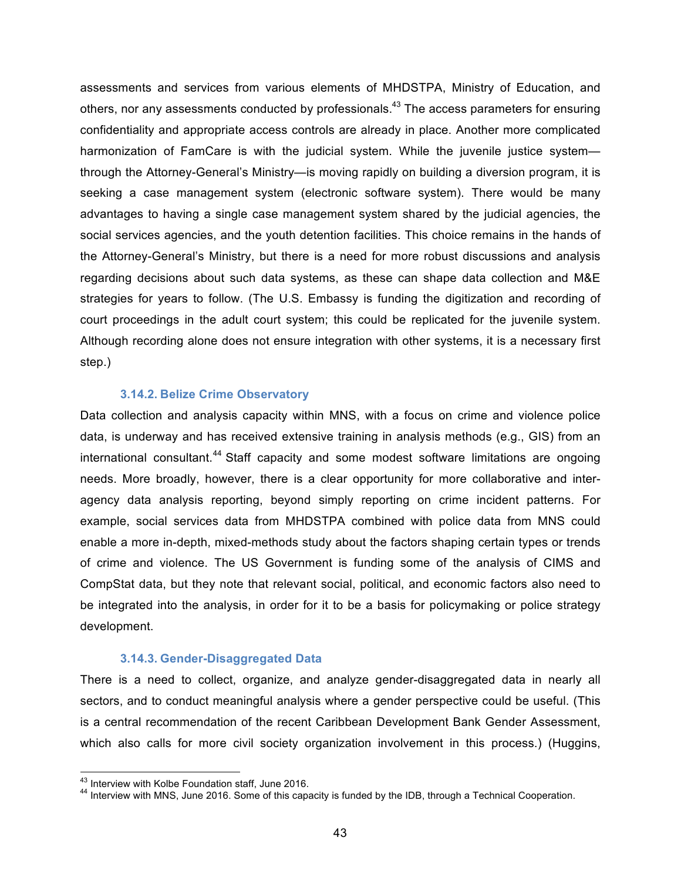assessments and services from various elements of MHDSTPA, Ministry of Education, and others, nor any assessments conducted by professionals.[43] The access parameters for ensuring confidentiality and appropriate access controls are already in place. Another more complicated harmonization of FamCare is with the judicial system. While the juvenile justice system—through the Attorney-General's Ministry—is moving rapidly on building a diversion program, it is seeking a case management system (electronic software system). There would be many advantages to having a single case management system shared by the judicial agencies, the social services agencies, and the youth detention facilities. This choice remains in the hands of the Attorney-General's Ministry, but there is a need for more robust discussions and analysis regarding decisions about such data systems, as these can shape data collection and M&E strategies for years to follow. (The U.S. Embassy is funding the digitization and recording of court proceedings in the adult court system; this could be replicated for the juvenile system. Although recording alone does not ensure integration with other systems, it is a necessary first step.)

### 3.14.2. Belize Crime Observatory

Data collection and analysis capacity within MNS, with a focus on crime and violence police data, is underway and has received extensive training in analysis methods (e.g., GIS) from an international consultant.[44] Staff capacity and some modest software limitations are ongoing needs. More broadly, however, there is a clear opportunity for more collaborative and inter-agency data analysis reporting, beyond simply reporting on crime incident patterns. For example, social services data from MHDSTPA combined with police data from MNS could enable a more in-depth, mixed-methods study about the factors shaping certain types or trends of crime and violence. The US Government is funding some of the analysis of CIMS and CompStat data, but they note that relevant social, political, and economic factors also need to be integrated into the analysis, in order for it to be a basis for policymaking or police strategy development.

### 3.14.3. Gender-Disaggregated Data

There is a need to collect, organize, and analyze gender-disaggregated data in nearly all sectors, and to conduct meaningful analysis where a gender perspective could be useful. (This is a central recommendation of the recent Caribbean Development Bank Gender Assessment, which also calls for more civil society organization involvement in this process.) (Huggins,

[43] Interview with Kolbe Foundation staff, June 2016.

[44] Interview with MNS, June 2016. Some of this capacity is funded by the IDB, through a Technical Cooperation.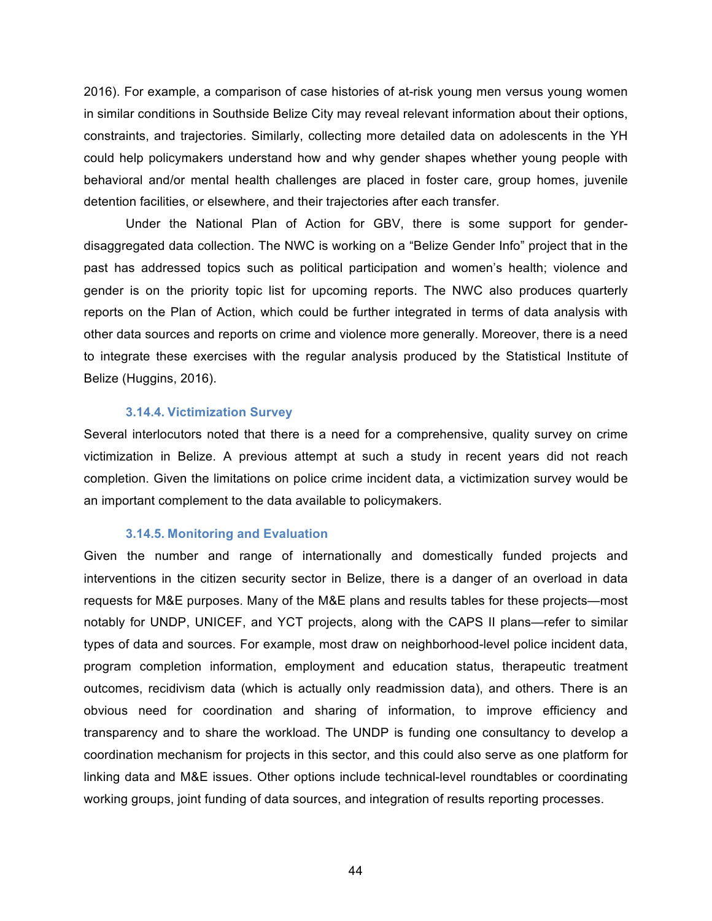2016). For example, a comparison of case histories of at-risk young men versus young women in similar conditions in Southside Belize City may reveal relevant information about their options, constraints, and trajectories. Similarly, collecting more detailed data on adolescents in the YH could help policymakers understand how and why gender shapes whether young people with behavioral and/or mental health challenges are placed in foster care, group homes, juvenile detention facilities, or elsewhere, and their trajectories after each transfer.

Under the National Plan of Action for GBV, there is some support for gender-disaggregated data collection. The NWC is working on a "Belize Gender Info" project that in the past has addressed topics such as political participation and women's health; violence and gender is on the priority topic list for upcoming reports. The NWC also produces quarterly reports on the Plan of Action, which could be further integrated in terms of data analysis with other data sources and reports on crime and violence more generally. Moreover, there is a need to integrate these exercises with the regular analysis produced by the Statistical Institute of Belize (Huggins, 2016).

#### 3.14.4. Victimization Survey

Several interlocutors noted that there is a need for a comprehensive, quality survey on crime victimization in Belize. A previous attempt at such a study in recent years did not reach completion. Given the limitations on police crime incident data, a victimization survey would be an important complement to the data available to policymakers.

#### 3.14.5. Monitoring and Evaluation

Given the number and range of internationally and domestically funded projects and interventions in the citizen security sector in Belize, there is a danger of an overload in data requests for M&E purposes. Many of the M&E plans and results tables for these projects—most notably for UNDP, UNICEF, and YCT projects, along with the CAPS II plans—refer to similar types of data and sources. For example, most draw on neighborhood-level police incident data, program completion information, employment and education status, therapeutic treatment outcomes, recidivism data (which is actually only readmission data), and others. There is an obvious need for coordination and sharing of information, to improve efficiency and transparency and to share the workload. The UNDP is funding one consultancy to develop a coordination mechanism for projects in this sector, and this could also serve as one platform for linking data and M&E issues. Other options include technical-level roundtables or coordinating working groups, joint funding of data sources, and integration of results reporting processes.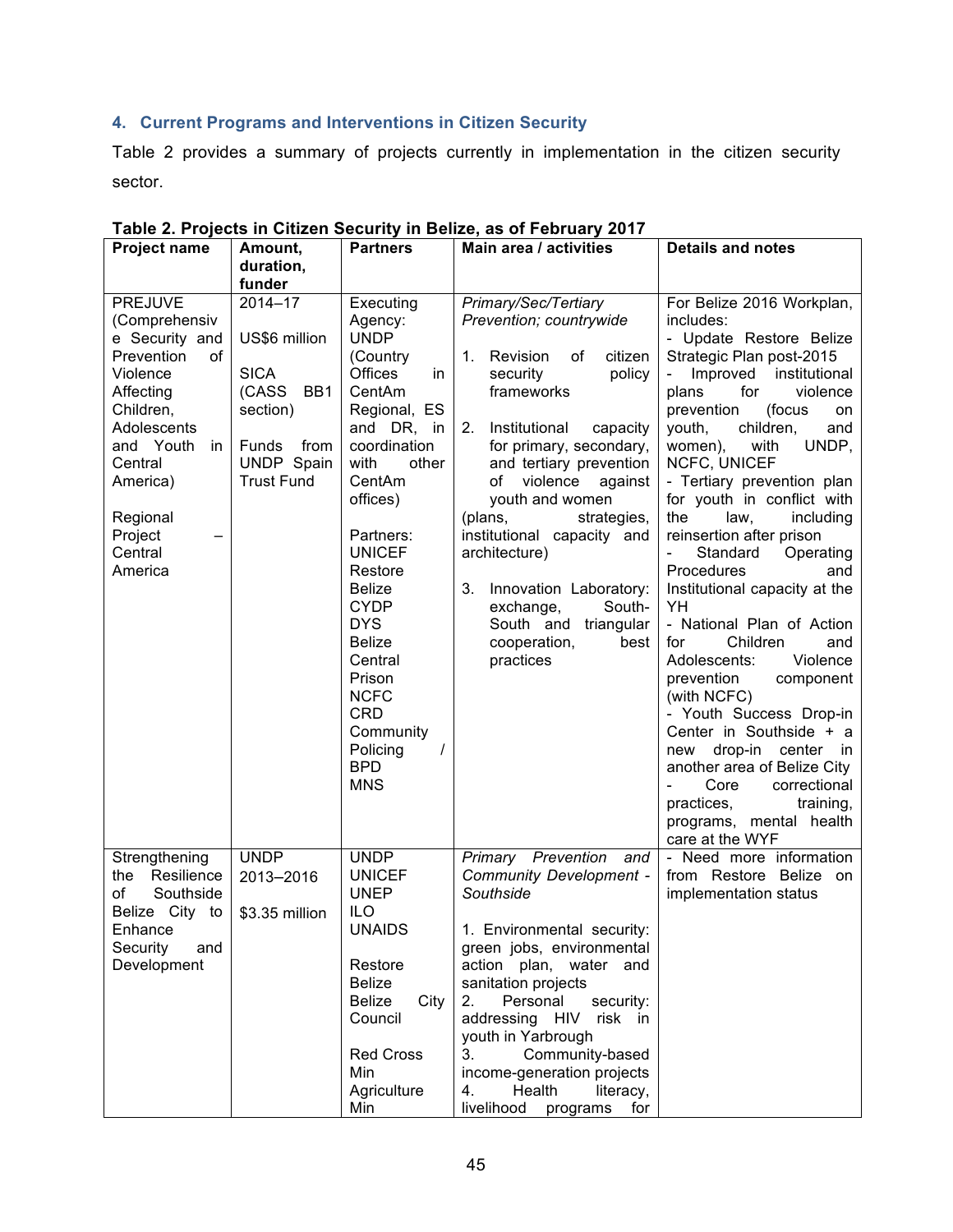## 4. Current Programs and Interventions in Citizen Security

Table 2 provides a summary of projects currently in implementation in the citizen security sector.

**Table 2. Projects in Citizen Security in Belize, as of February 2017**

| Project name | Amount, duration, funder | Partners | Main area / activities | Details and notes |
|---|---|---|---|---|
| PREJUVE (Comprehensive Security and Prevention of Violence Affecting Children, Adolescents and Youth in Central America)<br><br>Regional Project – Central America | 2014–17<br><br>US$6 million<br><br>SICA (CASS BB1 section)<br><br>Funds from UNDP Spain Trust Fund | Executing Agency: UNDP (Country Offices in CentAm Regional, ES and DR, in coordination with other CentAm offices)<br><br>Partners: UNICEF Restore Belize CYDP DYS Belize Central Prison NCFC CRD Community Policing / BPD MNS | *Primary/Sec/Tertiary Prevention; countrywide*<br><br>1. Revision of citizen security policy frameworks<br><br>2. Institutional capacity for primary, secondary, and tertiary prevention of violence against youth and women (plans, strategies, institutional capacity and architecture)<br><br>3. Innovation Laboratory: exchange, South-South and triangular cooperation, best practices | For Belize 2016 Workplan, includes:<br>- Update Restore Belize Strategic Plan post-2015<br>- Improved institutional plans for violence prevention (focus on youth, children, and women), with UNDP, NCFC, UNICEF<br>- Tertiary prevention plan for youth in conflict with the law, including reinsertion after prison<br>- Standard Operating Procedures and Institutional capacity at the YH<br>- National Plan of Action for Children and Adolescents: Violence prevention component (with NCFC)<br>- Youth Success Drop-in Center in Southside + a new drop-in center in another area of Belize City<br>- Core correctional practices, training, programs, mental health care at the WYF |
| Strengthening the Resilience of Southside Belize City to Enhance Security and Development | UNDP<br>2013–2016<br><br>$3.35 million | UNDP UNICEF UNEP ILO UNAIDS<br><br>Restore Belize<br>Belize City Council<br><br>Red Cross<br>Min Agriculture<br>Min | *Primary Prevention and Community Development - Southside*<br><br>1. Environmental security: green jobs, environmental action plan, water and sanitation projects<br>2. Personal security: addressing HIV risk in youth in Yarbrough<br>3. Community-based income-generation projects<br>4. Health literacy, livelihood programs for | - Need more information from Restore Belize on implementation status |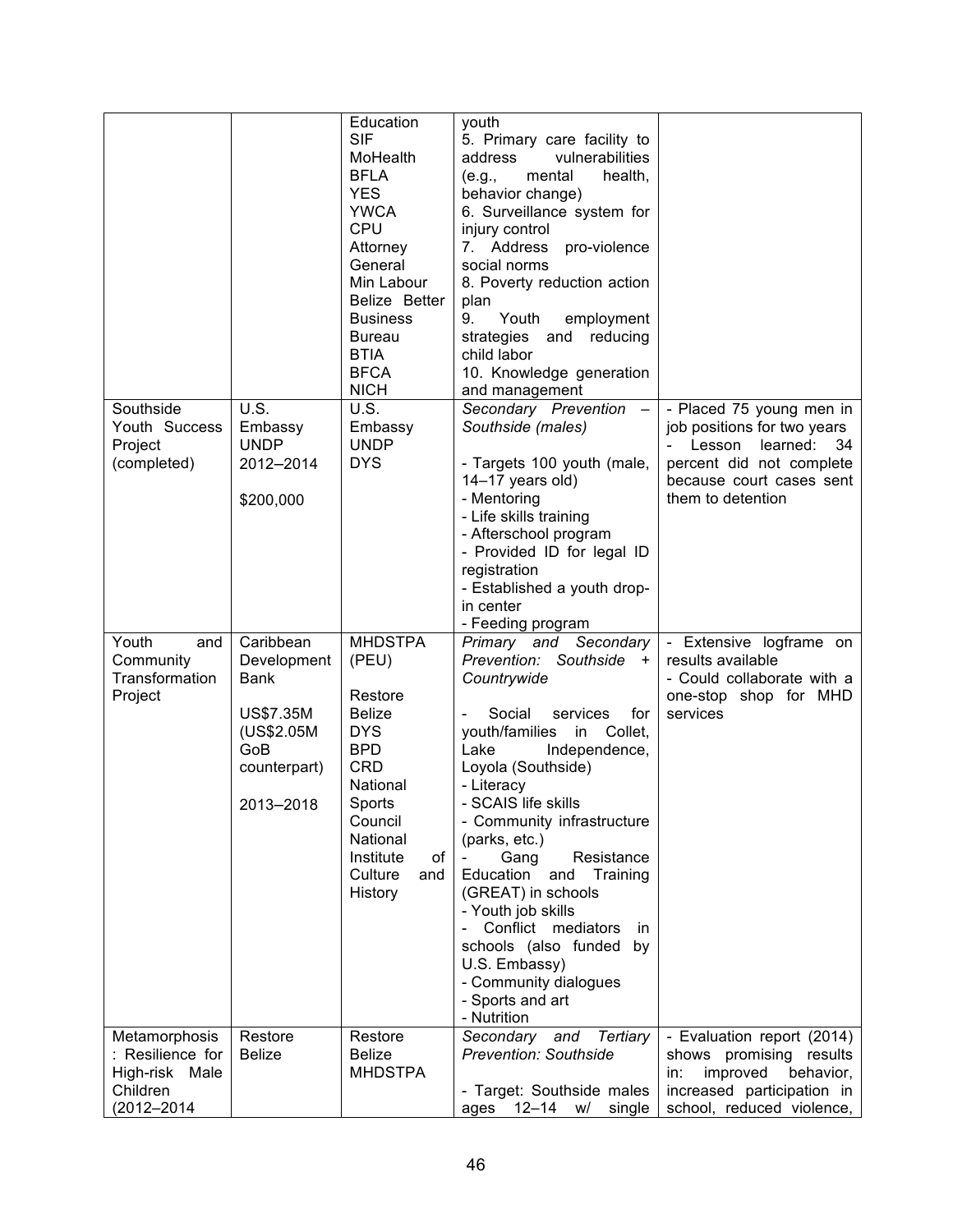| | | | | |
|---|---|---|---|---|
| | | Education<br>SIF<br>MoHealth<br>BFLA<br>YES<br>YWCA<br>CPU<br>Attorney General<br>Min Labour<br>Belize Better Business Bureau<br>BTIA<br>BFCA<br>NICH | youth<br>5. Primary care facility to address vulnerabilities (e.g., mental health, behavior change)<br>6. Surveillance system for injury control<br>7. Address pro-violence social norms<br>8. Poverty reduction action plan<br>9. Youth employment strategies and reducing child labor<br>10. Knowledge generation and management | |
| Southside Youth Success Project (completed) | U.S. Embassy<br>UNDP<br>2012–2014<br><br>$200,000 | U.S. Embassy<br>UNDP<br>DYS | *Secondary Prevention – Southside (males)*<br><br>- Targets 100 youth (male, 14–17 years old)<br>- Mentoring<br>- Life skills training<br>- Afterschool program<br>- Provided ID for legal ID registration<br>- Established a youth drop-in center<br>- Feeding program | - Placed 75 young men in job positions for two years<br>- Lesson learned: 34 percent did not complete because court cases sent them to detention |
| Youth and Community Transformation Project | Caribbean Development Bank<br><br>US$7.35M (US$2.05M GoB counterpart)<br><br>2013–2018 | MHDSTPA (PEU)<br><br>Restore Belize<br>DYS<br>BPD<br>CRD<br>National Sports Council<br>National Institute of Culture and History | *Primary and Secondary Prevention: Southside + Countrywide*<br><br>- Social services for youth/families in Collet, Lake Independence, Loyola (Southside)<br>- Literacy<br>- SCAIS life skills<br>- Community infrastructure (parks, etc.)<br>- Gang Resistance Education and Training (GREAT) in schools<br>- Youth job skills<br>- Conflict mediators in schools (also funded by U.S. Embassy)<br>- Community dialogues<br>- Sports and art<br>- Nutrition | - Extensive logframe on results available<br>- Could collaborate with a one-stop shop for MHD services |
| Metamorphosis: Resilience for High-risk Male Children (2012–2014 | Restore Belize | Restore Belize<br>MHDSTPA | *Secondary and Tertiary Prevention: Southside*<br><br>- Target: Southside males ages 12–14 w/ single | - Evaluation report (2014) shows promising results in: improved behavior, increased participation in school, reduced violence, |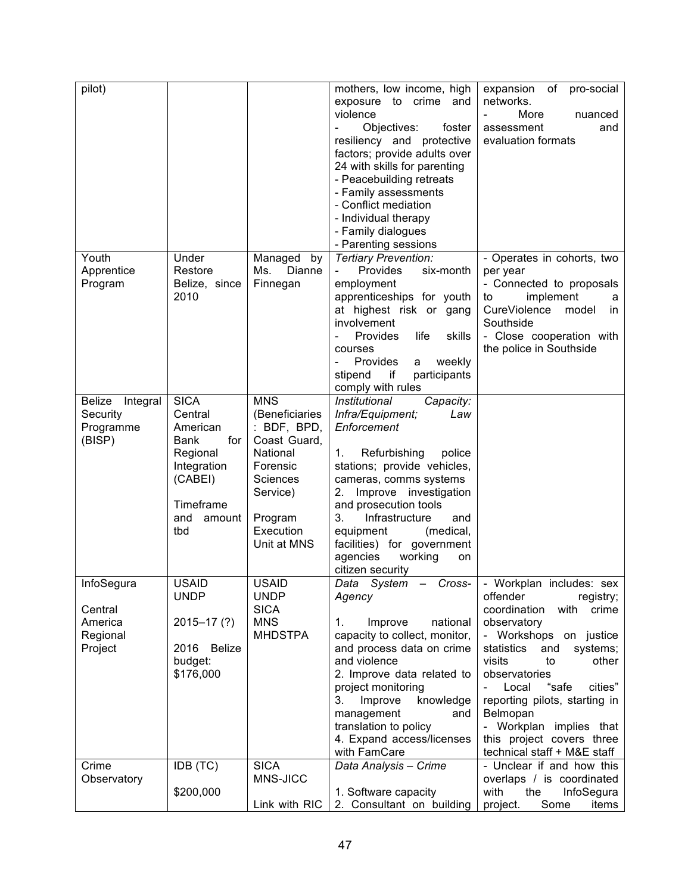| | | | | |
|---|---|---|---|---|
| pilot) | | | mothers, low income, high exposure to crime and violence<br>- Objectives: foster resiliency and protective factors; provide adults over 24 with skills for parenting<br>- Peacebuilding retreats<br>- Family assessments<br>- Conflict mediation<br>- Individual therapy<br>- Family dialogues<br>- Parenting sessions | expansion of pro-social networks.<br>- More nuanced assessment and evaluation formats |
| Youth Apprentice Program | Under Restore Belize, since 2010 | Managed by Ms. Dianne Finnegan | *Tertiary Prevention:*<br>- Provides six-month employment apprenticeships for youth at highest risk or gang involvement<br>- Provides life skills courses<br>- Provides a weekly stipend if participants comply with rules | - Operates in cohorts, two per year<br>- Connected to proposals to implement a CureViolence model in Southside<br>- Close cooperation with the police in Southside |
| Belize Integral Security Programme (BISP) | SICA Central American Bank for Regional Integration (CABEI)<br><br>Timeframe and amount tbd | MNS (Beneficiaries: BDF, BPD, Coast Guard, National Forensic Sciences Service)<br><br>Program Execution Unit at MNS | *Institutional Capacity: Infra/Equipment; Law Enforcement*<br><br>1. Refurbishing police stations; provide vehicles, cameras, comms systems<br>2. Improve investigation and prosecution tools<br>3. Infrastructure and equipment (medical, facilities) for government agencies working on citizen security | |
| InfoSegura<br><br>Central America Regional Project | USAID<br>UNDP<br><br>2015–17 (?)<br><br>2016 Belize budget: $176,000 | USAID<br>UNDP<br>SICA<br>MNS<br>MHDSTPA | *Data System – Cross-Agency*<br><br>1. Improve national capacity to collect, monitor, and process data on crime and violence<br>2. Improve data related to project monitoring<br>3. Improve knowledge management and translation to policy<br>4. Expand access/licenses with FamCare | - Workplan includes: sex offender registry; coordination with crime observatory<br>- Workshops on justice statistics and systems; visits to other observatories<br>- Local "safe cities" reporting pilots, starting in Belmopan<br>- Workplan implies that this project covers three technical staff + M&E staff |
| Crime Observatory | IDB (TC)<br><br>$200,000 | SICA<br>MNS-JICC<br><br>Link with RIC | *Data Analysis – Crime*<br><br>1. Software capacity<br>2. Consultant on building | - Unclear if and how this overlaps / is coordinated with the InfoSegura project. Some items |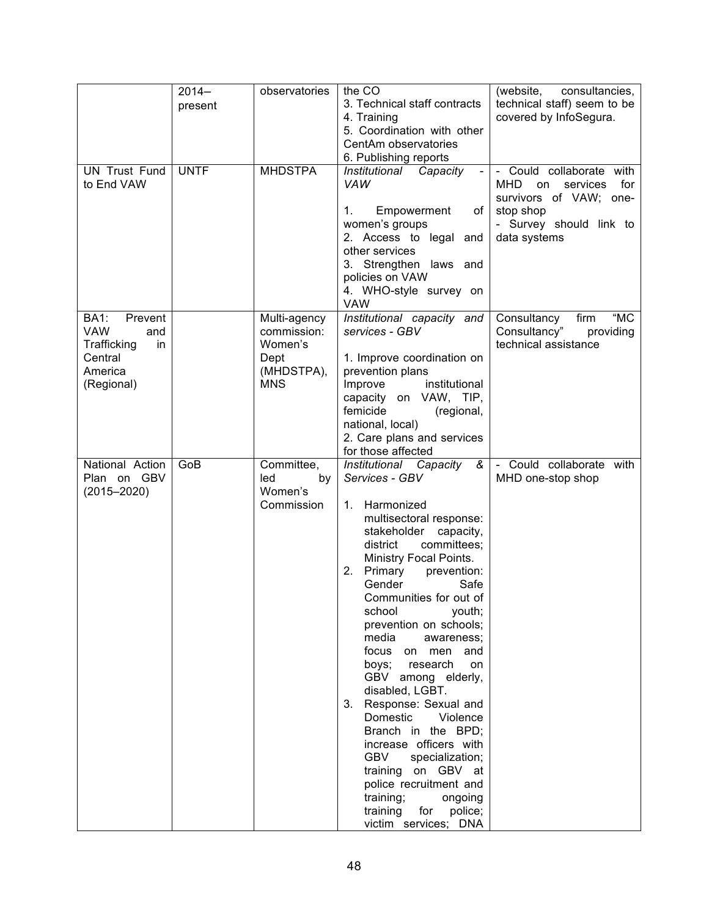| | | | | |
|---|---|---|---|---|
| | 2014–present | observatories | the CO<br>3. Technical staff contracts<br>4. Training<br>5. Coordination with other CentAm observatories<br>6. Publishing reports | (website, consultancies, technical staff) seem to be covered by InfoSegura. |
| UN Trust Fund to End VAW | UNTF | MHDSTPA | *Institutional Capacity - VAW*<br><br>1. Empowerment of women's groups<br>2. Access to legal and other services<br>3. Strengthen laws and policies on VAW<br>4. WHO-style survey on VAW | - Could collaborate with MHD on services for survivors of VAW; one-stop shop<br>- Survey should link to data systems |
| BA1: Prevent VAW and Trafficking in Central America (Regional) | | Multi-agency commission: Women's Dept (MHDSTPA), MNS | *Institutional capacity and services - GBV*<br><br>1. Improve coordination on prevention plans<br>Improve institutional capacity on VAW, TIP, femicide (regional, national, local)<br>2. Care plans and services for those affected | Consultancy firm "MC Consultancy" providing technical assistance |
| National Action Plan on GBV (2015–2020) | GoB | Committee, led by Women's Commission | *Institutional Capacity & Services - GBV*<br><br>1. Harmonized multisectoral response: stakeholder capacity, district committees; Ministry Focal Points.<br>2. Primary prevention: Gender Safe Communities for out of school youth; prevention on schools; media awareness; focus on men and boys; research on GBV among elderly, disabled, LGBT.<br>3. Response: Sexual and Domestic Violence Branch in the BPD; increase officers with GBV specialization; training on GBV at police recruitment and training; ongoing training for police; victim services; DNA | - Could collaborate with MHD one-stop shop |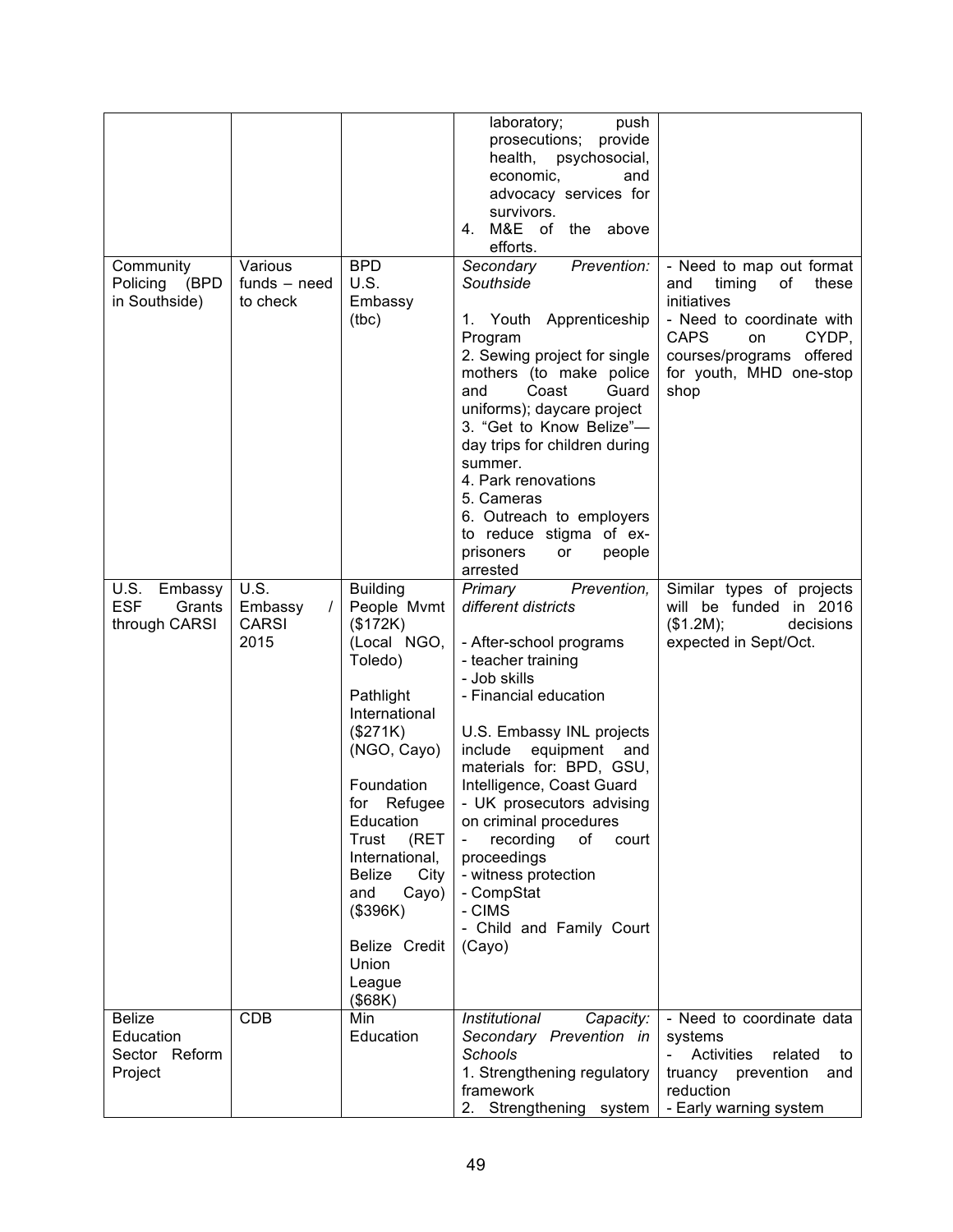| | | | | |
|---|---|---|---|---|
| | | | laboratory; push prosecutions; provide health, psychosocial, economic, and advocacy services for survivors.<br>4. M&E of the above efforts. | |
| Community Policing (BPD in Southside) | Various funds – need to check | BPD<br>U.S. Embassy (tbc) | *Secondary Prevention: Southside*<br><br>1. Youth Apprenticeship Program<br>2. Sewing project for single mothers (to make police and Coast Guard uniforms); daycare project<br>3. "Get to Know Belize"—day trips for children during summer.<br>4. Park renovations<br>5. Cameras<br>6. Outreach to employers to reduce stigma of ex-prisoners or people arrested | - Need to map out format and timing of these initiatives<br>- Need to coordinate with CAPS on CYDP, courses/programs offered for youth, MHD one-stop shop |
| U.S. Embassy ESF Grants through CARSI | U.S. Embassy / CARSI 2015 | Building People Mvmt ($172K) (Local NGO, Toledo)<br><br>Pathlight International ($271K) (NGO, Cayo)<br><br>Foundation for Refugee Education Trust (RET International, Belize City and Cayo) ($396K)<br><br>Belize Credit Union League ($68K) | *Primary Prevention, different districts*<br><br>- After-school programs<br>- teacher training<br>- Job skills<br>- Financial education<br><br>U.S. Embassy INL projects include equipment and materials for: BPD, GSU, Intelligence, Coast Guard<br>- UK prosecutors advising on criminal procedures<br>- recording of court proceedings<br>- witness protection<br>- CompStat<br>- CIMS<br>- Child and Family Court (Cayo) | Similar types of projects will be funded in 2016 ($1.2M); decisions expected in Sept/Oct. |
| Belize Education Sector Reform Project | CDB | Min Education | *Institutional Capacity: Secondary Prevention in Schools*<br>1. Strengthening regulatory framework<br>2. Strengthening system | - Need to coordinate data systems<br>- Activities related to truancy prevention and reduction<br>- Early warning system |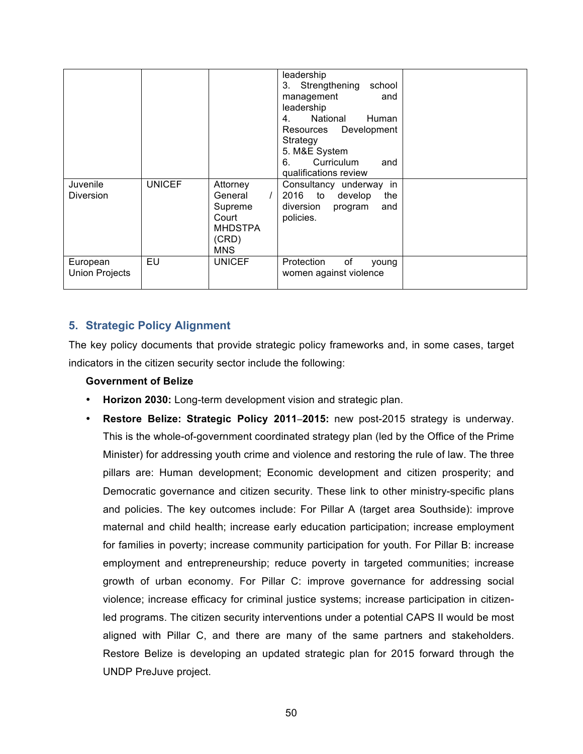| | | | leadership<br>3. Strengthening school management and leadership<br>4. National Human Resources Development Strategy<br>5. M&E System<br>6. Curriculum and qualifications review | |
|---|---|---|---|---|
| Juvenile Diversion | UNICEF | Attorney General / Supreme Court MHDSTPA (CRD) MNS | Consultancy underway in 2016 to develop the diversion program and policies. | |
| European Union Projects | EU | UNICEF | Protection of young women against violence | |

## 5. Strategic Policy Alignment

The key policy documents that provide strategic policy frameworks and, in some cases, target indicators in the citizen security sector include the following:

**Government of Belize**

- **Horizon 2030:** Long-term development vision and strategic plan.
- **Restore Belize: Strategic Policy 2011–2015:** new post-2015 strategy is underway. This is the whole-of-government coordinated strategy plan (led by the Office of the Prime Minister) for addressing youth crime and violence and restoring the rule of law. The three pillars are: Human development; Economic development and citizen prosperity; and Democratic governance and citizen security. These link to other ministry-specific plans and policies. The key outcomes include: For Pillar A (target area Southside): improve maternal and child health; increase early education participation; increase employment for families in poverty; increase community participation for youth. For Pillar B: increase employment and entrepreneurship; reduce poverty in targeted communities; increase growth of urban economy. For Pillar C: improve governance for addressing social violence; increase efficacy for criminal justice systems; increase participation in citizen-led programs. The citizen security interventions under a potential CAPS II would be most aligned with Pillar C, and there are many of the same partners and stakeholders. Restore Belize is developing an updated strategic plan for 2015 forward through the UNDP PreJuve project.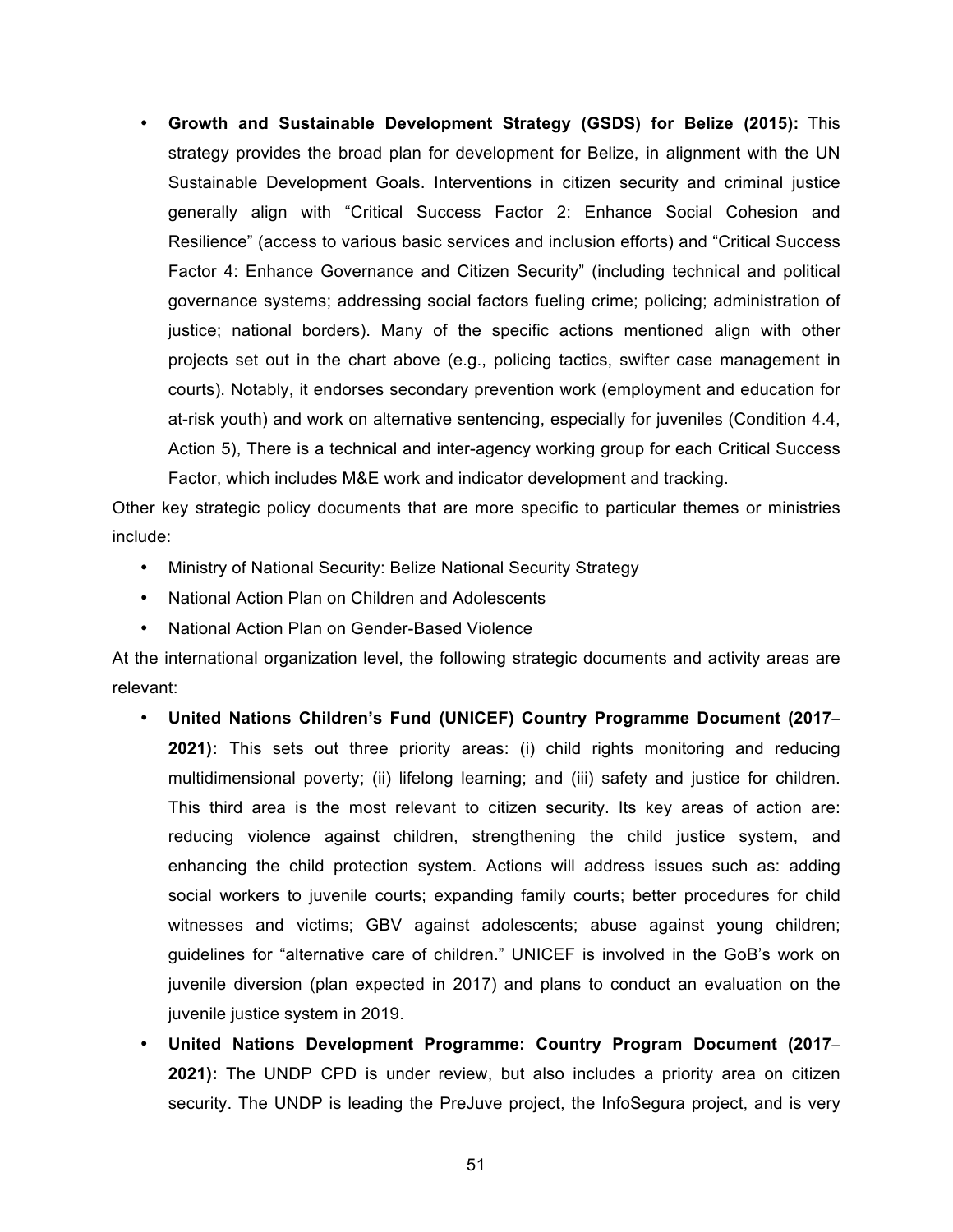- **Growth and Sustainable Development Strategy (GSDS) for Belize (2015):** This strategy provides the broad plan for development for Belize, in alignment with the UN Sustainable Development Goals. Interventions in citizen security and criminal justice generally align with "Critical Success Factor 2: Enhance Social Cohesion and Resilience" (access to various basic services and inclusion efforts) and "Critical Success Factor 4: Enhance Governance and Citizen Security" (including technical and political governance systems; addressing social factors fueling crime; policing; administration of justice; national borders). Many of the specific actions mentioned align with other projects set out in the chart above (e.g., policing tactics, swifter case management in courts). Notably, it endorses secondary prevention work (employment and education for at-risk youth) and work on alternative sentencing, especially for juveniles (Condition 4.4, Action 5), There is a technical and inter-agency working group for each Critical Success Factor, which includes M&E work and indicator development and tracking.

Other key strategic policy documents that are more specific to particular themes or ministries include:

- Ministry of National Security: Belize National Security Strategy
- National Action Plan on Children and Adolescents
- National Action Plan on Gender-Based Violence

At the international organization level, the following strategic documents and activity areas are relevant:

- **United Nations Children's Fund (UNICEF) Country Programme Document (2017–2021):** This sets out three priority areas: (i) child rights monitoring and reducing multidimensional poverty; (ii) lifelong learning; and (iii) safety and justice for children. This third area is the most relevant to citizen security. Its key areas of action are: reducing violence against children, strengthening the child justice system, and enhancing the child protection system. Actions will address issues such as: adding social workers to juvenile courts; expanding family courts; better procedures for child witnesses and victims; GBV against adolescents; abuse against young children; guidelines for "alternative care of children." UNICEF is involved in the GoB's work on juvenile diversion (plan expected in 2017) and plans to conduct an evaluation on the juvenile justice system in 2019.
- **United Nations Development Programme: Country Program Document (2017–2021):** The UNDP CPD is under review, but also includes a priority area on citizen security. The UNDP is leading the PreJuve project, the InfoSegura project, and is very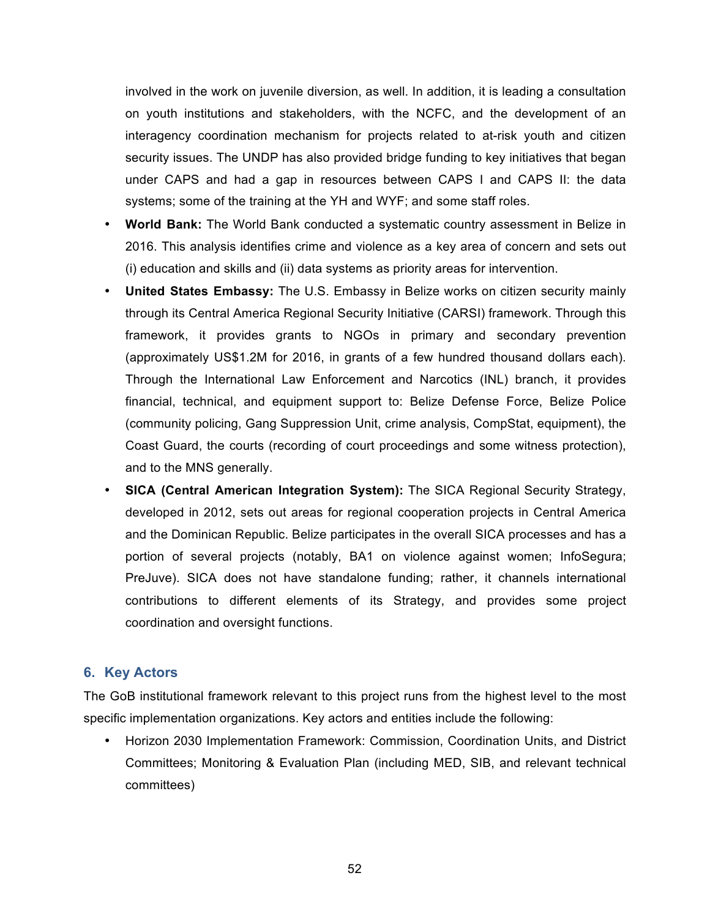involved in the work on juvenile diversion, as well. In addition, it is leading a consultation on youth institutions and stakeholders, with the NCFC, and the development of an interagency coordination mechanism for projects related to at-risk youth and citizen security issues. The UNDP has also provided bridge funding to key initiatives that began under CAPS and had a gap in resources between CAPS I and CAPS II: the data systems; some of the training at the YH and WYF; and some staff roles.

- **World Bank:** The World Bank conducted a systematic country assessment in Belize in 2016. This analysis identifies crime and violence as a key area of concern and sets out (i) education and skills and (ii) data systems as priority areas for intervention.
- **United States Embassy:** The U.S. Embassy in Belize works on citizen security mainly through its Central America Regional Security Initiative (CARSI) framework. Through this framework, it provides grants to NGOs in primary and secondary prevention (approximately US$1.2M for 2016, in grants of a few hundred thousand dollars each). Through the International Law Enforcement and Narcotics (INL) branch, it provides financial, technical, and equipment support to: Belize Defense Force, Belize Police (community policing, Gang Suppression Unit, crime analysis, CompStat, equipment), the Coast Guard, the courts (recording of court proceedings and some witness protection), and to the MNS generally.
- **SICA (Central American Integration System):** The SICA Regional Security Strategy, developed in 2012, sets out areas for regional cooperation projects in Central America and the Dominican Republic. Belize participates in the overall SICA processes and has a portion of several projects (notably, BA1 on violence against women; InfoSegura; PreJuve). SICA does not have standalone funding; rather, it channels international contributions to different elements of its Strategy, and provides some project coordination and oversight functions.

## 6. Key Actors

The GoB institutional framework relevant to this project runs from the highest level to the most specific implementation organizations. Key actors and entities include the following:

- Horizon 2030 Implementation Framework: Commission, Coordination Units, and District Committees; Monitoring & Evaluation Plan (including MED, SIB, and relevant technical committees)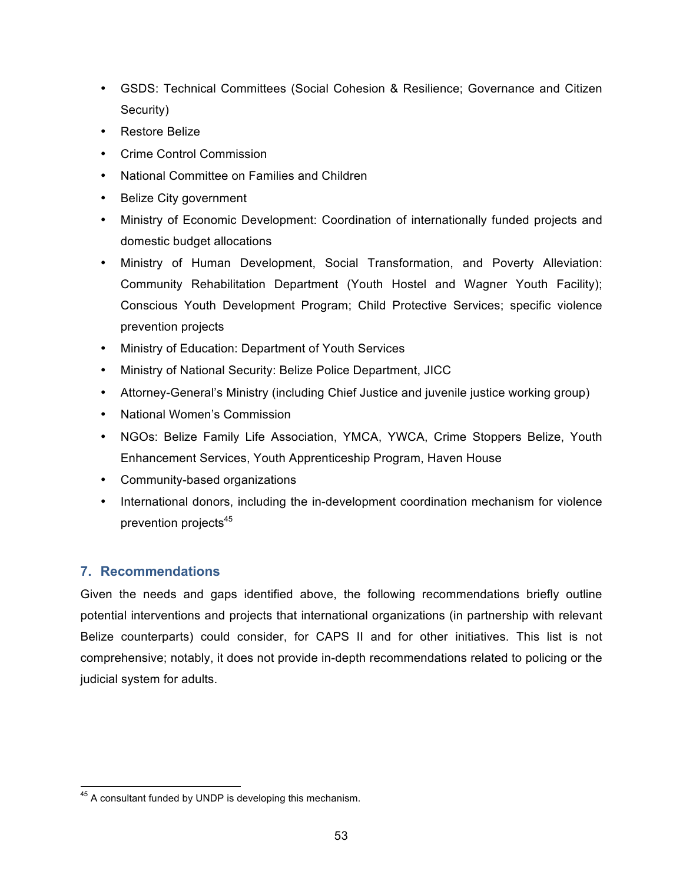- GSDS: Technical Committees (Social Cohesion & Resilience; Governance and Citizen Security)
- Restore Belize
- Crime Control Commission
- National Committee on Families and Children
- Belize City government
- Ministry of Economic Development: Coordination of internationally funded projects and domestic budget allocations
- Ministry of Human Development, Social Transformation, and Poverty Alleviation: Community Rehabilitation Department (Youth Hostel and Wagner Youth Facility); Conscious Youth Development Program; Child Protective Services; specific violence prevention projects
- Ministry of Education: Department of Youth Services
- Ministry of National Security: Belize Police Department, JICC
- Attorney-General's Ministry (including Chief Justice and juvenile justice working group)
- National Women's Commission
- NGOs: Belize Family Life Association, YMCA, YWCA, Crime Stoppers Belize, Youth Enhancement Services, Youth Apprenticeship Program, Haven House
- Community-based organizations
- International donors, including the in-development coordination mechanism for violence prevention projects[45]

## 7. Recommendations

Given the needs and gaps identified above, the following recommendations briefly outline potential interventions and projects that international organizations (in partnership with relevant Belize counterparts) could consider, for CAPS II and for other initiatives. This list is not comprehensive; notably, it does not provide in-depth recommendations related to policing or the judicial system for adults.

[45] A consultant funded by UNDP is developing this mechanism.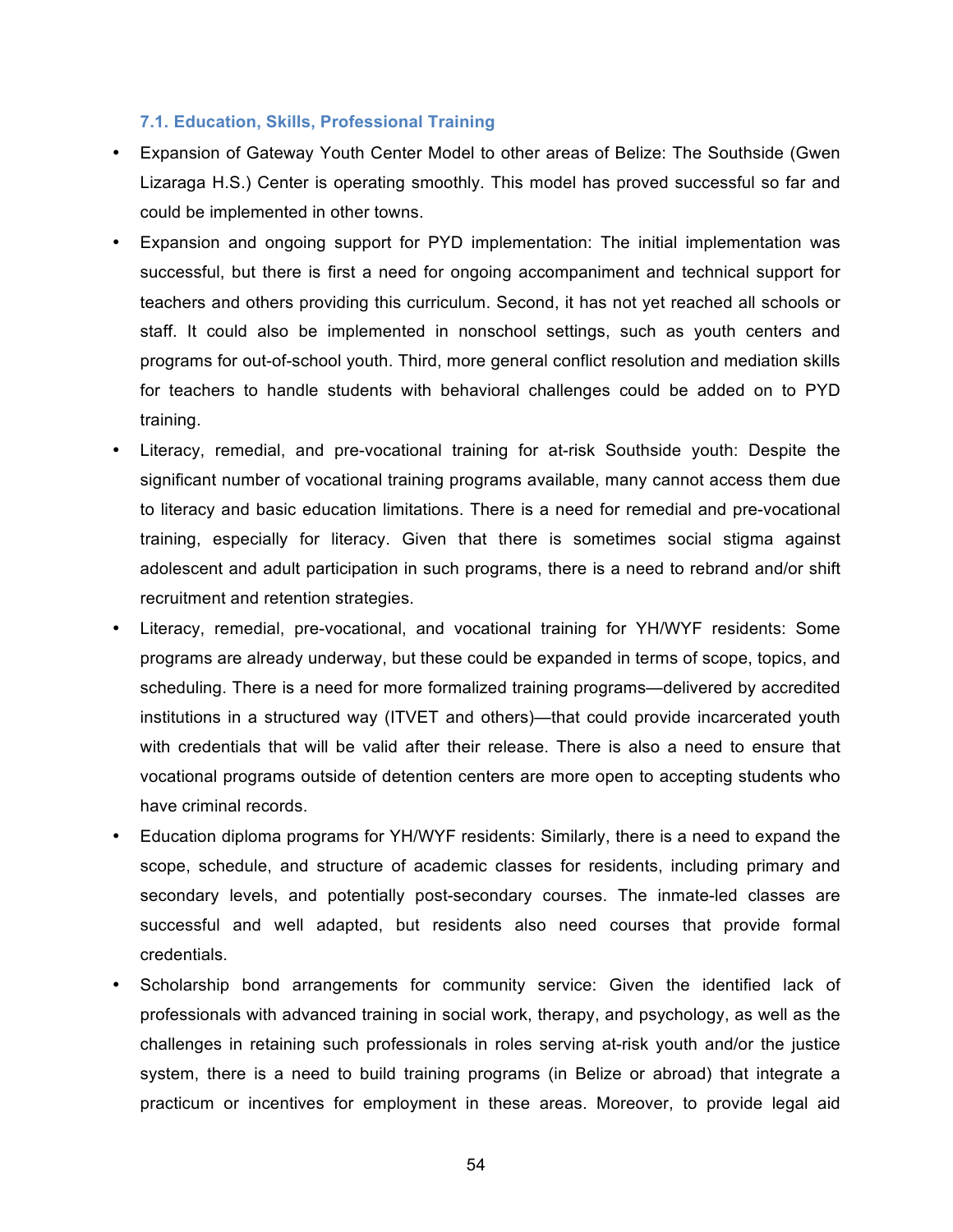### 7.1. Education, Skills, Professional Training

- Expansion of Gateway Youth Center Model to other areas of Belize: The Southside (Gwen Lizaraga H.S.) Center is operating smoothly. This model has proved successful so far and could be implemented in other towns.
- Expansion and ongoing support for PYD implementation: The initial implementation was successful, but there is first a need for ongoing accompaniment and technical support for teachers and others providing this curriculum. Second, it has not yet reached all schools or staff. It could also be implemented in nonschool settings, such as youth centers and programs for out-of-school youth. Third, more general conflict resolution and mediation skills for teachers to handle students with behavioral challenges could be added on to PYD training.
- Literacy, remedial, and pre-vocational training for at-risk Southside youth: Despite the significant number of vocational training programs available, many cannot access them due to literacy and basic education limitations. There is a need for remedial and pre-vocational training, especially for literacy. Given that there is sometimes social stigma against adolescent and adult participation in such programs, there is a need to rebrand and/or shift recruitment and retention strategies.
- Literacy, remedial, pre-vocational, and vocational training for YH/WYF residents: Some programs are already underway, but these could be expanded in terms of scope, topics, and scheduling. There is a need for more formalized training programs—delivered by accredited institutions in a structured way (ITVET and others)—that could provide incarcerated youth with credentials that will be valid after their release. There is also a need to ensure that vocational programs outside of detention centers are more open to accepting students who have criminal records.
- Education diploma programs for YH/WYF residents: Similarly, there is a need to expand the scope, schedule, and structure of academic classes for residents, including primary and secondary levels, and potentially post-secondary courses. The inmate-led classes are successful and well adapted, but residents also need courses that provide formal credentials.
- Scholarship bond arrangements for community service: Given the identified lack of professionals with advanced training in social work, therapy, and psychology, as well as the challenges in retaining such professionals in roles serving at-risk youth and/or the justice system, there is a need to build training programs (in Belize or abroad) that integrate a practicum or incentives for employment in these areas. Moreover, to provide legal aid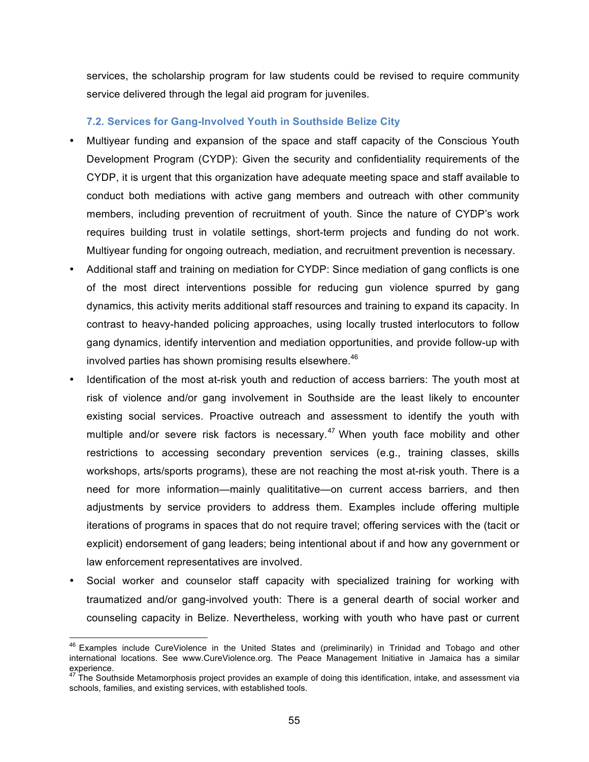services, the scholarship program for law students could be revised to require community service delivered through the legal aid program for juveniles.

### 7.2. Services for Gang-Involved Youth in Southside Belize City

- Multiyear funding and expansion of the space and staff capacity of the Conscious Youth Development Program (CYDP): Given the security and confidentiality requirements of the CYDP, it is urgent that this organization have adequate meeting space and staff available to conduct both mediations with active gang members and outreach with other community members, including prevention of recruitment of youth. Since the nature of CYDP's work requires building trust in volatile settings, short-term projects and funding do not work. Multiyear funding for ongoing outreach, mediation, and recruitment prevention is necessary.
- Additional staff and training on mediation for CYDP: Since mediation of gang conflicts is one of the most direct interventions possible for reducing gun violence spurred by gang dynamics, this activity merits additional staff resources and training to expand its capacity. In contrast to heavy-handed policing approaches, using locally trusted interlocutors to follow gang dynamics, identify intervention and mediation opportunities, and provide follow-up with involved parties has shown promising results elsewhere.[46]
- Identification of the most at-risk youth and reduction of access barriers: The youth most at risk of violence and/or gang involvement in Southside are the least likely to encounter existing social services. Proactive outreach and assessment to identify the youth with multiple and/or severe risk factors is necessary.[47] When youth face mobility and other restrictions to accessing secondary prevention services (e.g., training classes, skills workshops, arts/sports programs), these are not reaching the most at-risk youth. There is a need for more information—mainly qualititative—on current access barriers, and then adjustments by service providers to address them. Examples include offering multiple iterations of programs in spaces that do not require travel; offering services with the (tacit or explicit) endorsement of gang leaders; being intentional about if and how any government or law enforcement representatives are involved.
- Social worker and counselor staff capacity with specialized training for working with traumatized and/or gang-involved youth: There is a general dearth of social worker and counseling capacity in Belize. Nevertheless, working with youth who have past or current

---

[46] Examples include CureViolence in the United States and (preliminarily) in Trinidad and Tobago and other international locations. See www.CureViolence.org. The Peace Management Initiative in Jamaica has a similar experience.

[47] The Southside Metamorphosis project provides an example of doing this identification, intake, and assessment via schools, families, and existing services, with established tools.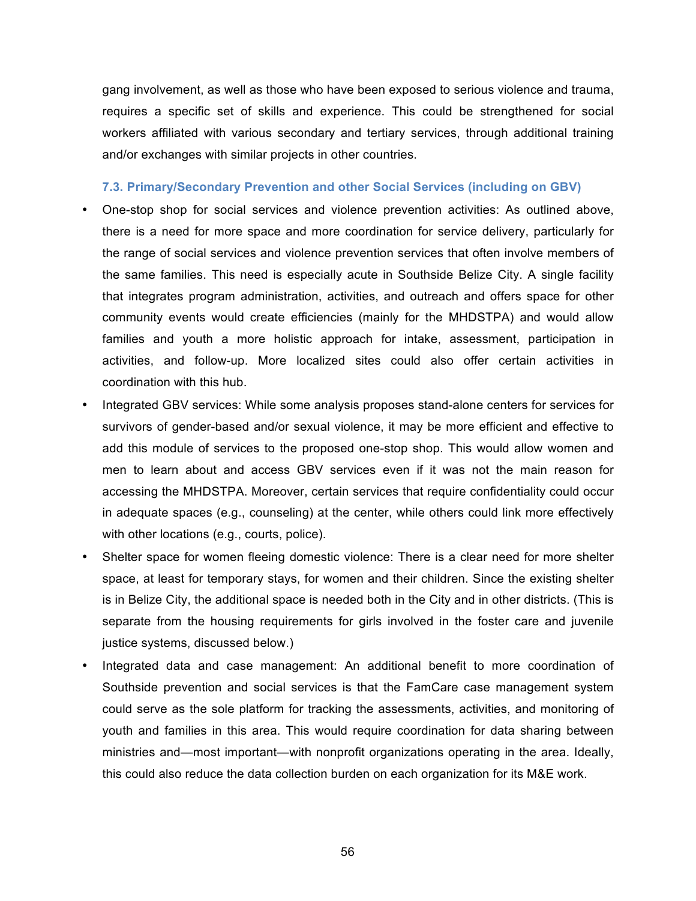gang involvement, as well as those who have been exposed to serious violence and trauma, requires a specific set of skills and experience. This could be strengthened for social workers affiliated with various secondary and tertiary services, through additional training and/or exchanges with similar projects in other countries.

### 7.3. Primary/Secondary Prevention and other Social Services (including on GBV)

- One-stop shop for social services and violence prevention activities: As outlined above, there is a need for more space and more coordination for service delivery, particularly for the range of social services and violence prevention services that often involve members of the same families. This need is especially acute in Southside Belize City. A single facility that integrates program administration, activities, and outreach and offers space for other community events would create efficiencies (mainly for the MHDSTPA) and would allow families and youth a more holistic approach for intake, assessment, participation in activities, and follow-up. More localized sites could also offer certain activities in coordination with this hub.
- Integrated GBV services: While some analysis proposes stand-alone centers for services for survivors of gender-based and/or sexual violence, it may be more efficient and effective to add this module of services to the proposed one-stop shop. This would allow women and men to learn about and access GBV services even if it was not the main reason for accessing the MHDSTPA. Moreover, certain services that require confidentiality could occur in adequate spaces (e.g., counseling) at the center, while others could link more effectively with other locations (e.g., courts, police).
- Shelter space for women fleeing domestic violence: There is a clear need for more shelter space, at least for temporary stays, for women and their children. Since the existing shelter is in Belize City, the additional space is needed both in the City and in other districts. (This is separate from the housing requirements for girls involved in the foster care and juvenile justice systems, discussed below.)
- Integrated data and case management: An additional benefit to more coordination of Southside prevention and social services is that the FamCare case management system could serve as the sole platform for tracking the assessments, activities, and monitoring of youth and families in this area. This would require coordination for data sharing between ministries and—most important—with nonprofit organizations operating in the area. Ideally, this could also reduce the data collection burden on each organization for its M&E work.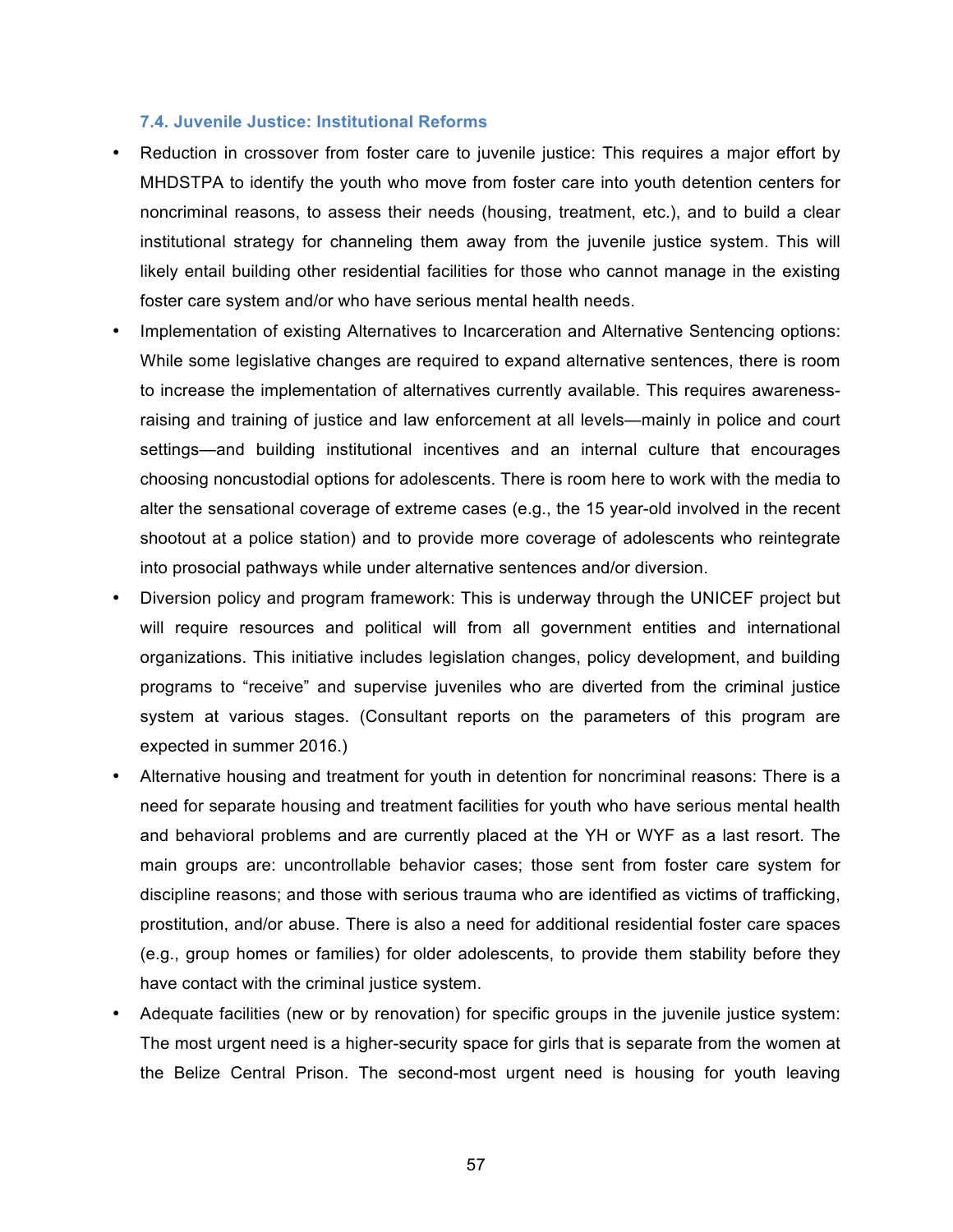### 7.4. Juvenile Justice: Institutional Reforms

- Reduction in crossover from foster care to juvenile justice: This requires a major effort by MHDSTPA to identify the youth who move from foster care into youth detention centers for noncriminal reasons, to assess their needs (housing, treatment, etc.), and to build a clear institutional strategy for channeling them away from the juvenile justice system. This will likely entail building other residential facilities for those who cannot manage in the existing foster care system and/or who have serious mental health needs.
- Implementation of existing Alternatives to Incarceration and Alternative Sentencing options: While some legislative changes are required to expand alternative sentences, there is room to increase the implementation of alternatives currently available. This requires awareness-raising and training of justice and law enforcement at all levels—mainly in police and court settings—and building institutional incentives and an internal culture that encourages choosing noncustodial options for adolescents. There is room here to work with the media to alter the sensational coverage of extreme cases (e.g., the 15 year-old involved in the recent shootout at a police station) and to provide more coverage of adolescents who reintegrate into prosocial pathways while under alternative sentences and/or diversion.
- Diversion policy and program framework: This is underway through the UNICEF project but will require resources and political will from all government entities and international organizations. This initiative includes legislation changes, policy development, and building programs to "receive" and supervise juveniles who are diverted from the criminal justice system at various stages. (Consultant reports on the parameters of this program are expected in summer 2016.)
- Alternative housing and treatment for youth in detention for noncriminal reasons: There is a need for separate housing and treatment facilities for youth who have serious mental health and behavioral problems and are currently placed at the YH or WYF as a last resort. The main groups are: uncontrollable behavior cases; those sent from foster care system for discipline reasons; and those with serious trauma who are identified as victims of trafficking, prostitution, and/or abuse. There is also a need for additional residential foster care spaces (e.g., group homes or families) for older adolescents, to provide them stability before they have contact with the criminal justice system.
- Adequate facilities (new or by renovation) for specific groups in the juvenile justice system: The most urgent need is a higher-security space for girls that is separate from the women at the Belize Central Prison. The second-most urgent need is housing for youth leaving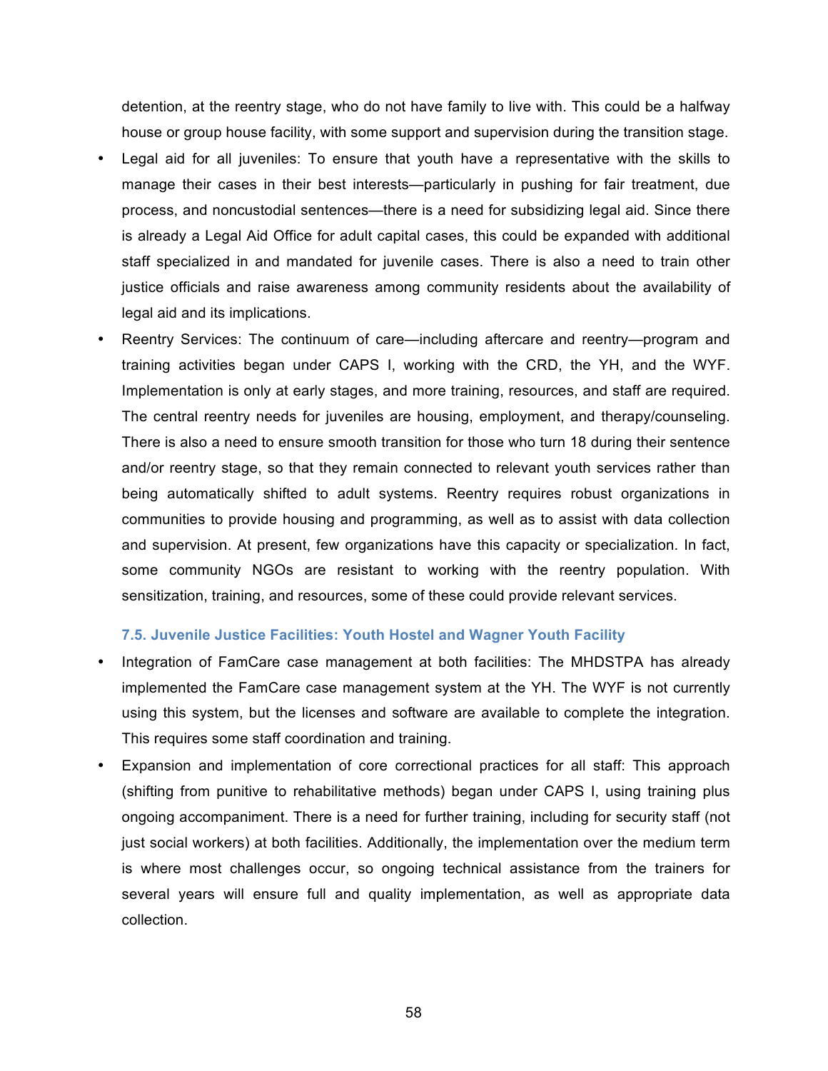detention, at the reentry stage, who do not have family to live with. This could be a halfway house or group house facility, with some support and supervision during the transition stage.

- Legal aid for all juveniles: To ensure that youth have a representative with the skills to manage their cases in their best interests—particularly in pushing for fair treatment, due process, and noncustodial sentences—there is a need for subsidizing legal aid. Since there is already a Legal Aid Office for adult capital cases, this could be expanded with additional staff specialized in and mandated for juvenile cases. There is also a need to train other justice officials and raise awareness among community residents about the availability of legal aid and its implications.
- Reentry Services: The continuum of care—including aftercare and reentry—program and training activities began under CAPS I, working with the CRD, the YH, and the WYF. Implementation is only at early stages, and more training, resources, and staff are required. The central reentry needs for juveniles are housing, employment, and therapy/counseling. There is also a need to ensure smooth transition for those who turn 18 during their sentence and/or reentry stage, so that they remain connected to relevant youth services rather than being automatically shifted to adult systems. Reentry requires robust organizations in communities to provide housing and programming, as well as to assist with data collection and supervision. At present, few organizations have this capacity or specialization. In fact, some community NGOs are resistant to working with the reentry population. With sensitization, training, and resources, some of these could provide relevant services.

### 7.5. Juvenile Justice Facilities: Youth Hostel and Wagner Youth Facility

- Integration of FamCare case management at both facilities: The MHDSTPA has already implemented the FamCare case management system at the YH. The WYF is not currently using this system, but the licenses and software are available to complete the integration. This requires some staff coordination and training.
- Expansion and implementation of core correctional practices for all staff: This approach (shifting from punitive to rehabilitative methods) began under CAPS I, using training plus ongoing accompaniment. There is a need for further training, including for security staff (not just social workers) at both facilities. Additionally, the implementation over the medium term is where most challenges occur, so ongoing technical assistance from the trainers for several years will ensure full and quality implementation, as well as appropriate data collection.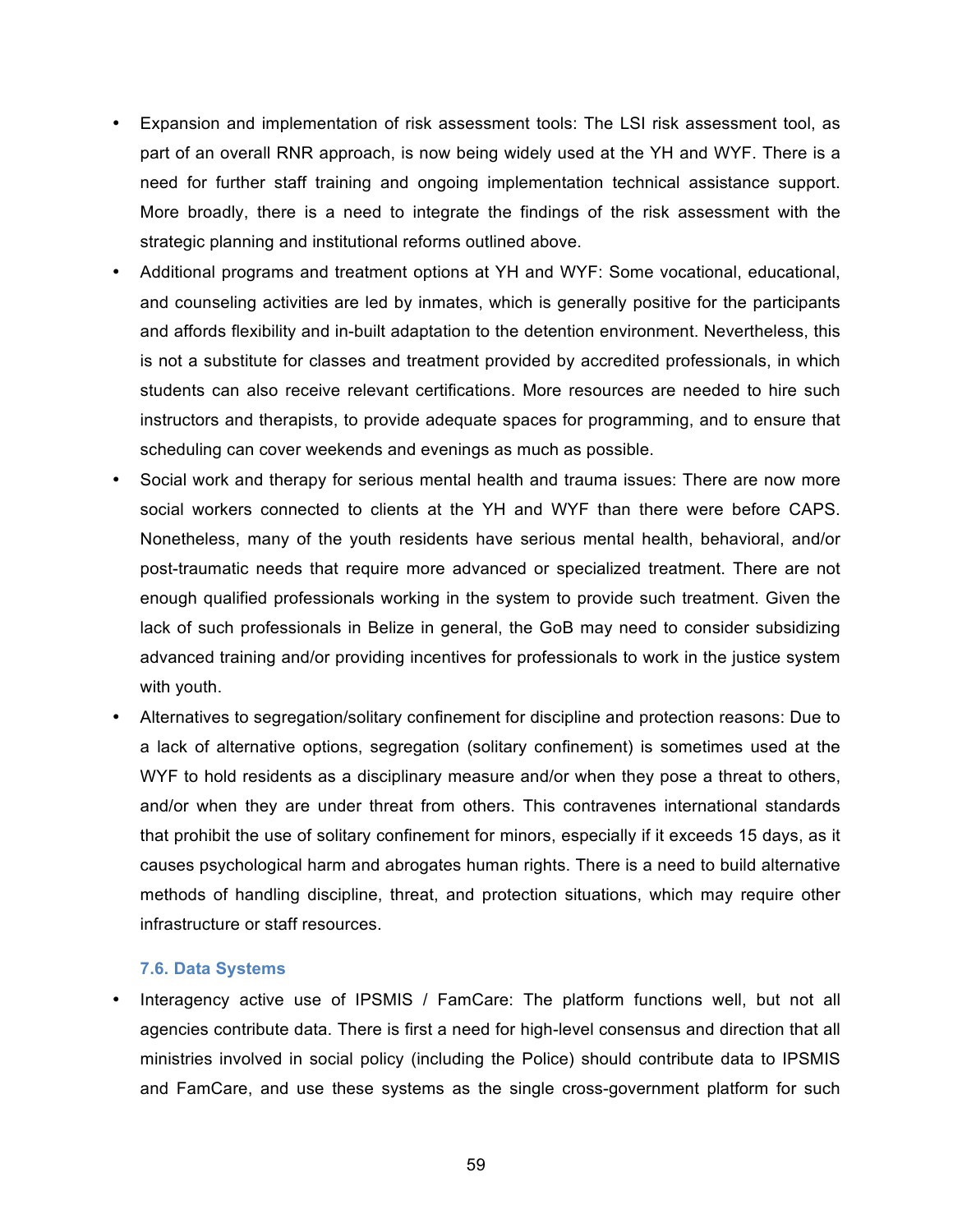- Expansion and implementation of risk assessment tools: The LSI risk assessment tool, as part of an overall RNR approach, is now being widely used at the YH and WYF. There is a need for further staff training and ongoing implementation technical assistance support. More broadly, there is a need to integrate the findings of the risk assessment with the strategic planning and institutional reforms outlined above.
- Additional programs and treatment options at YH and WYF: Some vocational, educational, and counseling activities are led by inmates, which is generally positive for the participants and affords flexibility and in-built adaptation to the detention environment. Nevertheless, this is not a substitute for classes and treatment provided by accredited professionals, in which students can also receive relevant certifications. More resources are needed to hire such instructors and therapists, to provide adequate spaces for programming, and to ensure that scheduling can cover weekends and evenings as much as possible.
- Social work and therapy for serious mental health and trauma issues: There are now more social workers connected to clients at the YH and WYF than there were before CAPS. Nonetheless, many of the youth residents have serious mental health, behavioral, and/or post-traumatic needs that require more advanced or specialized treatment. There are not enough qualified professionals working in the system to provide such treatment. Given the lack of such professionals in Belize in general, the GoB may need to consider subsidizing advanced training and/or providing incentives for professionals to work in the justice system with youth.
- Alternatives to segregation/solitary confinement for discipline and protection reasons: Due to a lack of alternative options, segregation (solitary confinement) is sometimes used at the WYF to hold residents as a disciplinary measure and/or when they pose a threat to others, and/or when they are under threat from others. This contravenes international standards that prohibit the use of solitary confinement for minors, especially if it exceeds 15 days, as it causes psychological harm and abrogates human rights. There is a need to build alternative methods of handling discipline, threat, and protection situations, which may require other infrastructure or staff resources.

### 7.6. Data Systems

- Interagency active use of IPSMIS / FamCare: The platform functions well, but not all agencies contribute data. There is first a need for high-level consensus and direction that all ministries involved in social policy (including the Police) should contribute data to IPSMIS and FamCare, and use these systems as the single cross-government platform for such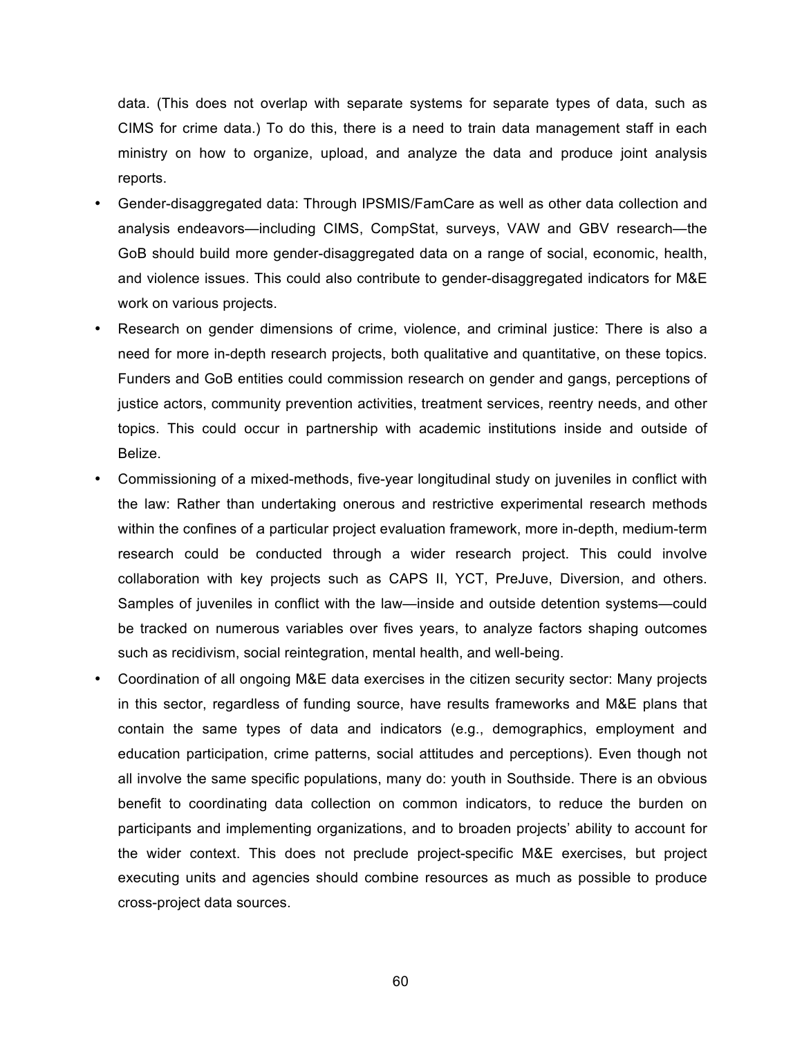data. (This does not overlap with separate systems for separate types of data, such as CIMS for crime data.) To do this, there is a need to train data management staff in each ministry on how to organize, upload, and analyze the data and produce joint analysis reports.

- Gender-disaggregated data: Through IPSMIS/FamCare as well as other data collection and analysis endeavors—including CIMS, CompStat, surveys, VAW and GBV research—the GoB should build more gender-disaggregated data on a range of social, economic, health, and violence issues. This could also contribute to gender-disaggregated indicators for M&E work on various projects.
- Research on gender dimensions of crime, violence, and criminal justice: There is also a need for more in-depth research projects, both qualitative and quantitative, on these topics. Funders and GoB entities could commission research on gender and gangs, perceptions of justice actors, community prevention activities, treatment services, reentry needs, and other topics. This could occur in partnership with academic institutions inside and outside of Belize.
- Commissioning of a mixed-methods, five-year longitudinal study on juveniles in conflict with the law: Rather than undertaking onerous and restrictive experimental research methods within the confines of a particular project evaluation framework, more in-depth, medium-term research could be conducted through a wider research project. This could involve collaboration with key projects such as CAPS II, YCT, PreJuve, Diversion, and others. Samples of juveniles in conflict with the law—inside and outside detention systems—could be tracked on numerous variables over fives years, to analyze factors shaping outcomes such as recidivism, social reintegration, mental health, and well-being.
- Coordination of all ongoing M&E data exercises in the citizen security sector: Many projects in this sector, regardless of funding source, have results frameworks and M&E plans that contain the same types of data and indicators (e.g., demographics, employment and education participation, crime patterns, social attitudes and perceptions). Even though not all involve the same specific populations, many do: youth in Southside. There is an obvious benefit to coordinating data collection on common indicators, to reduce the burden on participants and implementing organizations, and to broaden projects' ability to account for the wider context. This does not preclude project-specific M&E exercises, but project executing units and agencies should combine resources as much as possible to produce cross-project data sources.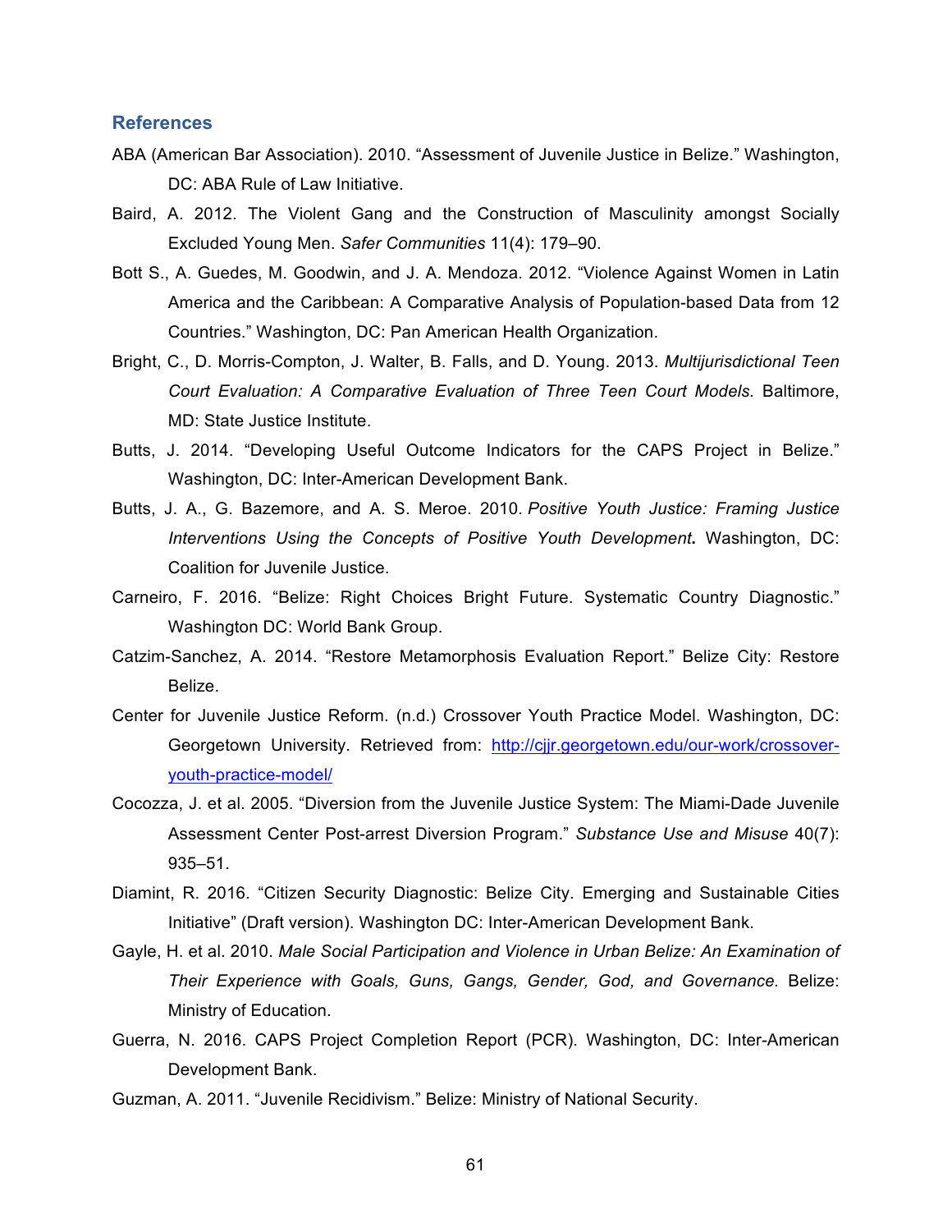## References

ABA (American Bar Association). 2010. "Assessment of Juvenile Justice in Belize." Washington, DC: ABA Rule of Law Initiative.

Baird, A. 2012. The Violent Gang and the Construction of Masculinity amongst Socially Excluded Young Men. *Safer Communities* 11(4): 179–90.

Bott S., A. Guedes, M. Goodwin, and J. A. Mendoza. 2012. "Violence Against Women in Latin America and the Caribbean: A Comparative Analysis of Population-based Data from 12 Countries." Washington, DC: Pan American Health Organization.

Bright, C., D. Morris-Compton, J. Walter, B. Falls, and D. Young. 2013. *Multijurisdictional Teen Court Evaluation: A Comparative Evaluation of Three Teen Court Models*. Baltimore, MD: State Justice Institute.

Butts, J. 2014. "Developing Useful Outcome Indicators for the CAPS Project in Belize." Washington, DC: Inter-American Development Bank.

Butts, J. A., G. Bazemore, and A. S. Meroe. 2010. *Positive Youth Justice: Framing Justice Interventions Using the Concepts of Positive Youth Development*. Washington, DC: Coalition for Juvenile Justice.

Carneiro, F. 2016. "Belize: Right Choices Bright Future. Systematic Country Diagnostic." Washington DC: World Bank Group.

Catzim-Sanchez, A. 2014. "Restore Metamorphosis Evaluation Report." Belize City: Restore Belize.

Center for Juvenile Justice Reform. (n.d.) Crossover Youth Practice Model. Washington, DC: Georgetown University. Retrieved from: [http://cjjr.georgetown.edu/our-work/crossover-youth-practice-model/](http://cjjr.georgetown.edu/our-work/crossover-youth-practice-model/)

Cocozza, J. et al. 2005. "Diversion from the Juvenile Justice System: The Miami-Dade Juvenile Assessment Center Post-arrest Diversion Program." *Substance Use and Misuse* 40(7): 935–51.

Diamint, R. 2016. "Citizen Security Diagnostic: Belize City. Emerging and Sustainable Cities Initiative" (Draft version). Washington DC: Inter-American Development Bank.

Gayle, H. et al. 2010. *Male Social Participation and Violence in Urban Belize: An Examination of Their Experience with Goals, Guns, Gangs, Gender, God, and Governance.* Belize: Ministry of Education.

Guerra, N. 2016. CAPS Project Completion Report (PCR). Washington, DC: Inter-American Development Bank.

Guzman, A. 2011. "Juvenile Recidivism." Belize: Ministry of National Security.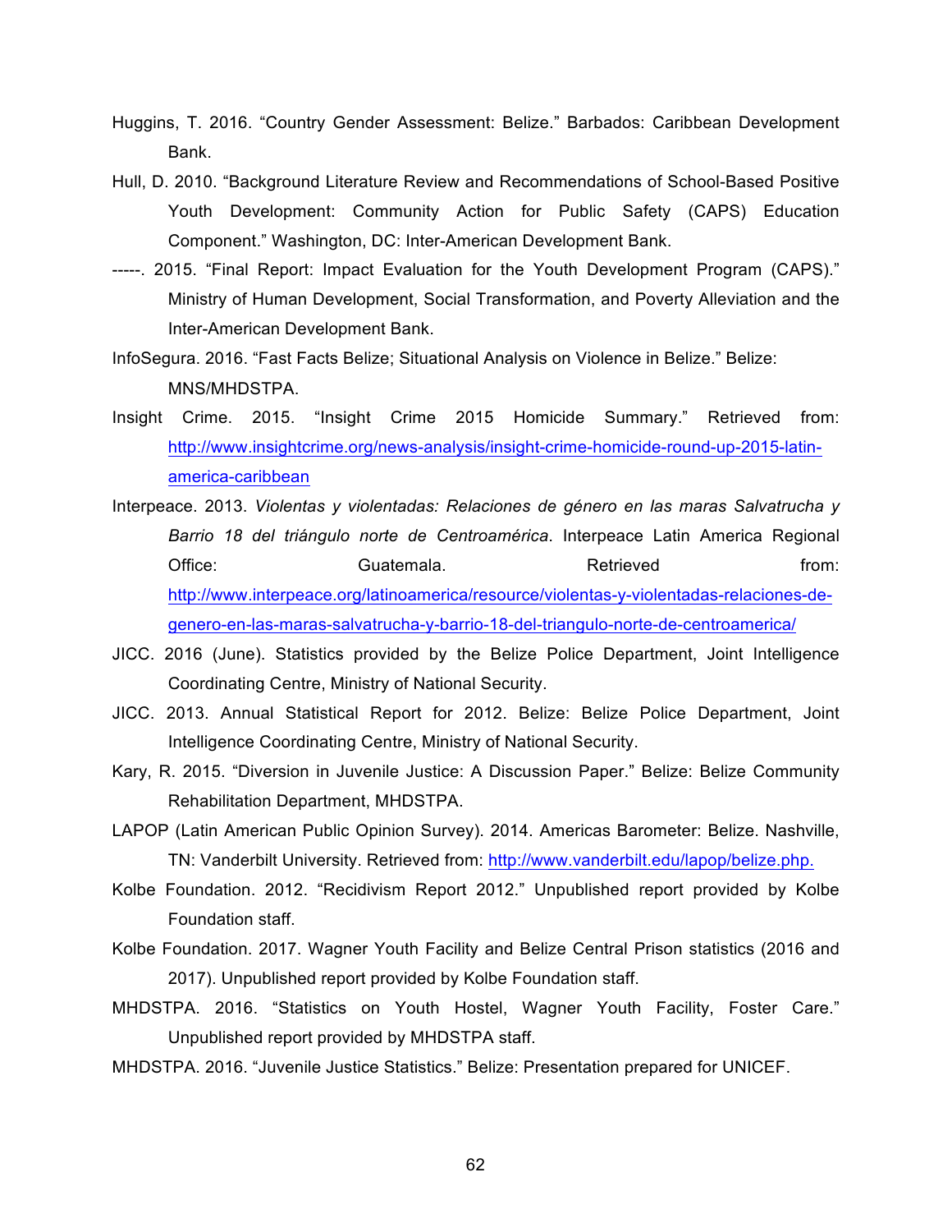Huggins, T. 2016. "Country Gender Assessment: Belize." Barbados: Caribbean Development Bank.

Hull, D. 2010. "Background Literature Review and Recommendations of School-Based Positive Youth Development: Community Action for Public Safety (CAPS) Education Component." Washington, DC: Inter-American Development Bank.

-----. 2015. "Final Report: Impact Evaluation for the Youth Development Program (CAPS)." Ministry of Human Development, Social Transformation, and Poverty Alleviation and the Inter-American Development Bank.

InfoSegura. 2016. "Fast Facts Belize; Situational Analysis on Violence in Belize." Belize: MNS/MHDSTPA.

Insight Crime. 2015. "Insight Crime 2015 Homicide Summary." Retrieved from: http://www.insightcrime.org/news-analysis/insight-crime-homicide-round-up-2015-latin-america-caribbean

Interpeace. 2013. *Violentas y violentadas: Relaciones de género en las maras Salvatrucha y Barrio 18 del triángulo norte de Centroamérica*. Interpeace Latin America Regional Office: Guatemala. Retrieved from: http://www.interpeace.org/latinoamerica/resource/violentas-y-violentadas-relaciones-de-genero-en-las-maras-salvatrucha-y-barrio-18-del-triangulo-norte-de-centroamerica/

JICC. 2016 (June). Statistics provided by the Belize Police Department, Joint Intelligence Coordinating Centre, Ministry of National Security.

JICC. 2013. Annual Statistical Report for 2012. Belize: Belize Police Department, Joint Intelligence Coordinating Centre, Ministry of National Security.

Kary, R. 2015. "Diversion in Juvenile Justice: A Discussion Paper." Belize: Belize Community Rehabilitation Department, MHDSTPA.

LAPOP (Latin American Public Opinion Survey). 2014. Americas Barometer: Belize. Nashville, TN: Vanderbilt University. Retrieved from: http://www.vanderbilt.edu/lapop/belize.php.

Kolbe Foundation. 2012. "Recidivism Report 2012." Unpublished report provided by Kolbe Foundation staff.

Kolbe Foundation. 2017. Wagner Youth Facility and Belize Central Prison statistics (2016 and 2017). Unpublished report provided by Kolbe Foundation staff.

MHDSTPA. 2016. "Statistics on Youth Hostel, Wagner Youth Facility, Foster Care." Unpublished report provided by MHDSTPA staff.

MHDSTPA. 2016. "Juvenile Justice Statistics." Belize: Presentation prepared for UNICEF.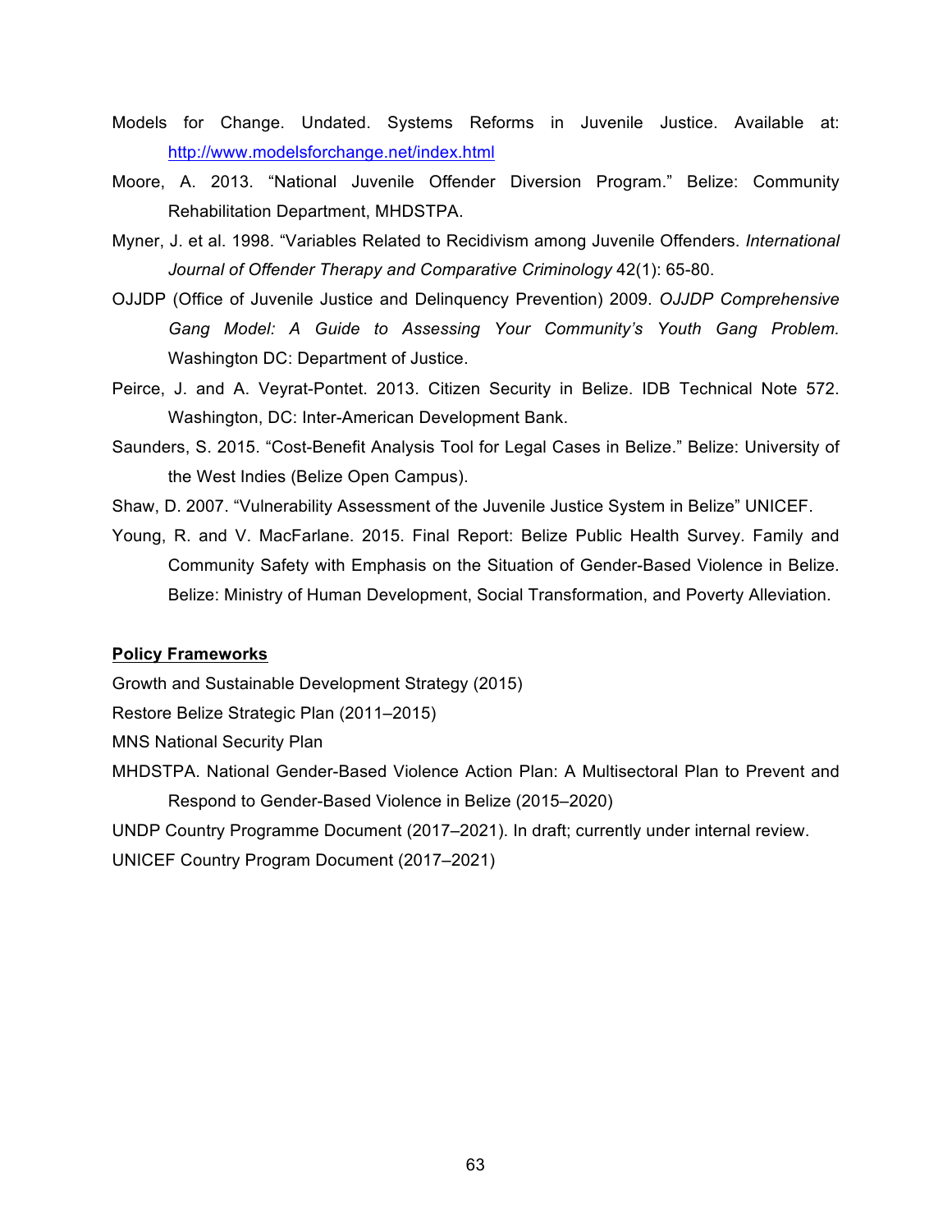Models for Change. Undated. Systems Reforms in Juvenile Justice. Available at: http://www.modelsforchange.net/index.html

Moore, A. 2013. "National Juvenile Offender Diversion Program." Belize: Community Rehabilitation Department, MHDSTPA.

Myner, J. et al. 1998. "Variables Related to Recidivism among Juvenile Offenders. *International Journal of Offender Therapy and Comparative Criminology* 42(1): 65-80.

OJJDP (Office of Juvenile Justice and Delinquency Prevention) 2009. *OJJDP Comprehensive Gang Model: A Guide to Assessing Your Community's Youth Gang Problem*. Washington DC: Department of Justice.

Peirce, J. and A. Veyrat-Pontet. 2013. Citizen Security in Belize. IDB Technical Note 572. Washington, DC: Inter-American Development Bank.

Saunders, S. 2015. "Cost-Benefit Analysis Tool for Legal Cases in Belize." Belize: University of the West Indies (Belize Open Campus).

Shaw, D. 2007. "Vulnerability Assessment of the Juvenile Justice System in Belize" UNICEF.

Young, R. and V. MacFarlane. 2015. Final Report: Belize Public Health Survey. Family and Community Safety with Emphasis on the Situation of Gender-Based Violence in Belize. Belize: Ministry of Human Development, Social Transformation, and Poverty Alleviation.

**Policy Frameworks**

Growth and Sustainable Development Strategy (2015)

Restore Belize Strategic Plan (2011–2015)

MNS National Security Plan

MHDSTPA. National Gender-Based Violence Action Plan: A Multisectoral Plan to Prevent and Respond to Gender-Based Violence in Belize (2015–2020)

UNDP Country Programme Document (2017–2021). In draft; currently under internal review.

UNICEF Country Program Document (2017–2021)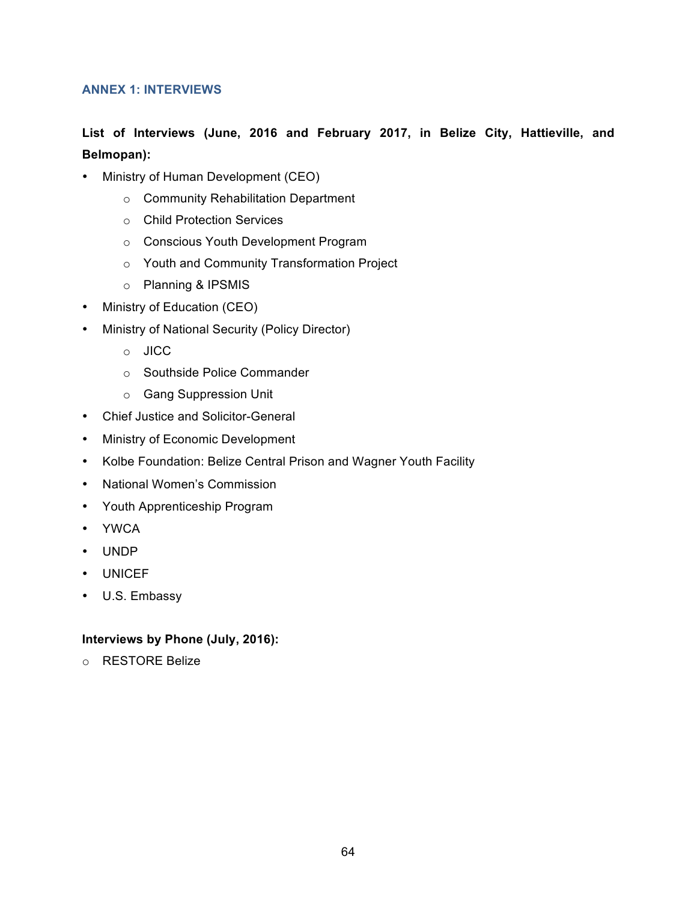## ANNEX 1: INTERVIEWS

**List of Interviews (June, 2016 and February 2017, in Belize City, Hattieville, and Belmopan):**

- Ministry of Human Development (CEO)
  - Community Rehabilitation Department
  - Child Protection Services
  - Conscious Youth Development Program
  - Youth and Community Transformation Project
  - Planning & IPSMIS
- Ministry of Education (CEO)
- Ministry of National Security (Policy Director)
  - JICC
  - Southside Police Commander
  - Gang Suppression Unit
- Chief Justice and Solicitor-General
- Ministry of Economic Development
- Kolbe Foundation: Belize Central Prison and Wagner Youth Facility
- National Women's Commission
- Youth Apprenticeship Program
- YWCA
- UNDP
- UNICEF
- U.S. Embassy

**Interviews by Phone (July, 2016):**

- RESTORE Belize